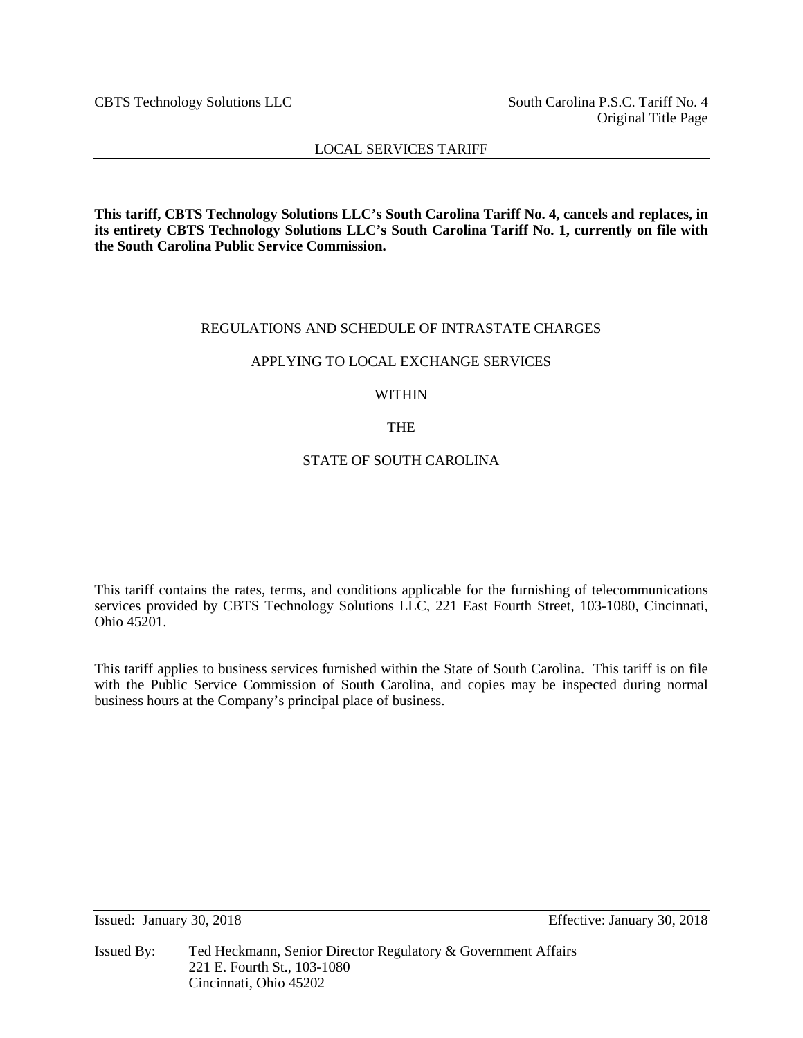CBTS Technology Solutions LLC

South Carolina P.S.C. Tariff No. 4
Original Title Page

LOCAL SERVICES TARIFF

**This tariff, CBTS Technology Solutions LLC's South Carolina Tariff No. 4, cancels and replaces, in its entirety CBTS Technology Solutions LLC's South Carolina Tariff No. 1, currently on file with the South Carolina Public Service Commission.**

# REGULATIONS AND SCHEDULE OF INTRASTATE CHARGES

# APPLYING TO LOCAL EXCHANGE SERVICES

# WITHIN

# THE

# STATE OF SOUTH CAROLINA

This tariff contains the rates, terms, and conditions applicable for the furnishing of telecommunications services provided by CBTS Technology Solutions LLC, 221 East Fourth Street, 103-1080, Cincinnati, Ohio 45201.

This tariff applies to business services furnished within the State of South Carolina. This tariff is on file with the Public Service Commission of South Carolina, and copies may be inspected during normal business hours at the Company's principal place of business.

Issued: January 30, 2018

Effective: January 30, 2018

Issued By: Ted Heckmann, Senior Director Regulatory & Government Affairs
221 E. Fourth St., 103-1080
Cincinnati, Ohio 45202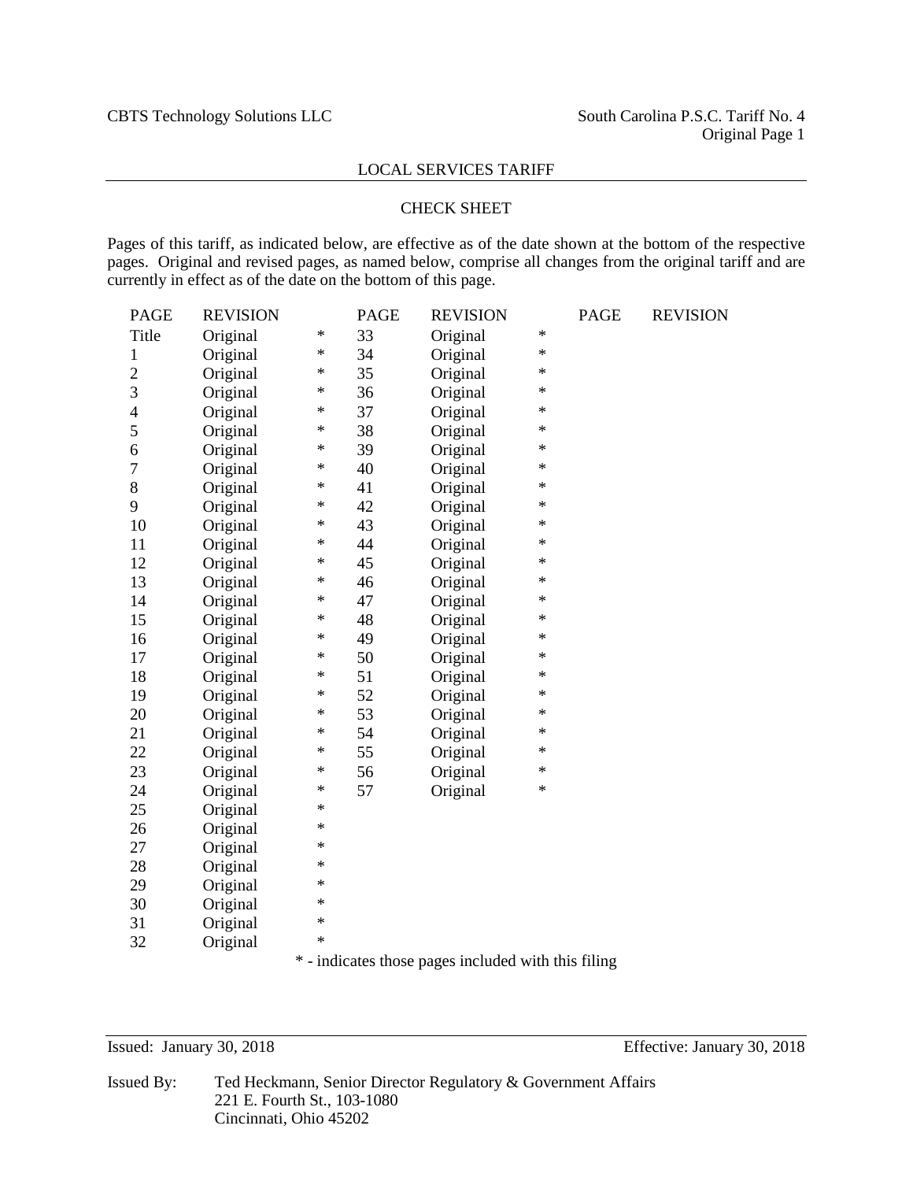LOCAL SERVICES TARIFF

CHECK SHEET

Pages of this tariff, as indicated below, are effective as of the date shown at the bottom of the respective pages. Original and revised pages, as named below, comprise all changes from the original tariff and are currently in effect as of the date on the bottom of this page.

| PAGE | REVISION | | PAGE | REVISION | | PAGE | REVISION |
|---|---|---|---|---|---|---|---|
| Title | Original | * | 33 | Original | * | | |
| 1 | Original | * | 34 | Original | * | | |
| 2 | Original | * | 35 | Original | * | | |
| 3 | Original | * | 36 | Original | * | | |
| 4 | Original | * | 37 | Original | * | | |
| 5 | Original | * | 38 | Original | * | | |
| 6 | Original | * | 39 | Original | * | | |
| 7 | Original | * | 40 | Original | * | | |
| 8 | Original | * | 41 | Original | * | | |
| 9 | Original | * | 42 | Original | * | | |
| 10 | Original | * | 43 | Original | * | | |
| 11 | Original | * | 44 | Original | * | | |
| 12 | Original | * | 45 | Original | * | | |
| 13 | Original | * | 46 | Original | * | | |
| 14 | Original | * | 47 | Original | * | | |
| 15 | Original | * | 48 | Original | * | | |
| 16 | Original | * | 49 | Original | * | | |
| 17 | Original | * | 50 | Original | * | | |
| 18 | Original | * | 51 | Original | * | | |
| 19 | Original | * | 52 | Original | * | | |
| 20 | Original | * | 53 | Original | * | | |
| 21 | Original | * | 54 | Original | * | | |
| 22 | Original | * | 55 | Original | * | | |
| 23 | Original | * | 56 | Original | * | | |
| 24 | Original | * | 57 | Original | * | | |
| 25 | Original | * | | | | | |
| 26 | Original | * | | | | | |
| 27 | Original | * | | | | | |
| 28 | Original | * | | | | | |
| 29 | Original | * | | | | | |
| 30 | Original | * | | | | | |
| 31 | Original | * | | | | | |
| 32 | Original | * | | | | | |

\* - indicates those pages included with this filing

Issued: January 30, 2018 Effective: January 30, 2018

Issued By: Ted Heckmann, Senior Director Regulatory & Government Affairs
221 E. Fourth St., 103-1080
Cincinnati, Ohio 45202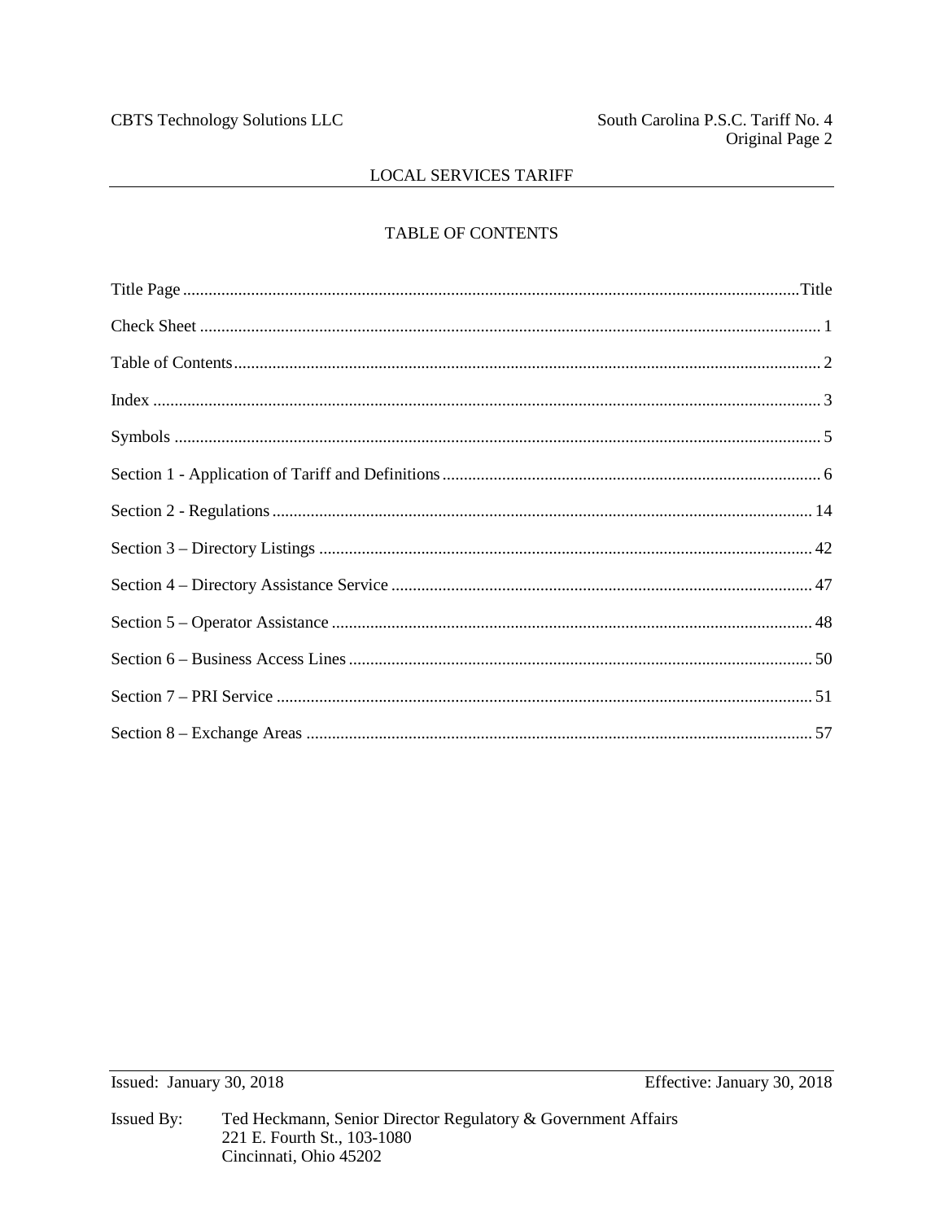## TABLE OF CONTENTS

| | |
|---|---|
| Title Page | Title |
| Check Sheet | 1 |
| Table of Contents | 2 |
| Index | 3 |
| Symbols | 5 |
| Section 1 - Application of Tariff and Definitions | 6 |
| Section 2 - Regulations | 14 |
| Section 3 – Directory Listings | 42 |
| Section 4 – Directory Assistance Service | 47 |
| Section 5 – Operator Assistance | 48 |
| Section 6 – Business Access Lines | 50 |
| Section 7 – PRI Service | 51 |
| Section 8 – Exchange Areas | 57 |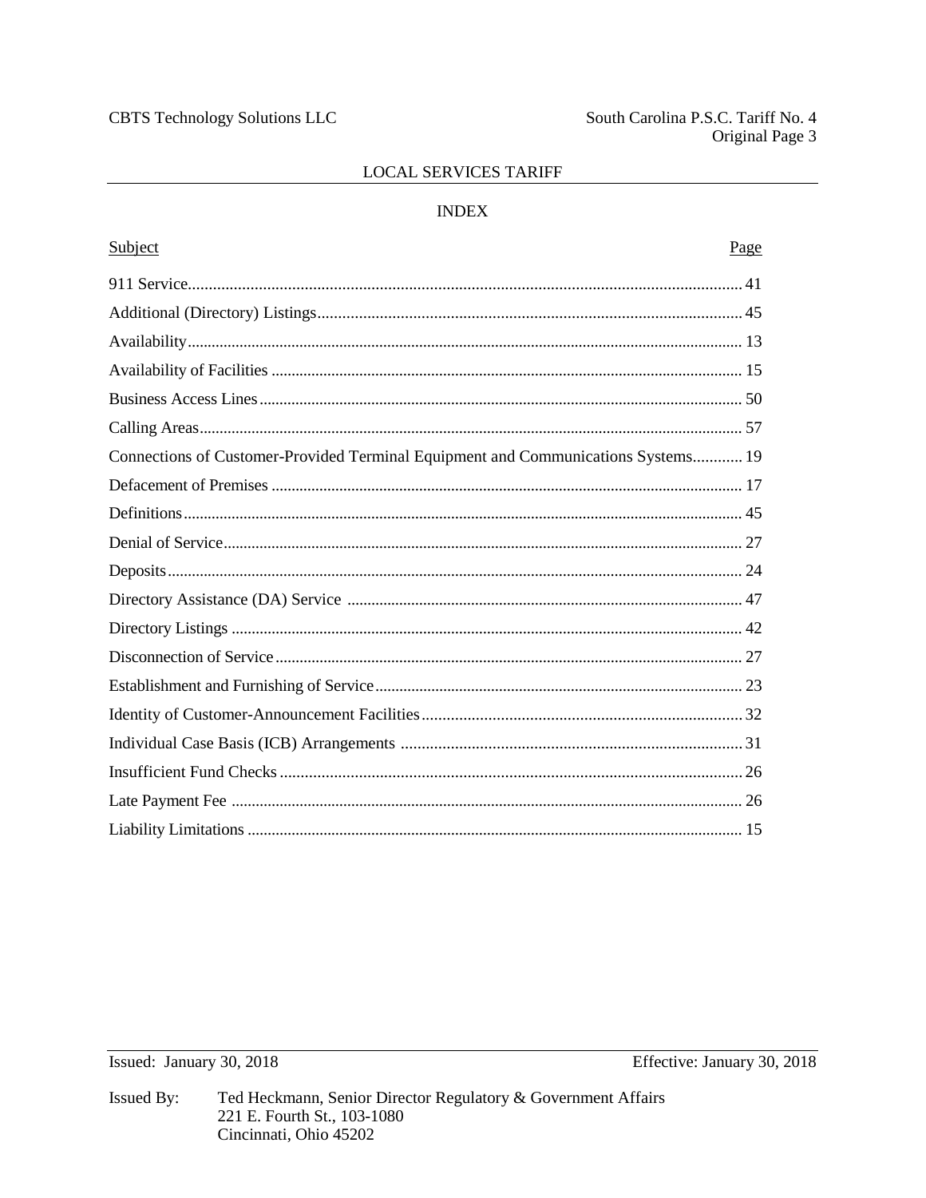## LOCAL SERVICES TARIFF

### INDEX

| Subject | Page |
|---|---|
| 911 Service | 41 |
| Additional (Directory) Listings | 45 |
| Availability | 13 |
| Availability of Facilities | 15 |
| Business Access Lines | 50 |
| Calling Areas | 57 |
| Connections of Customer-Provided Terminal Equipment and Communications Systems | 19 |
| Defacement of Premises | 17 |
| Definitions | 45 |
| Denial of Service | 27 |
| Deposits | 24 |
| Directory Assistance (DA) Service | 47 |
| Directory Listings | 42 |
| Disconnection of Service | 27 |
| Establishment and Furnishing of Service | 23 |
| Identity of Customer-Announcement Facilities | 32 |
| Individual Case Basis (ICB) Arrangements | 31 |
| Insufficient Fund Checks | 26 |
| Late Payment Fee | 26 |
| Liability Limitations | 15 |

Issued: January 30, 2018 Effective: January 30, 2018

Issued By: Ted Heckmann, Senior Director Regulatory & Government Affairs
221 E. Fourth St., 103-1080
Cincinnati, Ohio 45202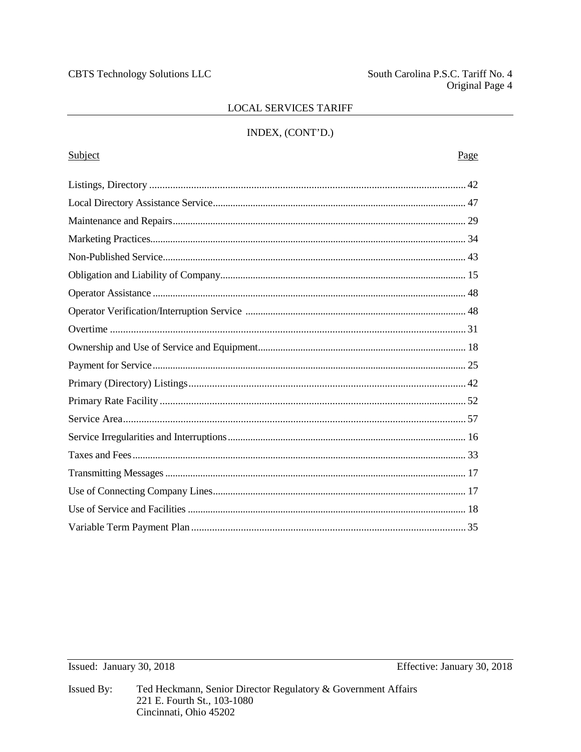## LOCAL SERVICES TARIFF

### INDEX, (CONT'D.)

| Subject | Page |
|---|---|
| Listings, Directory | 42 |
| Local Directory Assistance Service | 47 |
| Maintenance and Repairs | 29 |
| Marketing Practices | 34 |
| Non-Published Service | 43 |
| Obligation and Liability of Company | 15 |
| Operator Assistance | 48 |
| Operator Verification/Interruption Service | 48 |
| Overtime | 31 |
| Ownership and Use of Service and Equipment | 18 |
| Payment for Service | 25 |
| Primary (Directory) Listings | 42 |
| Primary Rate Facility | 52 |
| Service Area | 57 |
| Service Irregularities and Interruptions | 16 |
| Taxes and Fees | 33 |
| Transmitting Messages | 17 |
| Use of Connecting Company Lines | 17 |
| Use of Service and Facilities | 18 |
| Variable Term Payment Plan | 35 |

Issued: January 30, 2018 Effective: January 30, 2018

Issued By: Ted Heckmann, Senior Director Regulatory & Government Affairs
221 E. Fourth St., 103-1080
Cincinnati, Ohio 45202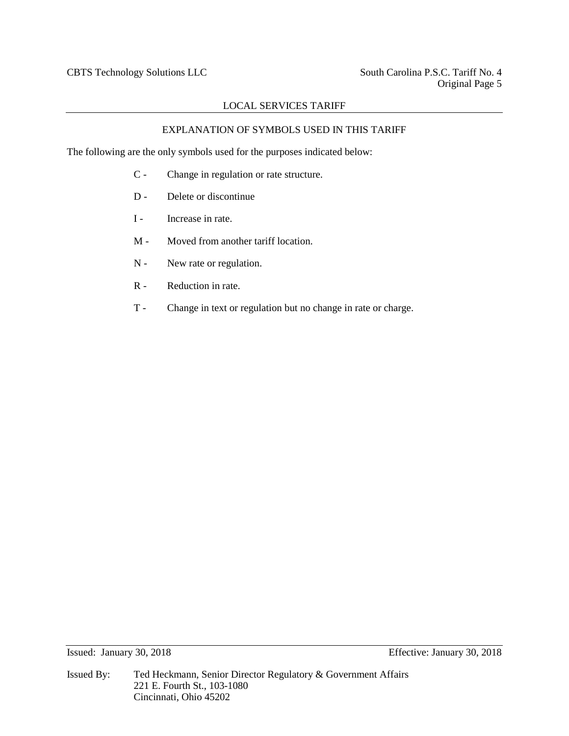## EXPLANATION OF SYMBOLS USED IN THIS TARIFF

The following are the only symbols used for the purposes indicated below:

- C - Change in regulation or rate structure.
- D - Delete or discontinue
- I - Increase in rate.
- M - Moved from another tariff location.
- N - New rate or regulation.
- R - Reduction in rate.
- T - Change in text or regulation but no change in rate or charge.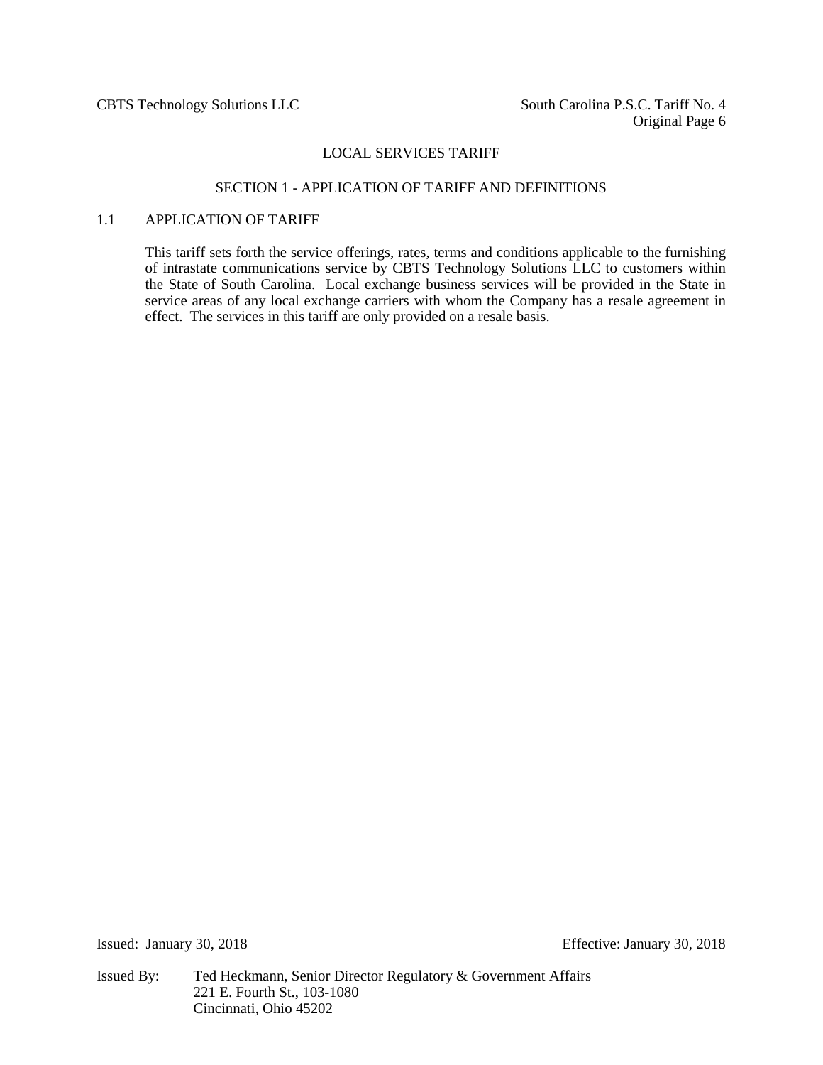## LOCAL SERVICES TARIFF

### SECTION 1 - APPLICATION OF TARIFF AND DEFINITIONS

### 1.1 APPLICATION OF TARIFF

This tariff sets forth the service offerings, rates, terms and conditions applicable to the furnishing of intrastate communications service by CBTS Technology Solutions LLC to customers within the State of South Carolina. Local exchange business services will be provided in the State in service areas of any local exchange carriers with whom the Company has a resale agreement in effect. The services in this tariff are only provided on a resale basis.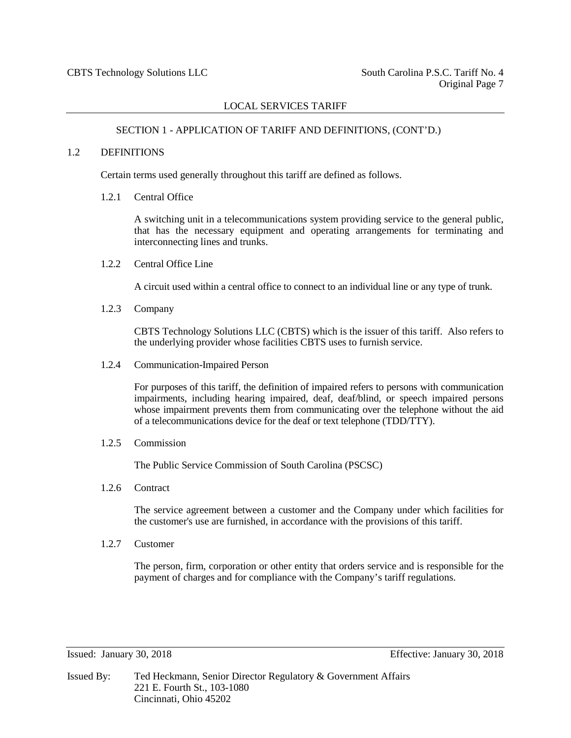## SECTION 1 - APPLICATION OF TARIFF AND DEFINITIONS, (CONT'D.)

### 1.2 DEFINITIONS

Certain terms used generally throughout this tariff are defined as follows.

#### 1.2.1 Central Office

A switching unit in a telecommunications system providing service to the general public, that has the necessary equipment and operating arrangements for terminating and interconnecting lines and trunks.

#### 1.2.2 Central Office Line

A circuit used within a central office to connect to an individual line or any type of trunk.

#### 1.2.3 Company

CBTS Technology Solutions LLC (CBTS) which is the issuer of this tariff. Also refers to the underlying provider whose facilities CBTS uses to furnish service.

#### 1.2.4 Communication-Impaired Person

For purposes of this tariff, the definition of impaired refers to persons with communication impairments, including hearing impaired, deaf, deaf/blind, or speech impaired persons whose impairment prevents them from communicating over the telephone without the aid of a telecommunications device for the deaf or text telephone (TDD/TTY).

#### 1.2.5 Commission

The Public Service Commission of South Carolina (PSCSC)

#### 1.2.6 Contract

The service agreement between a customer and the Company under which facilities for the customer's use are furnished, in accordance with the provisions of this tariff.

#### 1.2.7 Customer

The person, firm, corporation or other entity that orders service and is responsible for the payment of charges and for compliance with the Company's tariff regulations.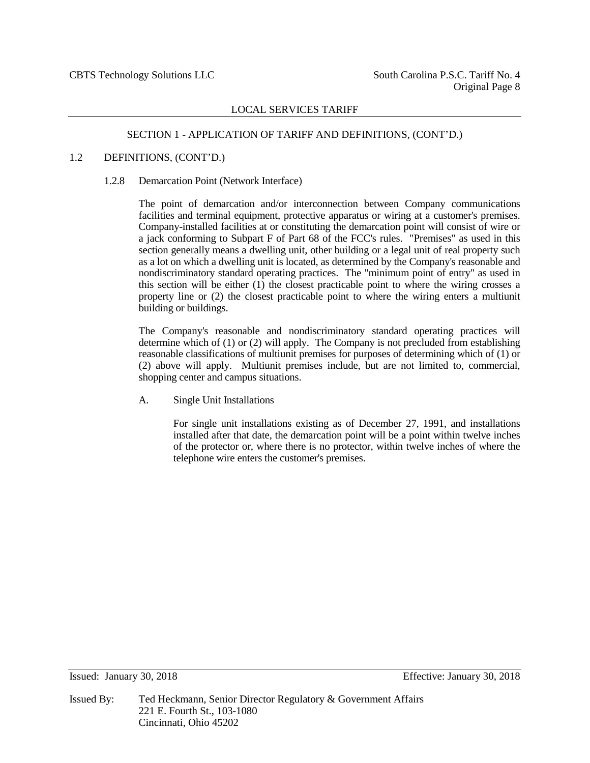SECTION 1 - APPLICATION OF TARIFF AND DEFINITIONS, (CONT'D.)

1.2 DEFINITIONS, (CONT'D.)

1.2.8 Demarcation Point (Network Interface)

The point of demarcation and/or interconnection between Company communications facilities and terminal equipment, protective apparatus or wiring at a customer's premises. Company-installed facilities at or constituting the demarcation point will consist of wire or a jack conforming to Subpart F of Part 68 of the FCC's rules. "Premises" as used in this section generally means a dwelling unit, other building or a legal unit of real property such as a lot on which a dwelling unit is located, as determined by the Company's reasonable and nondiscriminatory standard operating practices. The "minimum point of entry" as used in this section will be either (1) the closest practicable point to where the wiring crosses a property line or (2) the closest practicable point to where the wiring enters a multiunit building or buildings.

The Company's reasonable and nondiscriminatory standard operating practices will determine which of (1) or (2) will apply. The Company is not precluded from establishing reasonable classifications of multiunit premises for purposes of determining which of (1) or (2) above will apply. Multiunit premises include, but are not limited to, commercial, shopping center and campus situations.

A. Single Unit Installations

For single unit installations existing as of December 27, 1991, and installations installed after that date, the demarcation point will be a point within twelve inches of the protector or, where there is no protector, within twelve inches of where the telephone wire enters the customer's premises.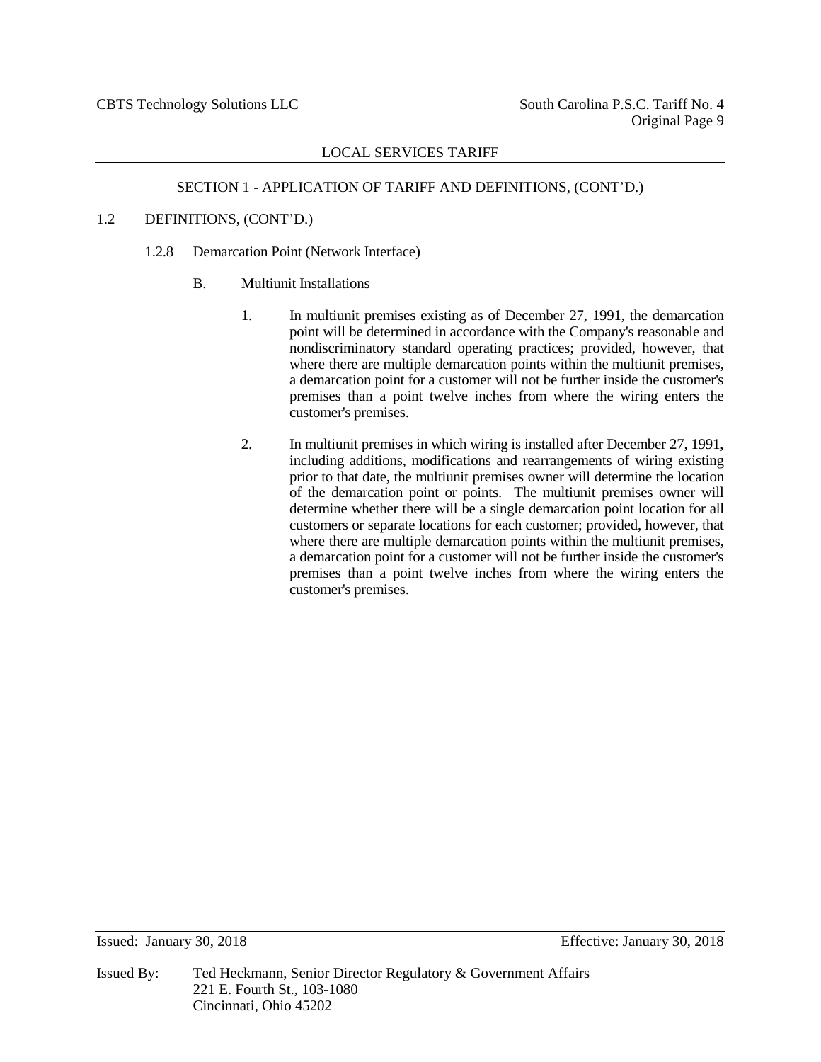## SECTION 1 - APPLICATION OF TARIFF AND DEFINITIONS, (CONT'D.)

### 1.2 DEFINITIONS, (CONT'D.)

#### 1.2.8 Demarcation Point (Network Interface)

B. Multiunit Installations

1. In multiunit premises existing as of December 27, 1991, the demarcation point will be determined in accordance with the Company's reasonable and nondiscriminatory standard operating practices; provided, however, that where there are multiple demarcation points within the multiunit premises, a demarcation point for a customer will not be further inside the customer's premises than a point twelve inches from where the wiring enters the customer's premises.

2. In multiunit premises in which wiring is installed after December 27, 1991, including additions, modifications and rearrangements of wiring existing prior to that date, the multiunit premises owner will determine the location of the demarcation point or points. The multiunit premises owner will determine whether there will be a single demarcation point location for all customers or separate locations for each customer; provided, however, that where there are multiple demarcation points within the multiunit premises, a demarcation point for a customer will not be further inside the customer's premises than a point twelve inches from where the wiring enters the customer's premises.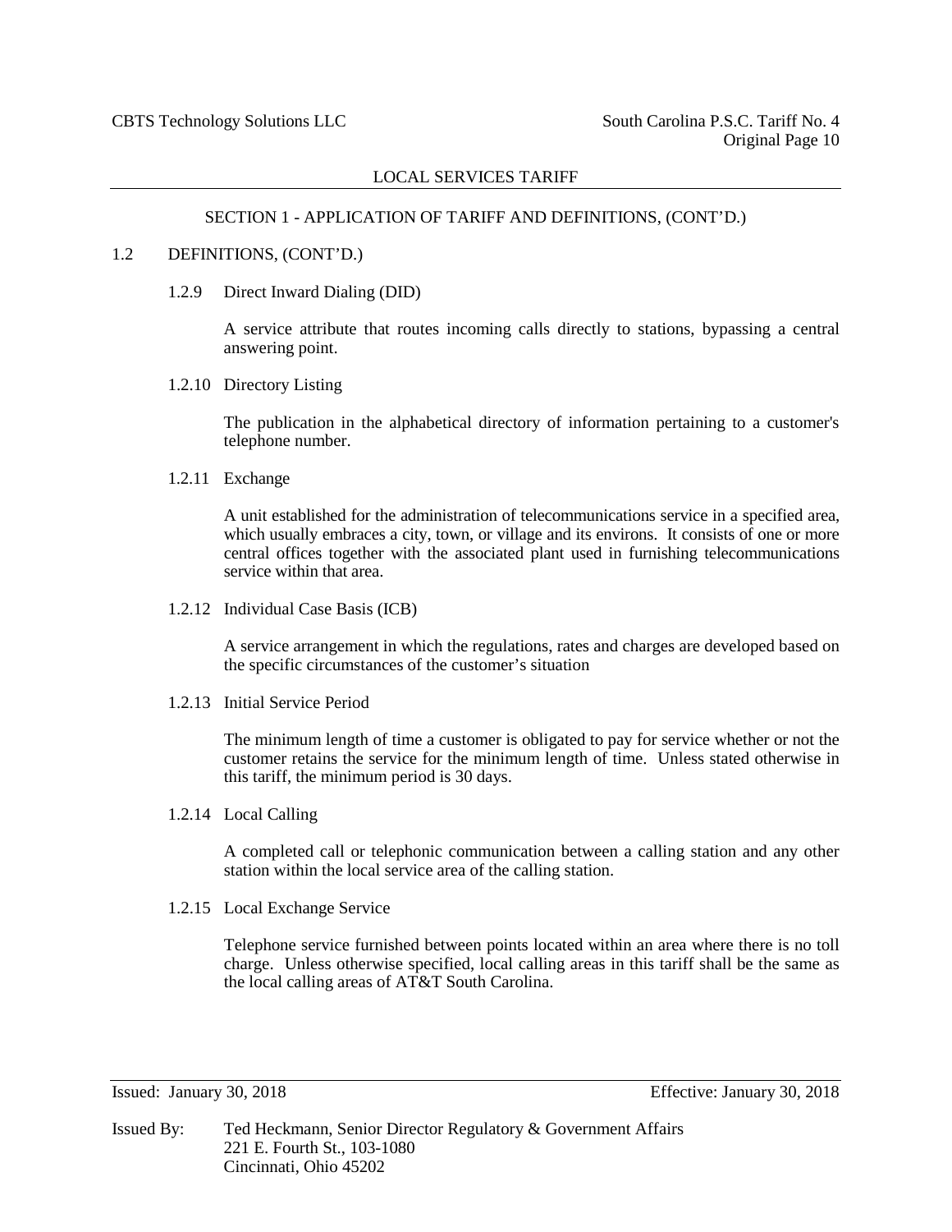## SECTION 1 - APPLICATION OF TARIFF AND DEFINITIONS, (CONT'D.)

### 1.2 DEFINITIONS, (CONT'D.)

#### 1.2.9 Direct Inward Dialing (DID)

A service attribute that routes incoming calls directly to stations, bypassing a central answering point.

#### 1.2.10 Directory Listing

The publication in the alphabetical directory of information pertaining to a customer's telephone number.

#### 1.2.11 Exchange

A unit established for the administration of telecommunications service in a specified area, which usually embraces a city, town, or village and its environs. It consists of one or more central offices together with the associated plant used in furnishing telecommunications service within that area.

#### 1.2.12 Individual Case Basis (ICB)

A service arrangement in which the regulations, rates and charges are developed based on the specific circumstances of the customer's situation

#### 1.2.13 Initial Service Period

The minimum length of time a customer is obligated to pay for service whether or not the customer retains the service for the minimum length of time. Unless stated otherwise in this tariff, the minimum period is 30 days.

#### 1.2.14 Local Calling

A completed call or telephonic communication between a calling station and any other station within the local service area of the calling station.

#### 1.2.15 Local Exchange Service

Telephone service furnished between points located within an area where there is no toll charge. Unless otherwise specified, local calling areas in this tariff shall be the same as the local calling areas of AT&T South Carolina.

Issued: January 30, 2018 Effective: January 30, 2018

Issued By: Ted Heckmann, Senior Director Regulatory & Government Affairs
221 E. Fourth St., 103-1080
Cincinnati, Ohio 45202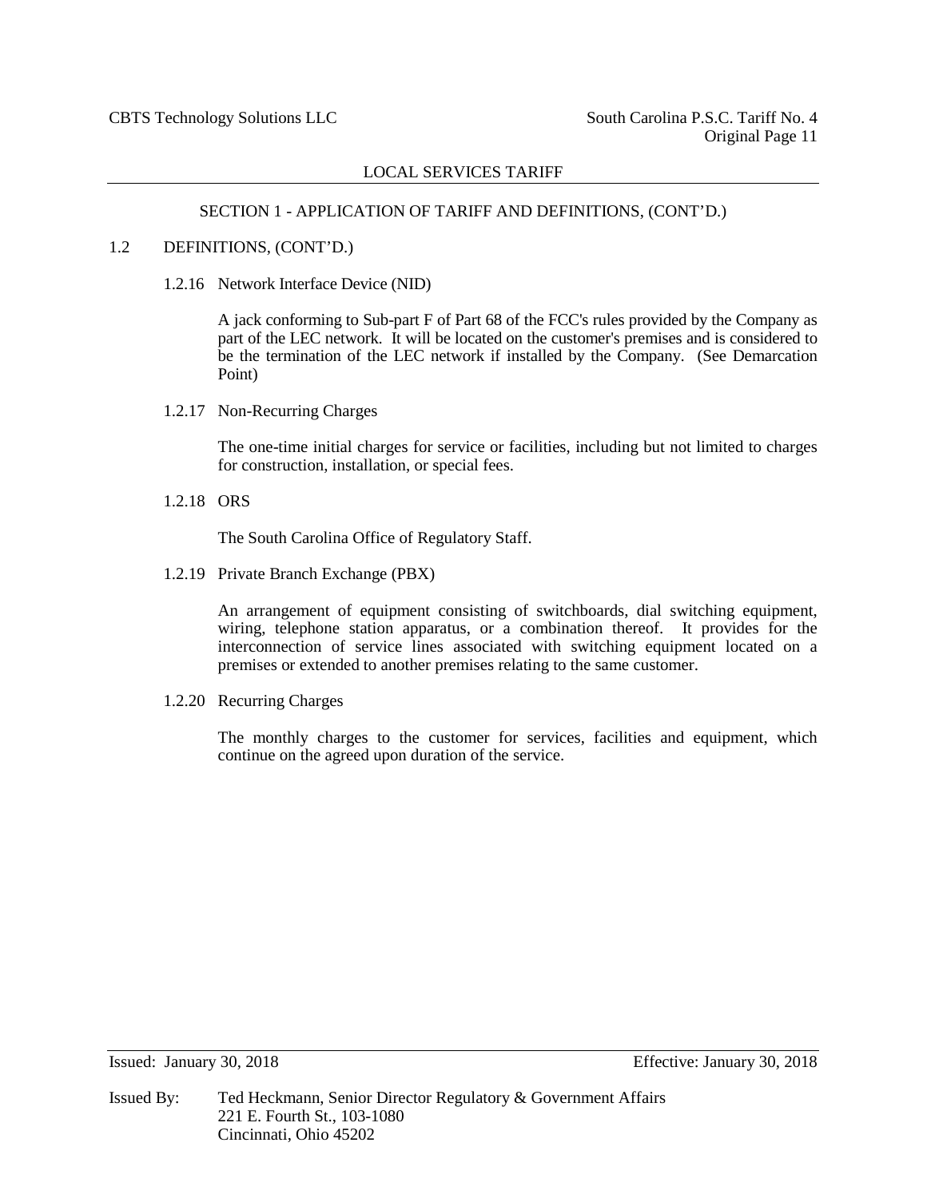## SECTION 1 - APPLICATION OF TARIFF AND DEFINITIONS, (CONT'D.)

### 1.2 DEFINITIONS, (CONT'D.)

#### 1.2.16 Network Interface Device (NID)

A jack conforming to Sub-part F of Part 68 of the FCC's rules provided by the Company as part of the LEC network. It will be located on the customer's premises and is considered to be the termination of the LEC network if installed by the Company. (See Demarcation Point)

#### 1.2.17 Non-Recurring Charges

The one-time initial charges for service or facilities, including but not limited to charges for construction, installation, or special fees.

#### 1.2.18 ORS

The South Carolina Office of Regulatory Staff.

#### 1.2.19 Private Branch Exchange (PBX)

An arrangement of equipment consisting of switchboards, dial switching equipment, wiring, telephone station apparatus, or a combination thereof. It provides for the interconnection of service lines associated with switching equipment located on a premises or extended to another premises relating to the same customer.

#### 1.2.20 Recurring Charges

The monthly charges to the customer for services, facilities and equipment, which continue on the agreed upon duration of the service.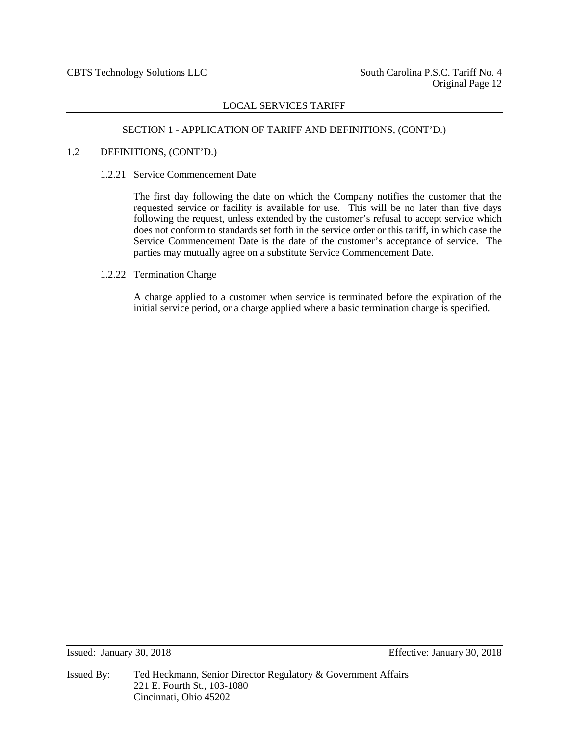## SECTION 1 - APPLICATION OF TARIFF AND DEFINITIONS, (CONT'D.)

### 1.2 DEFINITIONS, (CONT'D.)

#### 1.2.21 Service Commencement Date

The first day following the date on which the Company notifies the customer that the requested service or facility is available for use. This will be no later than five days following the request, unless extended by the customer's refusal to accept service which does not conform to standards set forth in the service order or this tariff, in which case the Service Commencement Date is the date of the customer's acceptance of service. The parties may mutually agree on a substitute Service Commencement Date.

#### 1.2.22 Termination Charge

A charge applied to a customer when service is terminated before the expiration of the initial service period, or a charge applied where a basic termination charge is specified.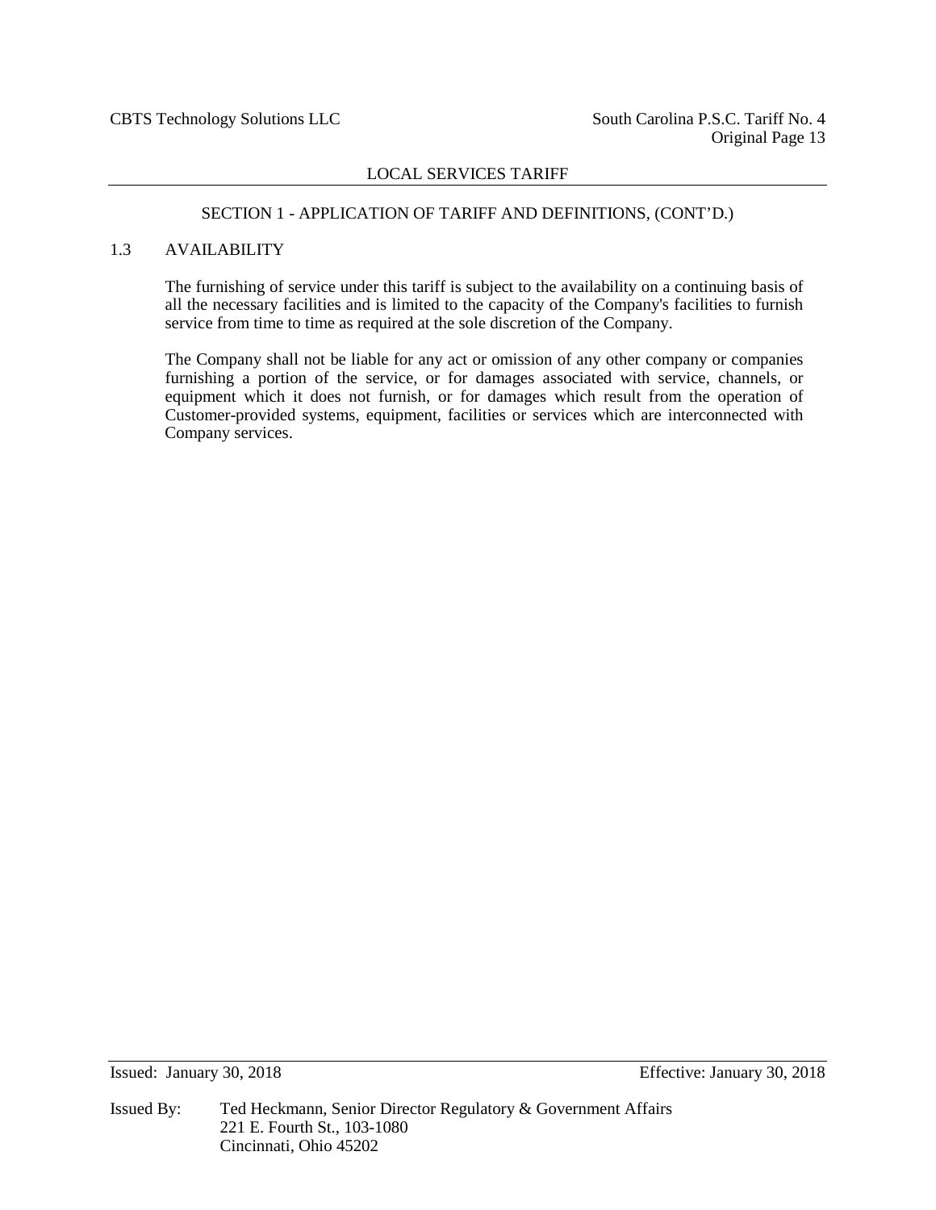## SECTION 1 - APPLICATION OF TARIFF AND DEFINITIONS, (CONT'D.)

### 1.3 AVAILABILITY

The furnishing of service under this tariff is subject to the availability on a continuing basis of all the necessary facilities and is limited to the capacity of the Company's facilities to furnish service from time to time as required at the sole discretion of the Company.

The Company shall not be liable for any act or omission of any other company or companies furnishing a portion of the service, or for damages associated with service, channels, or equipment which it does not furnish, or for damages which result from the operation of Customer-provided systems, equipment, facilities or services which are interconnected with Company services.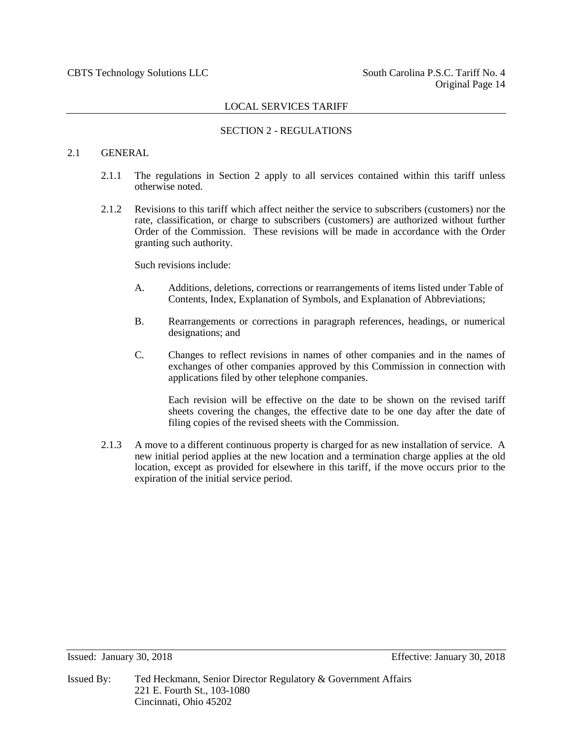## SECTION 2 - REGULATIONS

### 2.1 GENERAL

2.1.1 The regulations in Section 2 apply to all services contained within this tariff unless otherwise noted.

2.1.2 Revisions to this tariff which affect neither the service to subscribers (customers) nor the rate, classification, or charge to subscribers (customers) are authorized without further Order of the Commission. These revisions will be made in accordance with the Order granting such authority.

Such revisions include:

A. Additions, deletions, corrections or rearrangements of items listed under Table of Contents, Index, Explanation of Symbols, and Explanation of Abbreviations;

B. Rearrangements or corrections in paragraph references, headings, or numerical designations; and

C. Changes to reflect revisions in names of other companies and in the names of exchanges of other companies approved by this Commission in connection with applications filed by other telephone companies.

Each revision will be effective on the date to be shown on the revised tariff sheets covering the changes, the effective date to be one day after the date of filing copies of the revised sheets with the Commission.

2.1.3 A move to a different continuous property is charged for as new installation of service. A new initial period applies at the new location and a termination charge applies at the old location, except as provided for elsewhere in this tariff, if the move occurs prior to the expiration of the initial service period.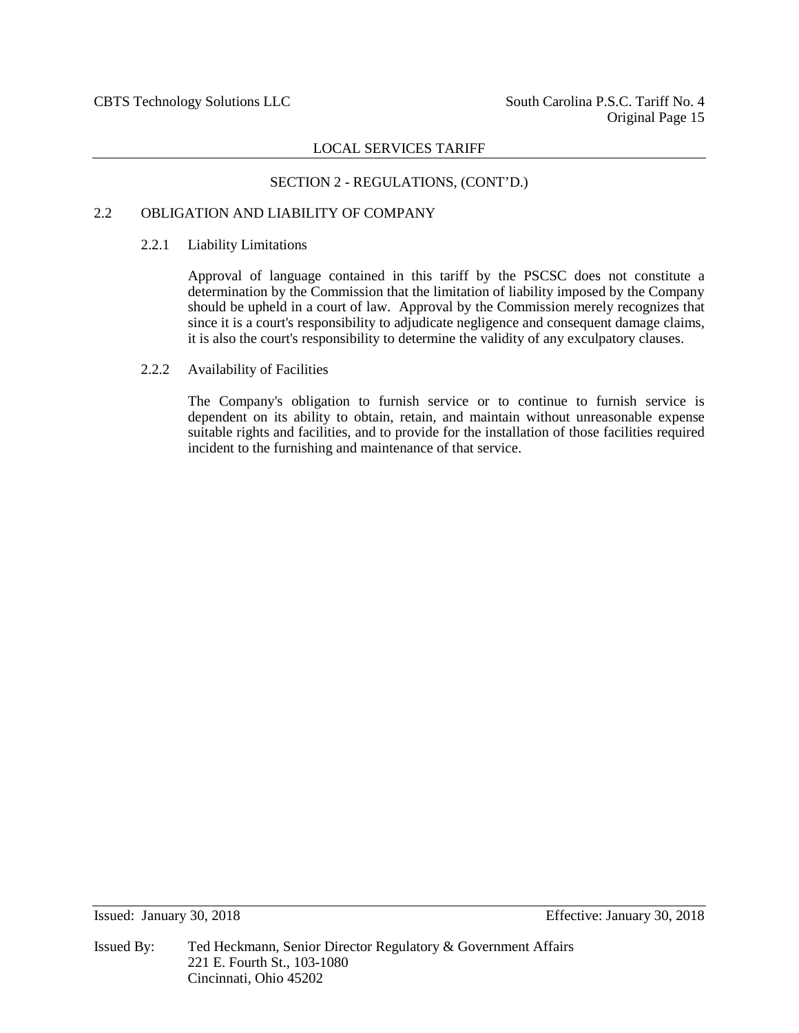## SECTION 2 - REGULATIONS, (CONT'D.)

### 2.2 OBLIGATION AND LIABILITY OF COMPANY

#### 2.2.1 Liability Limitations

Approval of language contained in this tariff by the PSCSC does not constitute a determination by the Commission that the limitation of liability imposed by the Company should be upheld in a court of law. Approval by the Commission merely recognizes that since it is a court's responsibility to adjudicate negligence and consequent damage claims, it is also the court's responsibility to determine the validity of any exculpatory clauses.

#### 2.2.2 Availability of Facilities

The Company's obligation to furnish service or to continue to furnish service is dependent on its ability to obtain, retain, and maintain without unreasonable expense suitable rights and facilities, and to provide for the installation of those facilities required incident to the furnishing and maintenance of that service.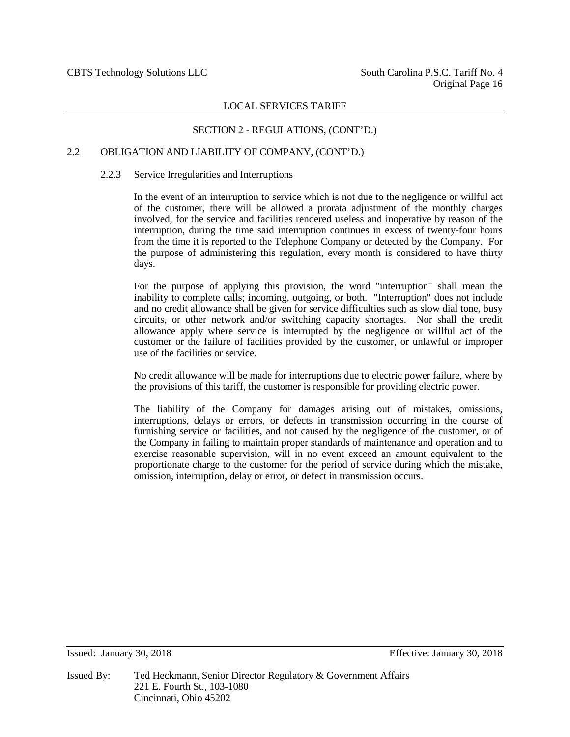## SECTION 2 - REGULATIONS, (CONT'D.)

### 2.2 OBLIGATION AND LIABILITY OF COMPANY, (CONT'D.)

#### 2.2.3 Service Irregularities and Interruptions

In the event of an interruption to service which is not due to the negligence or willful act of the customer, there will be allowed a prorata adjustment of the monthly charges involved, for the service and facilities rendered useless and inoperative by reason of the interruption, during the time said interruption continues in excess of twenty-four hours from the time it is reported to the Telephone Company or detected by the Company. For the purpose of administering this regulation, every month is considered to have thirty days.

For the purpose of applying this provision, the word "interruption" shall mean the inability to complete calls; incoming, outgoing, or both. "Interruption" does not include and no credit allowance shall be given for service difficulties such as slow dial tone, busy circuits, or other network and/or switching capacity shortages. Nor shall the credit allowance apply where service is interrupted by the negligence or willful act of the customer or the failure of facilities provided by the customer, or unlawful or improper use of the facilities or service.

No credit allowance will be made for interruptions due to electric power failure, where by the provisions of this tariff, the customer is responsible for providing electric power.

The liability of the Company for damages arising out of mistakes, omissions, interruptions, delays or errors, or defects in transmission occurring in the course of furnishing service or facilities, and not caused by the negligence of the customer, or of the Company in failing to maintain proper standards of maintenance and operation and to exercise reasonable supervision, will in no event exceed an amount equivalent to the proportionate charge to the customer for the period of service during which the mistake, omission, interruption, delay or error, or defect in transmission occurs.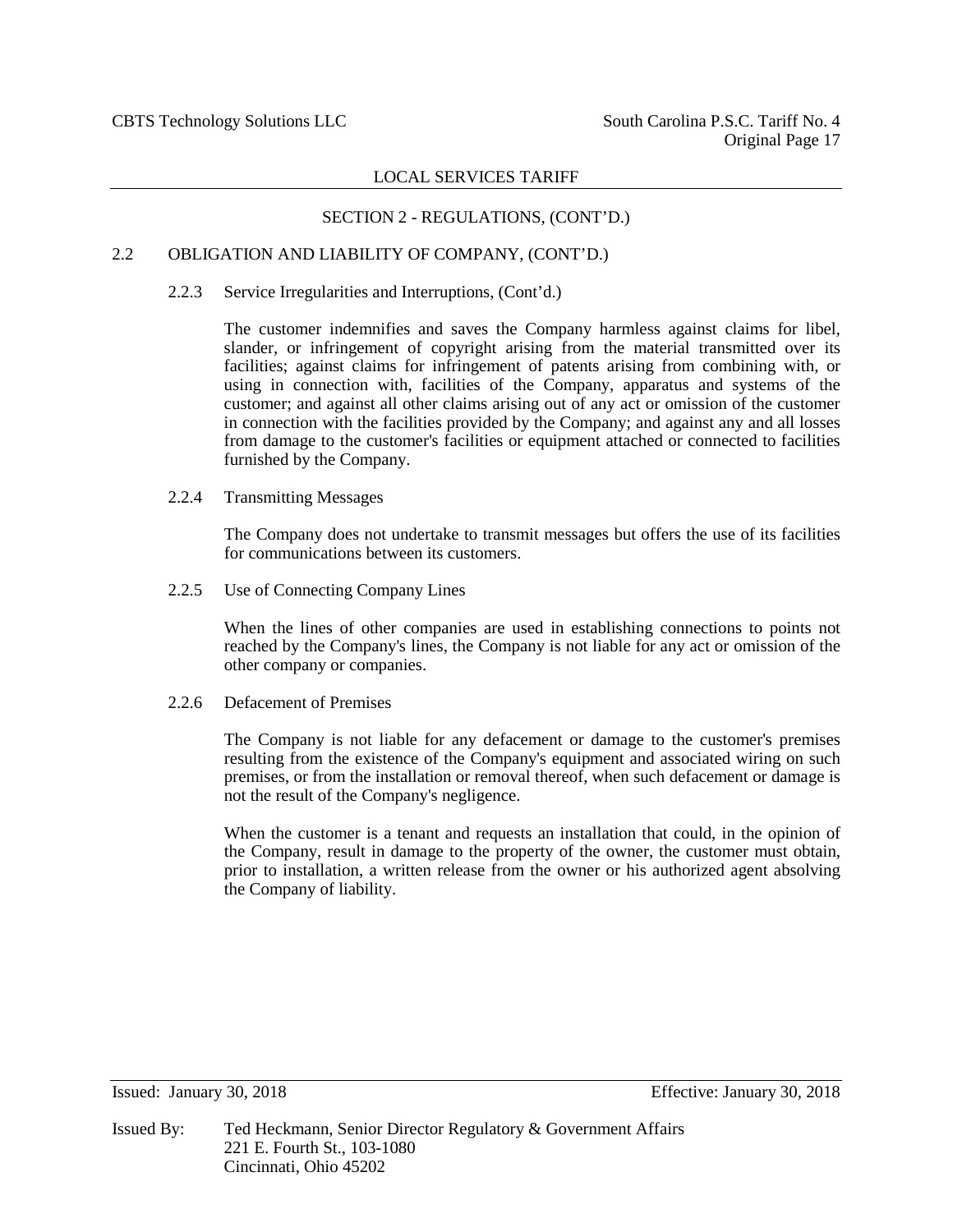## SECTION 2 - REGULATIONS, (CONT'D.)

### 2.2 OBLIGATION AND LIABILITY OF COMPANY, (CONT'D.)

#### 2.2.3 Service Irregularities and Interruptions, (Cont'd.)

The customer indemnifies and saves the Company harmless against claims for libel, slander, or infringement of copyright arising from the material transmitted over its facilities; against claims for infringement of patents arising from combining with, or using in connection with, facilities of the Company, apparatus and systems of the customer; and against all other claims arising out of any act or omission of the customer in connection with the facilities provided by the Company; and against any and all losses from damage to the customer's facilities or equipment attached or connected to facilities furnished by the Company.

#### 2.2.4 Transmitting Messages

The Company does not undertake to transmit messages but offers the use of its facilities for communications between its customers.

#### 2.2.5 Use of Connecting Company Lines

When the lines of other companies are used in establishing connections to points not reached by the Company's lines, the Company is not liable for any act or omission of the other company or companies.

#### 2.2.6 Defacement of Premises

The Company is not liable for any defacement or damage to the customer's premises resulting from the existence of the Company's equipment and associated wiring on such premises, or from the installation or removal thereof, when such defacement or damage is not the result of the Company's negligence.

When the customer is a tenant and requests an installation that could, in the opinion of the Company, result in damage to the property of the owner, the customer must obtain, prior to installation, a written release from the owner or his authorized agent absolving the Company of liability.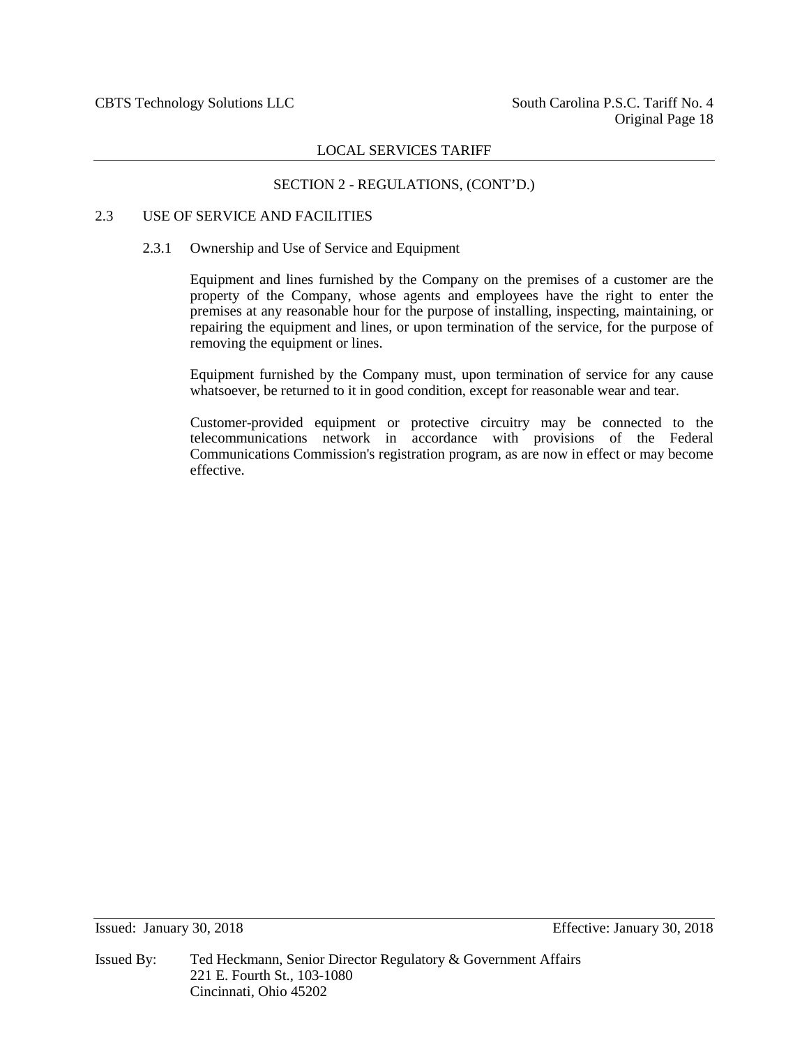## SECTION 2 - REGULATIONS, (CONT'D.)

### 2.3 USE OF SERVICE AND FACILITIES

#### 2.3.1 Ownership and Use of Service and Equipment

Equipment and lines furnished by the Company on the premises of a customer are the property of the Company, whose agents and employees have the right to enter the premises at any reasonable hour for the purpose of installing, inspecting, maintaining, or repairing the equipment and lines, or upon termination of the service, for the purpose of removing the equipment or lines.

Equipment furnished by the Company must, upon termination of service for any cause whatsoever, be returned to it in good condition, except for reasonable wear and tear.

Customer-provided equipment or protective circuitry may be connected to the telecommunications network in accordance with provisions of the Federal Communications Commission's registration program, as are now in effect or may become effective.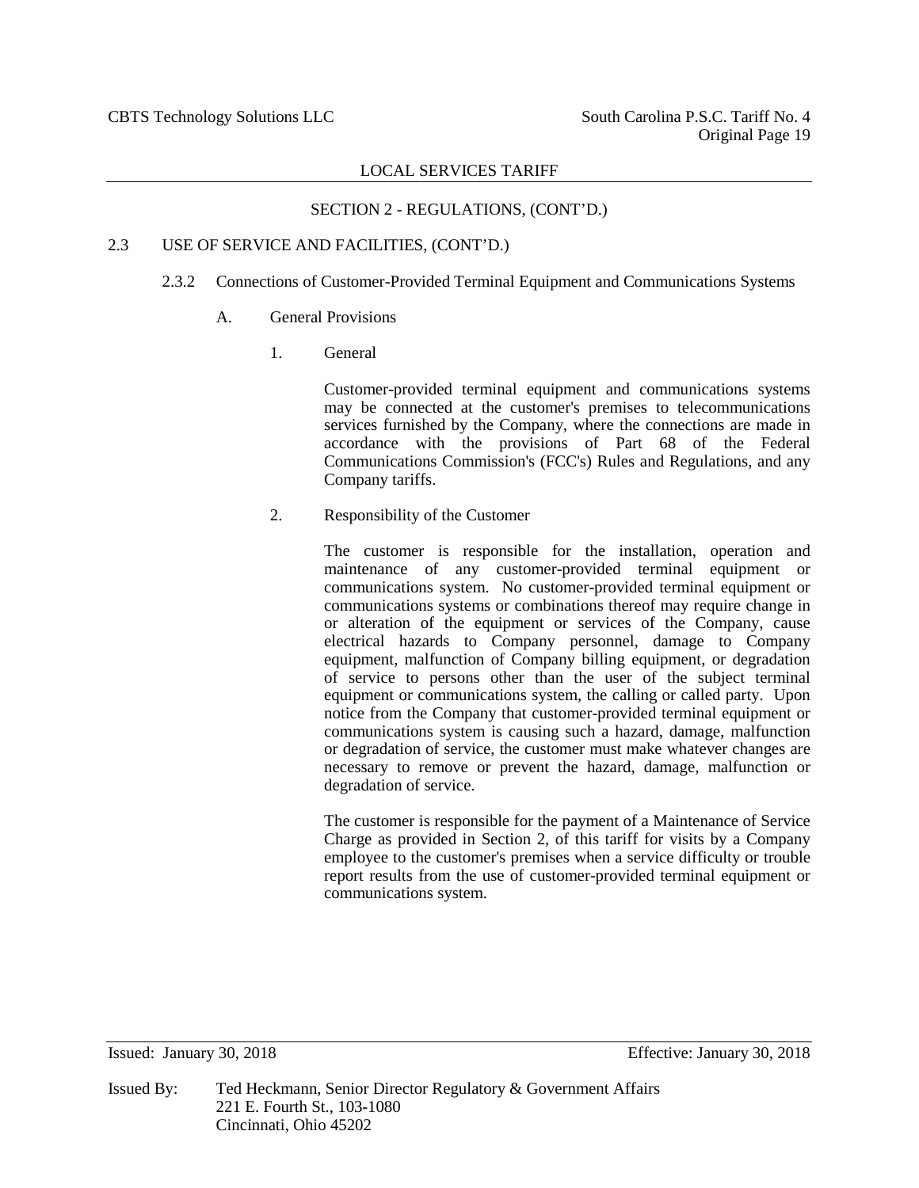## SECTION 2 - REGULATIONS, (CONT'D.)

### 2.3 USE OF SERVICE AND FACILITIES, (CONT'D.)

#### 2.3.2 Connections of Customer-Provided Terminal Equipment and Communications Systems

##### A. General Provisions

1. General

   Customer-provided terminal equipment and communications systems may be connected at the customer's premises to telecommunications services furnished by the Company, where the connections are made in accordance with the provisions of Part 68 of the Federal Communications Commission's (FCC's) Rules and Regulations, and any Company tariffs.

2. Responsibility of the Customer

   The customer is responsible for the installation, operation and maintenance of any customer-provided terminal equipment or communications system. No customer-provided terminal equipment or communications systems or combinations thereof may require change in or alteration of the equipment or services of the Company, cause electrical hazards to Company personnel, damage to Company equipment, malfunction of Company billing equipment, or degradation of service to persons other than the user of the subject terminal equipment or communications system, the calling or called party. Upon notice from the Company that customer-provided terminal equipment or communications system is causing such a hazard, damage, malfunction or degradation of service, the customer must make whatever changes are necessary to remove or prevent the hazard, damage, malfunction or degradation of service.

   The customer is responsible for the payment of a Maintenance of Service Charge as provided in Section 2, of this tariff for visits by a Company employee to the customer's premises when a service difficulty or trouble report results from the use of customer-provided terminal equipment or communications system.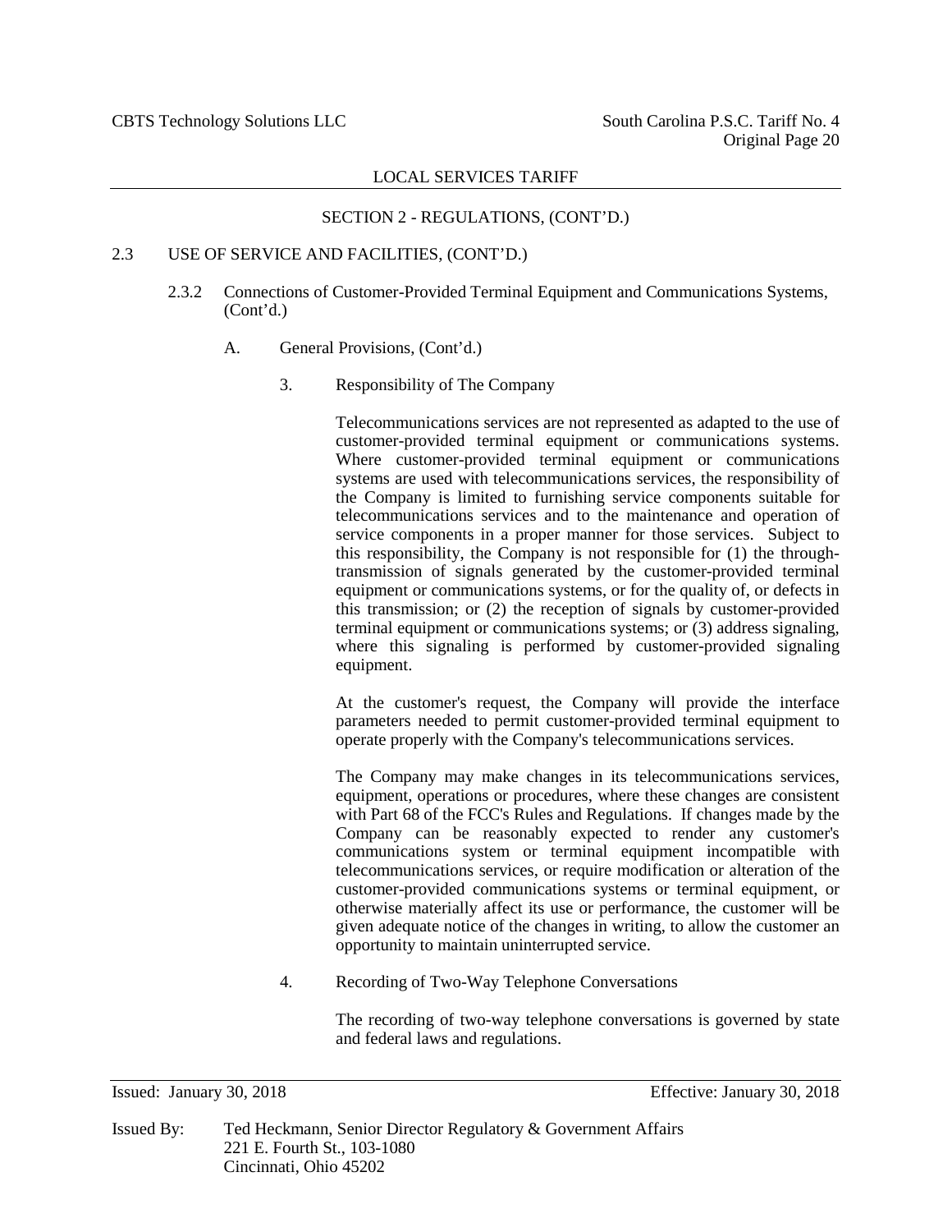LOCAL SERVICES TARIFF

SECTION 2 - REGULATIONS, (CONT'D.)

2.3 USE OF SERVICE AND FACILITIES, (CONT'D.)

2.3.2 Connections of Customer-Provided Terminal Equipment and Communications Systems, (Cont'd.)

A. General Provisions, (Cont'd.)

3. Responsibility of The Company

Telecommunications services are not represented as adapted to the use of customer-provided terminal equipment or communications systems. Where customer-provided terminal equipment or communications systems are used with telecommunications services, the responsibility of the Company is limited to furnishing service components suitable for telecommunications services and to the maintenance and operation of service components in a proper manner for those services. Subject to this responsibility, the Company is not responsible for (1) the through-transmission of signals generated by the customer-provided terminal equipment or communications systems, or for the quality of, or defects in this transmission; or (2) the reception of signals by customer-provided terminal equipment or communications systems; or (3) address signaling, where this signaling is performed by customer-provided signaling equipment.

At the customer's request, the Company will provide the interface parameters needed to permit customer-provided terminal equipment to operate properly with the Company's telecommunications services.

The Company may make changes in its telecommunications services, equipment, operations or procedures, where these changes are consistent with Part 68 of the FCC's Rules and Regulations. If changes made by the Company can be reasonably expected to render any customer's communications system or terminal equipment incompatible with telecommunications services, or require modification or alteration of the customer-provided communications systems or terminal equipment, or otherwise materially affect its use or performance, the customer will be given adequate notice of the changes in writing, to allow the customer an opportunity to maintain uninterrupted service.

4. Recording of Two-Way Telephone Conversations

The recording of two-way telephone conversations is governed by state and federal laws and regulations.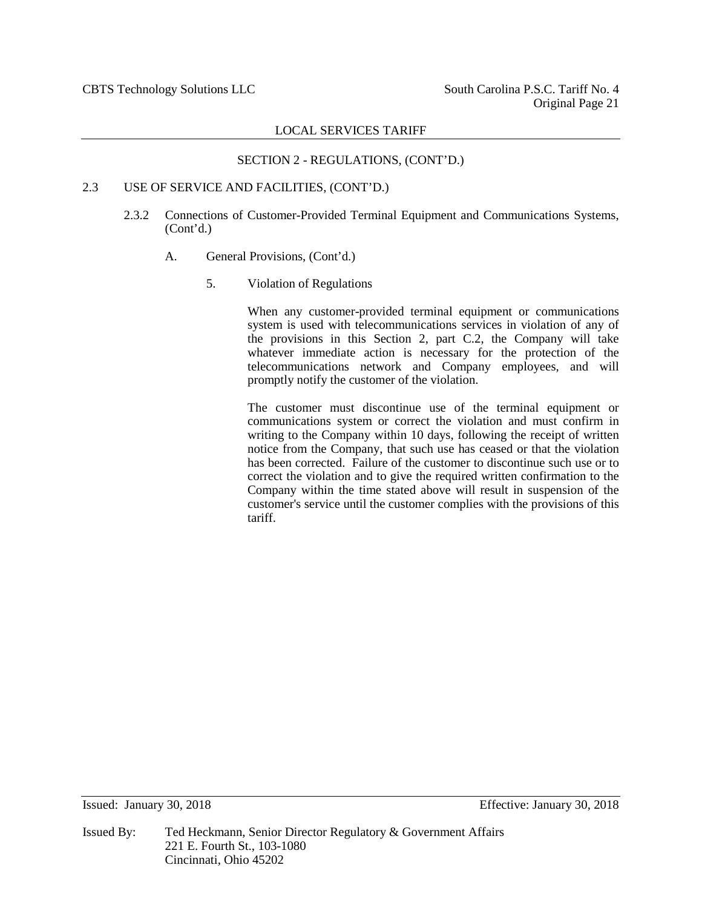## SECTION 2 - REGULATIONS, (CONT'D.)

### 2.3 USE OF SERVICE AND FACILITIES, (CONT'D.)

#### 2.3.2 Connections of Customer-Provided Terminal Equipment and Communications Systems, (Cont'd.)

A. General Provisions, (Cont'd.)

5. Violation of Regulations

When any customer-provided terminal equipment or communications system is used with telecommunications services in violation of any of the provisions in this Section 2, part C.2, the Company will take whatever immediate action is necessary for the protection of the telecommunications network and Company employees, and will promptly notify the customer of the violation.

The customer must discontinue use of the terminal equipment or communications system or correct the violation and must confirm in writing to the Company within 10 days, following the receipt of written notice from the Company, that such use has ceased or that the violation has been corrected. Failure of the customer to discontinue such use or to correct the violation and to give the required written confirmation to the Company within the time stated above will result in suspension of the customer's service until the customer complies with the provisions of this tariff.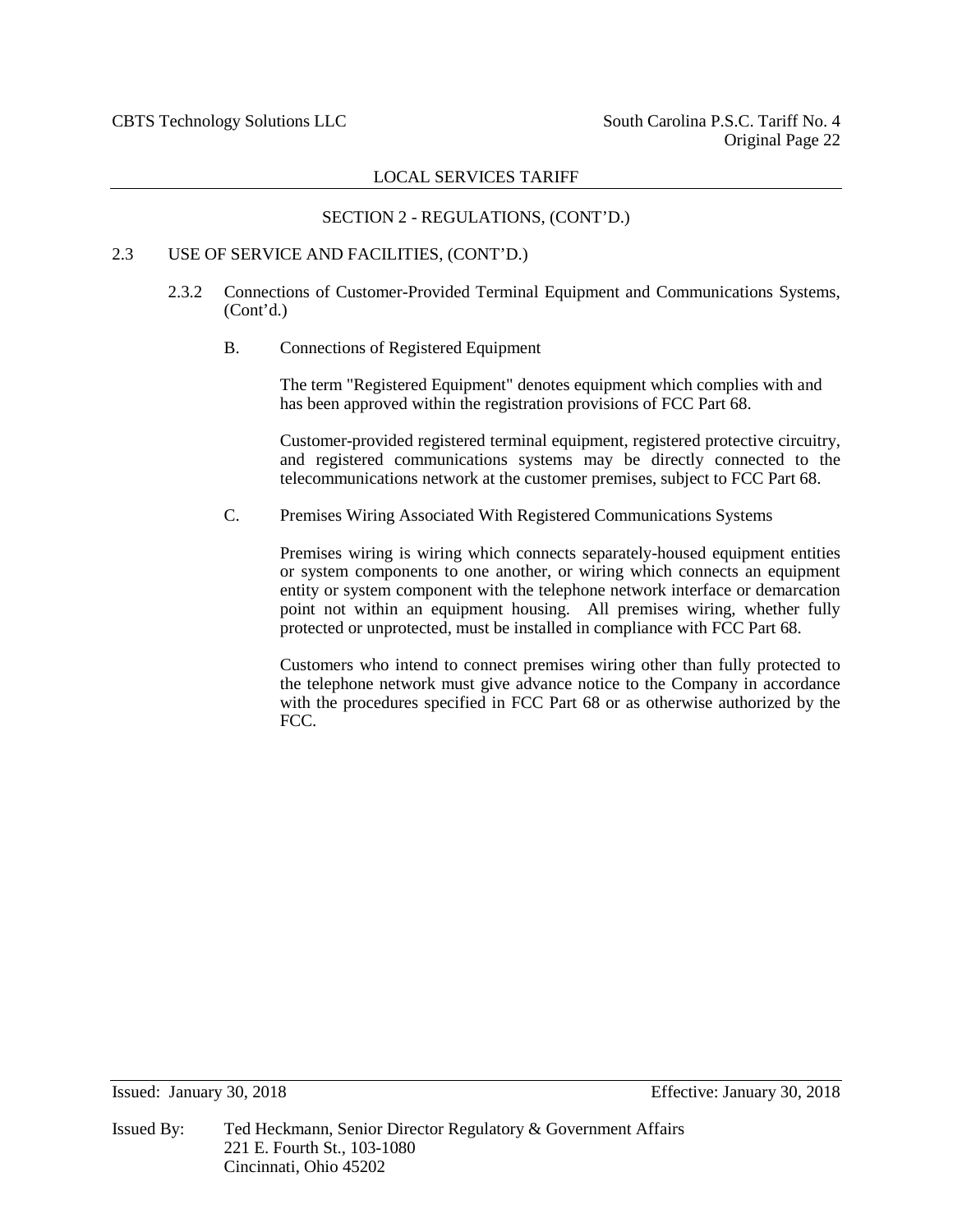## SECTION 2 - REGULATIONS, (CONT'D.)

### 2.3 USE OF SERVICE AND FACILITIES, (CONT'D.)

#### 2.3.2 Connections of Customer-Provided Terminal Equipment and Communications Systems, (Cont'd.)

**B. Connections of Registered Equipment**

The term "Registered Equipment" denotes equipment which complies with and has been approved within the registration provisions of FCC Part 68.

Customer-provided registered terminal equipment, registered protective circuitry, and registered communications systems may be directly connected to the telecommunications network at the customer premises, subject to FCC Part 68.

**C. Premises Wiring Associated With Registered Communications Systems**

Premises wiring is wiring which connects separately-housed equipment entities or system components to one another, or wiring which connects an equipment entity or system component with the telephone network interface or demarcation point not within an equipment housing. All premises wiring, whether fully protected or unprotected, must be installed in compliance with FCC Part 68.

Customers who intend to connect premises wiring other than fully protected to the telephone network must give advance notice to the Company in accordance with the procedures specified in FCC Part 68 or as otherwise authorized by the FCC.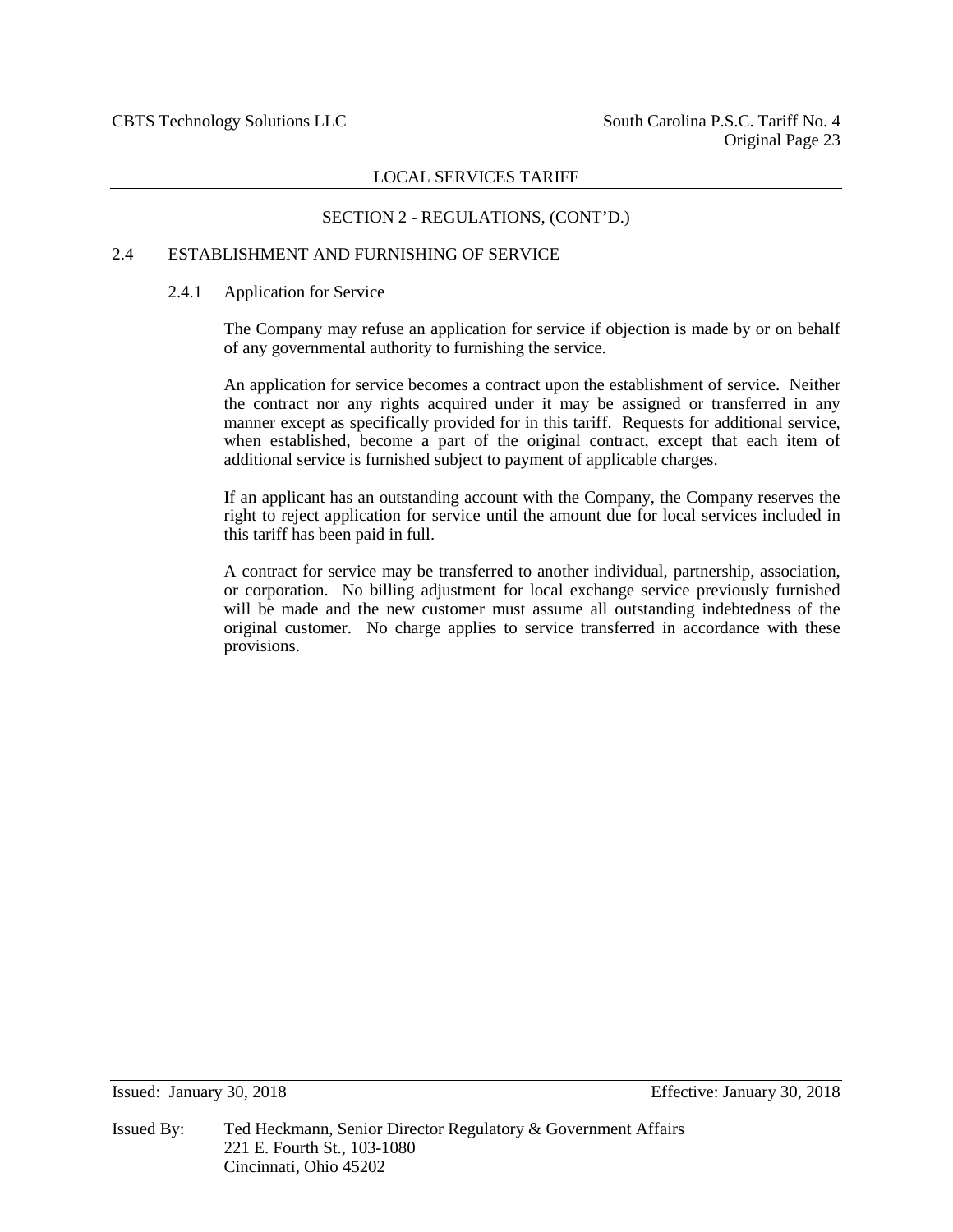## SECTION 2 - REGULATIONS, (CONT'D.)

### 2.4 ESTABLISHMENT AND FURNISHING OF SERVICE

#### 2.4.1 Application for Service

The Company may refuse an application for service if objection is made by or on behalf of any governmental authority to furnishing the service.

An application for service becomes a contract upon the establishment of service. Neither the contract nor any rights acquired under it may be assigned or transferred in any manner except as specifically provided for in this tariff. Requests for additional service, when established, become a part of the original contract, except that each item of additional service is furnished subject to payment of applicable charges.

If an applicant has an outstanding account with the Company, the Company reserves the right to reject application for service until the amount due for local services included in this tariff has been paid in full.

A contract for service may be transferred to another individual, partnership, association, or corporation. No billing adjustment for local exchange service previously furnished will be made and the new customer must assume all outstanding indebtedness of the original customer. No charge applies to service transferred in accordance with these provisions.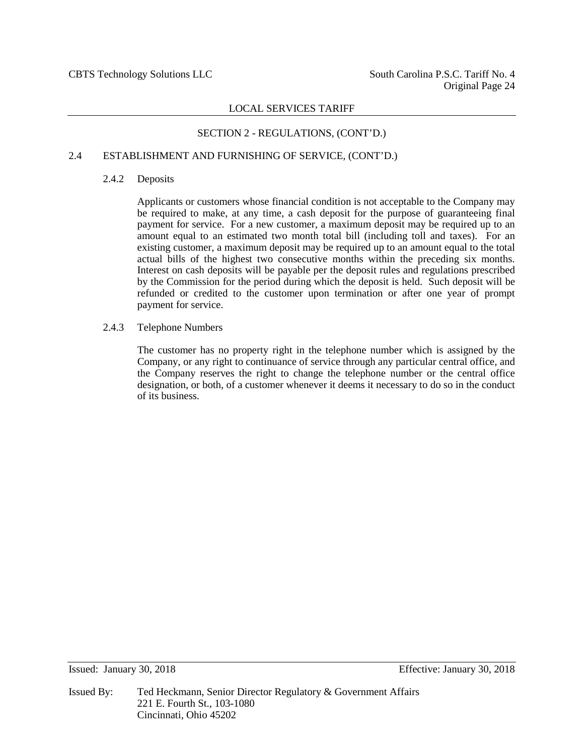## SECTION 2 - REGULATIONS, (CONT'D.)

### 2.4 ESTABLISHMENT AND FURNISHING OF SERVICE, (CONT'D.)

#### 2.4.2 Deposits

Applicants or customers whose financial condition is not acceptable to the Company may be required to make, at any time, a cash deposit for the purpose of guaranteeing final payment for service. For a new customer, a maximum deposit may be required up to an amount equal to an estimated two month total bill (including toll and taxes). For an existing customer, a maximum deposit may be required up to an amount equal to the total actual bills of the highest two consecutive months within the preceding six months. Interest on cash deposits will be payable per the deposit rules and regulations prescribed by the Commission for the period during which the deposit is held. Such deposit will be refunded or credited to the customer upon termination or after one year of prompt payment for service.

#### 2.4.3 Telephone Numbers

The customer has no property right in the telephone number which is assigned by the Company, or any right to continuance of service through any particular central office, and the Company reserves the right to change the telephone number or the central office designation, or both, of a customer whenever it deems it necessary to do so in the conduct of its business.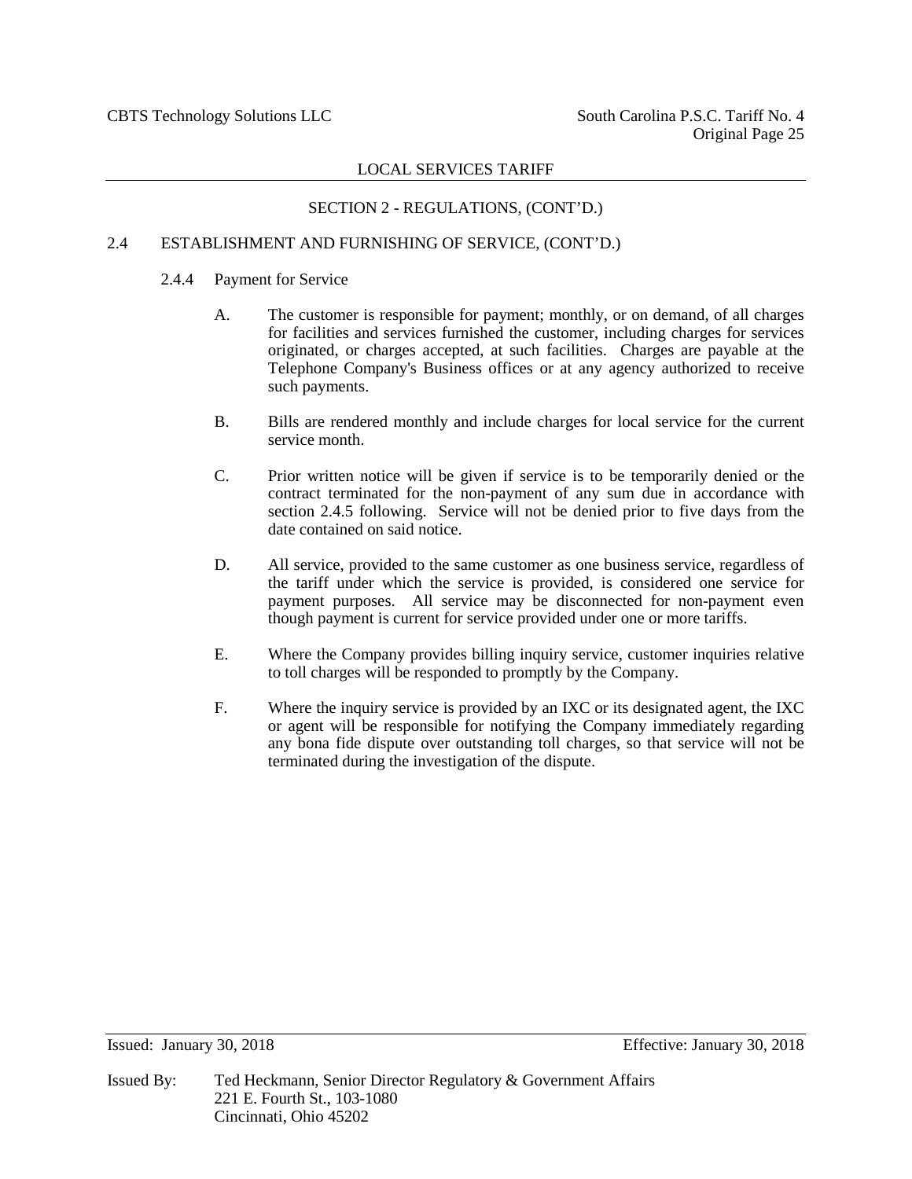## SECTION 2 - REGULATIONS, (CONT'D.)

### 2.4 ESTABLISHMENT AND FURNISHING OF SERVICE, (CONT'D.)

#### 2.4.4 Payment for Service

A. The customer is responsible for payment; monthly, or on demand, of all charges for facilities and services furnished the customer, including charges for services originated, or charges accepted, at such facilities. Charges are payable at the Telephone Company's Business offices or at any agency authorized to receive such payments.

B. Bills are rendered monthly and include charges for local service for the current service month.

C. Prior written notice will be given if service is to be temporarily denied or the contract terminated for the non-payment of any sum due in accordance with section 2.4.5 following. Service will not be denied prior to five days from the date contained on said notice.

D. All service, provided to the same customer as one business service, regardless of the tariff under which the service is provided, is considered one service for payment purposes. All service may be disconnected for non-payment even though payment is current for service provided under one or more tariffs.

E. Where the Company provides billing inquiry service, customer inquiries relative to toll charges will be responded to promptly by the Company.

F. Where the inquiry service is provided by an IXC or its designated agent, the IXC or agent will be responsible for notifying the Company immediately regarding any bona fide dispute over outstanding toll charges, so that service will not be terminated during the investigation of the dispute.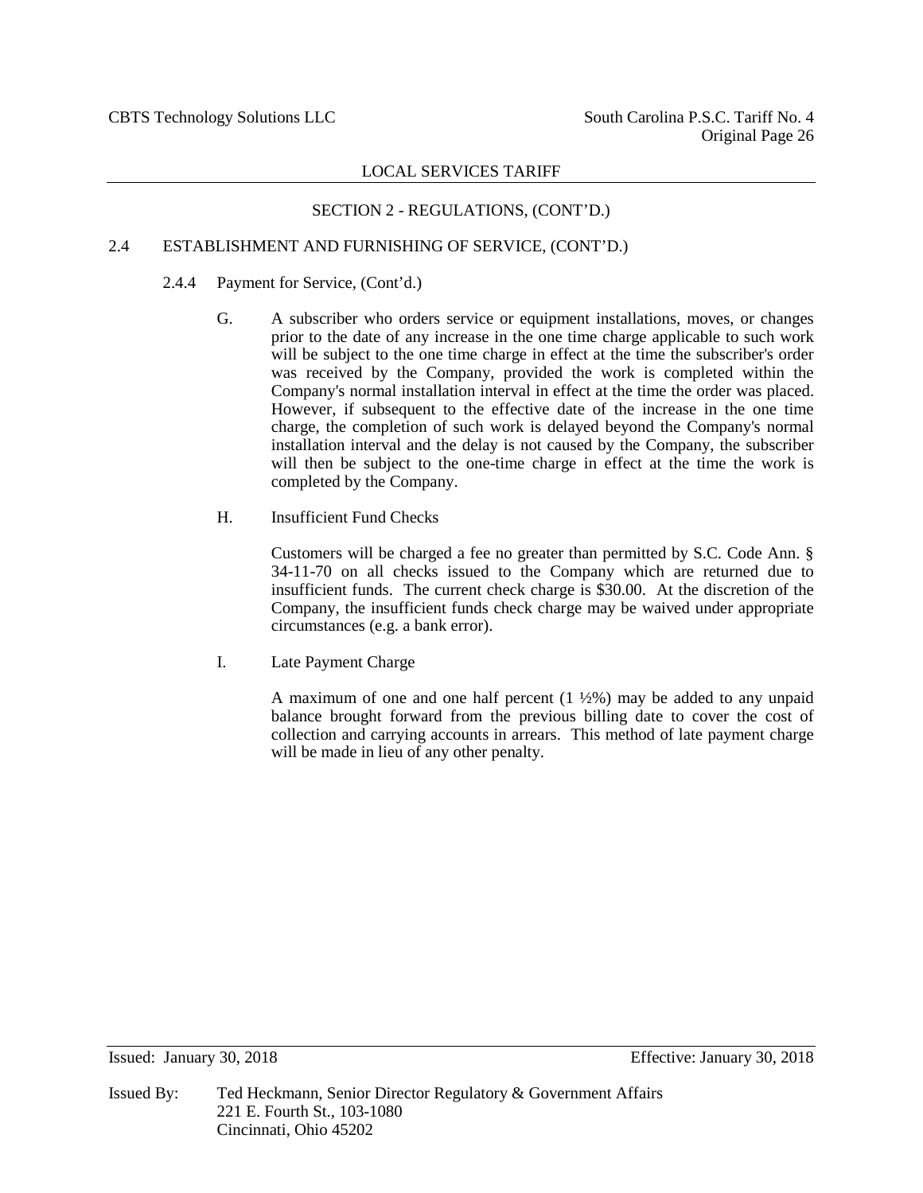## SECTION 2 - REGULATIONS, (CONT'D.)

### 2.4 ESTABLISHMENT AND FURNISHING OF SERVICE, (CONT'D.)

#### 2.4.4 Payment for Service, (Cont'd.)

G. A subscriber who orders service or equipment installations, moves, or changes prior to the date of any increase in the one time charge applicable to such work will be subject to the one time charge in effect at the time the subscriber's order was received by the Company, provided the work is completed within the Company's normal installation interval in effect at the time the order was placed. However, if subsequent to the effective date of the increase in the one time charge, the completion of such work is delayed beyond the Company's normal installation interval and the delay is not caused by the Company, the subscriber will then be subject to the one-time charge in effect at the time the work is completed by the Company.

H. Insufficient Fund Checks

Customers will be charged a fee no greater than permitted by S.C. Code Ann. § 34-11-70 on all checks issued to the Company which are returned due to insufficient funds. The current check charge is $30.00. At the discretion of the Company, the insufficient funds check charge may be waived under appropriate circumstances (e.g. a bank error).

I. Late Payment Charge

A maximum of one and one half percent (1 ½%) may be added to any unpaid balance brought forward from the previous billing date to cover the cost of collection and carrying accounts in arrears. This method of late payment charge will be made in lieu of any other penalty.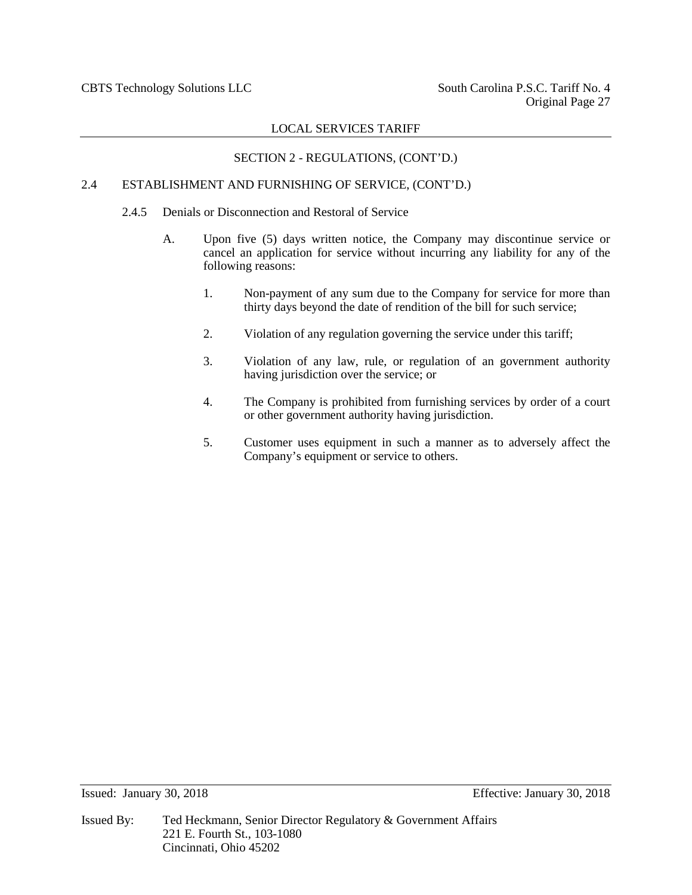LOCAL SERVICES TARIFF

SECTION 2 - REGULATIONS, (CONT'D.)

2.4 ESTABLISHMENT AND FURNISHING OF SERVICE, (CONT'D.)

2.4.5 Denials or Disconnection and Restoral of Service

A. Upon five (5) days written notice, the Company may discontinue service or cancel an application for service without incurring any liability for any of the following reasons:

1. Non-payment of any sum due to the Company for service for more than thirty days beyond the date of rendition of the bill for such service;

2. Violation of any regulation governing the service under this tariff;

3. Violation of any law, rule, or regulation of an government authority having jurisdiction over the service; or

4. The Company is prohibited from furnishing services by order of a court or other government authority having jurisdiction.

5. Customer uses equipment in such a manner as to adversely affect the Company's equipment or service to others.

Issued: January 30, 2018 Effective: January 30, 2018

Issued By: Ted Heckmann, Senior Director Regulatory & Government Affairs
221 E. Fourth St., 103-1080
Cincinnati, Ohio 45202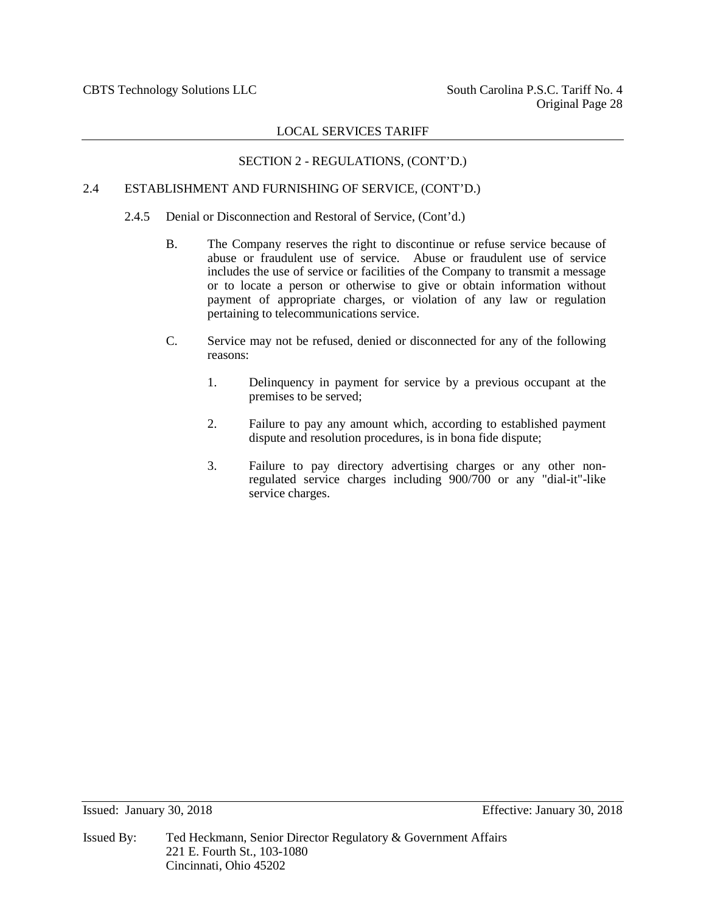## SECTION 2 - REGULATIONS, (CONT'D.)

### 2.4 ESTABLISHMENT AND FURNISHING OF SERVICE, (CONT'D.)

#### 2.4.5 Denial or Disconnection and Restoral of Service, (Cont'd.)

B. The Company reserves the right to discontinue or refuse service because of abuse or fraudulent use of service. Abuse or fraudulent use of service includes the use of service or facilities of the Company to transmit a message or to locate a person or otherwise to give or obtain information without payment of appropriate charges, or violation of any law or regulation pertaining to telecommunications service.

C. Service may not be refused, denied or disconnected for any of the following reasons:

1. Delinquency in payment for service by a previous occupant at the premises to be served;

2. Failure to pay any amount which, according to established payment dispute and resolution procedures, is in bona fide dispute;

3. Failure to pay directory advertising charges or any other non-regulated service charges including 900/700 or any "dial-it"-like service charges.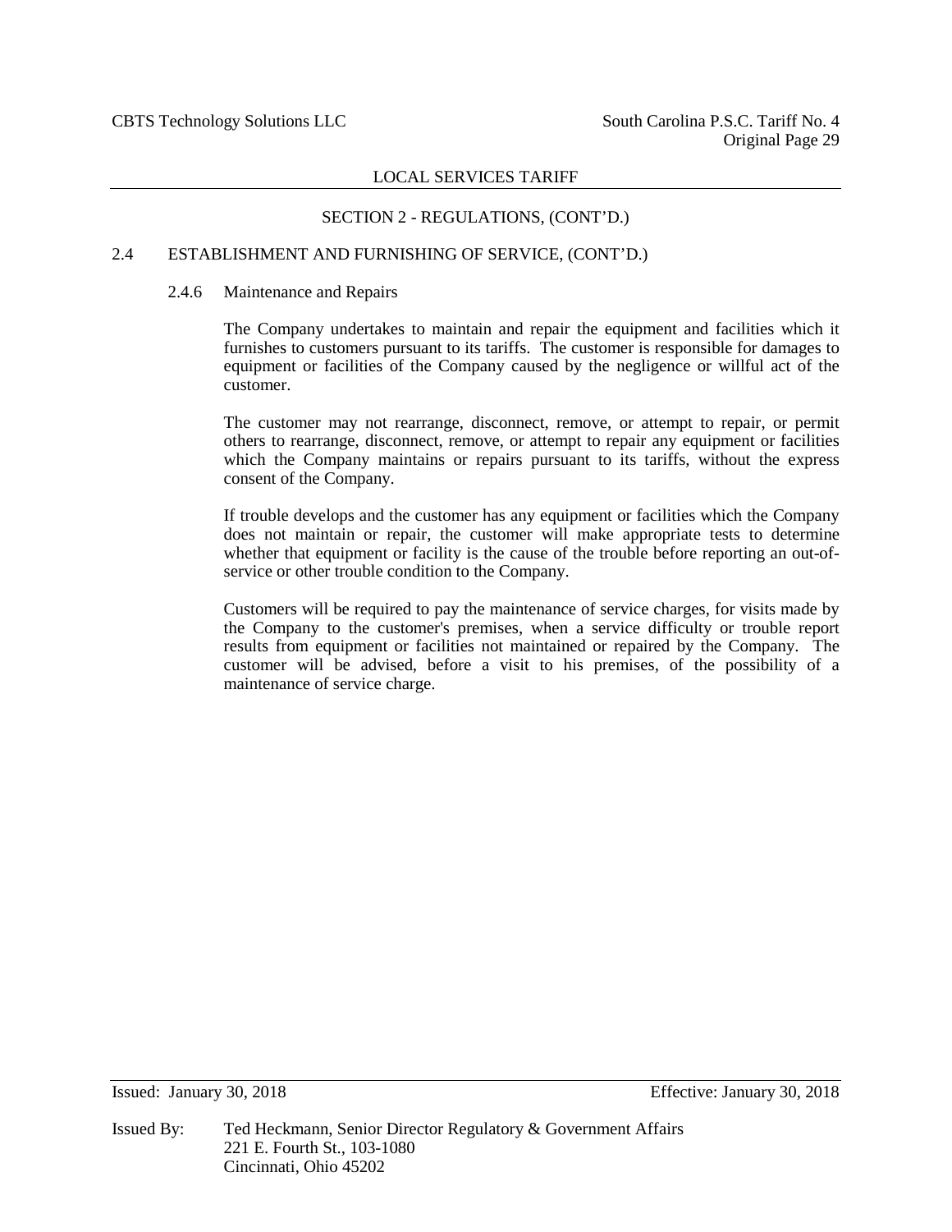## SECTION 2 - REGULATIONS, (CONT'D.)

### 2.4 ESTABLISHMENT AND FURNISHING OF SERVICE, (CONT'D.)

#### 2.4.6 Maintenance and Repairs

The Company undertakes to maintain and repair the equipment and facilities which it furnishes to customers pursuant to its tariffs. The customer is responsible for damages to equipment or facilities of the Company caused by the negligence or willful act of the customer.

The customer may not rearrange, disconnect, remove, or attempt to repair, or permit others to rearrange, disconnect, remove, or attempt to repair any equipment or facilities which the Company maintains or repairs pursuant to its tariffs, without the express consent of the Company.

If trouble develops and the customer has any equipment or facilities which the Company does not maintain or repair, the customer will make appropriate tests to determine whether that equipment or facility is the cause of the trouble before reporting an out-of-service or other trouble condition to the Company.

Customers will be required to pay the maintenance of service charges, for visits made by the Company to the customer's premises, when a service difficulty or trouble report results from equipment or facilities not maintained or repaired by the Company. The customer will be advised, before a visit to his premises, of the possibility of a maintenance of service charge.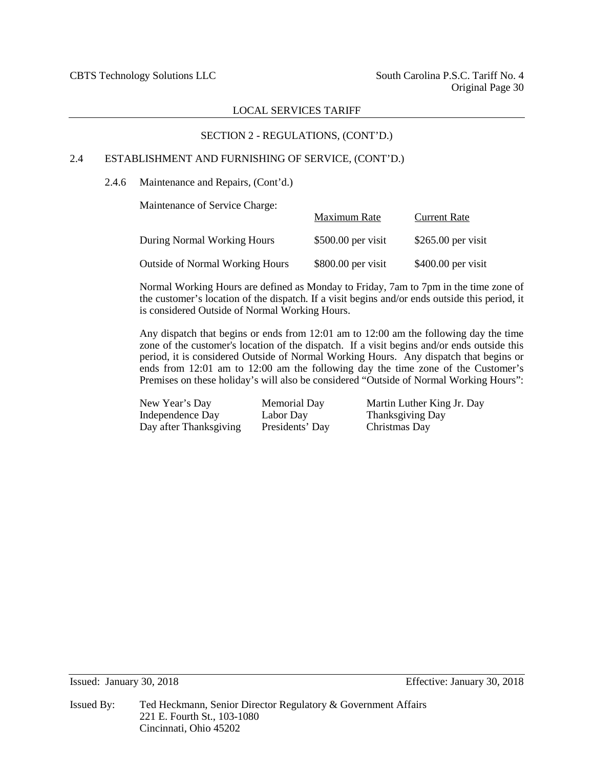## SECTION 2 - REGULATIONS, (CONT'D.)

### 2.4 ESTABLISHMENT AND FURNISHING OF SERVICE, (CONT'D.)

#### 2.4.6 Maintenance and Repairs, (Cont'd.)

Maintenance of Service Charge:

| | Maximum Rate | Current Rate |
|---|---|---|
| During Normal Working Hours | $500.00 per visit | $265.00 per visit |
| Outside of Normal Working Hours | $800.00 per visit | $400.00 per visit |

Normal Working Hours are defined as Monday to Friday, 7am to 7pm in the time zone of the customer's location of the dispatch. If a visit begins and/or ends outside this period, it is considered Outside of Normal Working Hours.

Any dispatch that begins or ends from 12:01 am to 12:00 am the following day the time zone of the customer's location of the dispatch. If a visit begins and/or ends outside this period, it is considered Outside of Normal Working Hours. Any dispatch that begins or ends from 12:01 am to 12:00 am the following day the time zone of the Customer's Premises on these holiday's will also be considered "Outside of Normal Working Hours":

| | | |
|---|---|---|
| New Year's Day | Memorial Day | Martin Luther King Jr. Day |
| Independence Day | Labor Day | Thanksgiving Day |
| Day after Thanksgiving | Presidents' Day | Christmas Day |

Issued: January 30, 2018 Effective: January 30, 2018

Issued By: Ted Heckmann, Senior Director Regulatory & Government Affairs
221 E. Fourth St., 103-1080
Cincinnati, Ohio 45202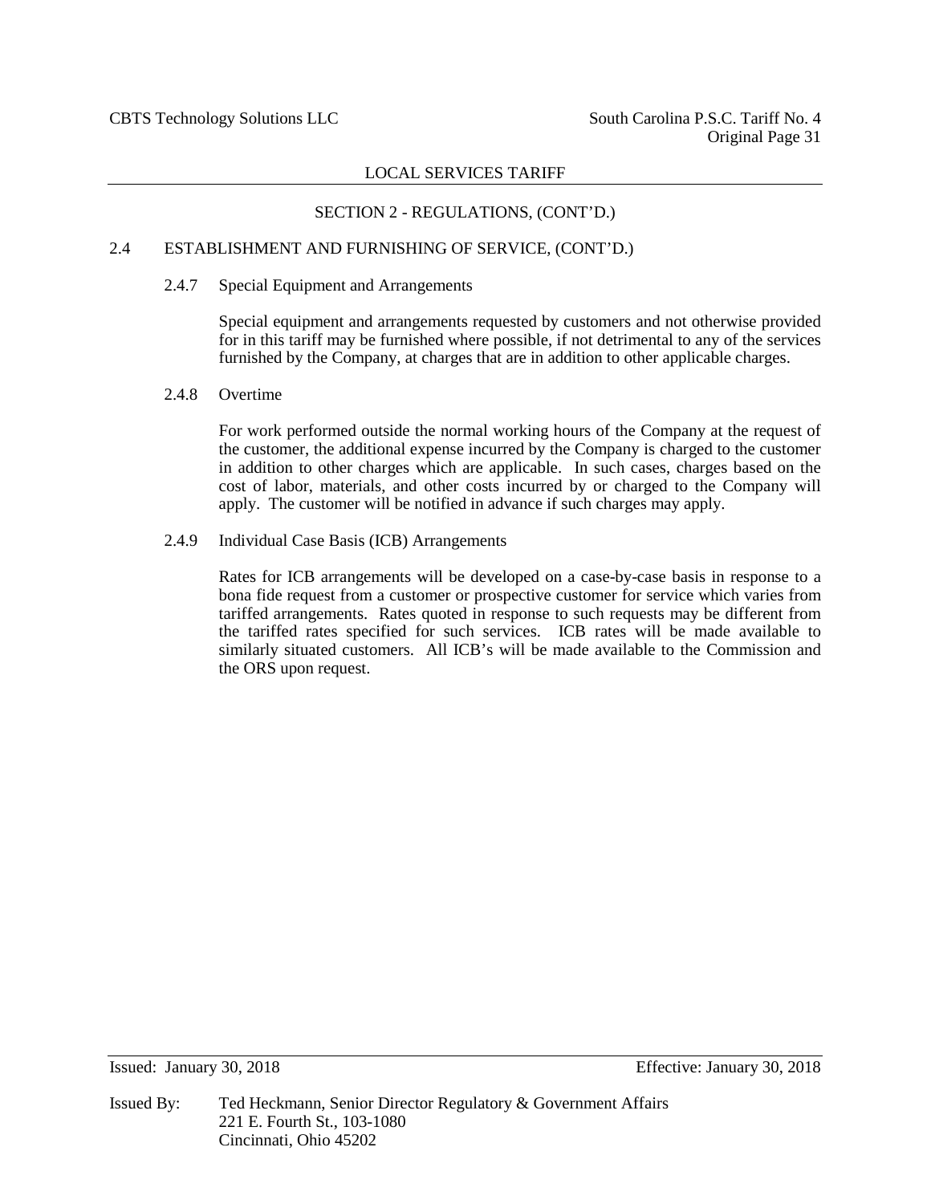## SECTION 2 - REGULATIONS, (CONT'D.)

### 2.4 ESTABLISHMENT AND FURNISHING OF SERVICE, (CONT'D.)

#### 2.4.7 Special Equipment and Arrangements

Special equipment and arrangements requested by customers and not otherwise provided for in this tariff may be furnished where possible, if not detrimental to any of the services furnished by the Company, at charges that are in addition to other applicable charges.

#### 2.4.8 Overtime

For work performed outside the normal working hours of the Company at the request of the customer, the additional expense incurred by the Company is charged to the customer in addition to other charges which are applicable. In such cases, charges based on the cost of labor, materials, and other costs incurred by or charged to the Company will apply. The customer will be notified in advance if such charges may apply.

#### 2.4.9 Individual Case Basis (ICB) Arrangements

Rates for ICB arrangements will be developed on a case-by-case basis in response to a bona fide request from a customer or prospective customer for service which varies from tariffed arrangements. Rates quoted in response to such requests may be different from the tariffed rates specified for such services. ICB rates will be made available to similarly situated customers. All ICB's will be made available to the Commission and the ORS upon request.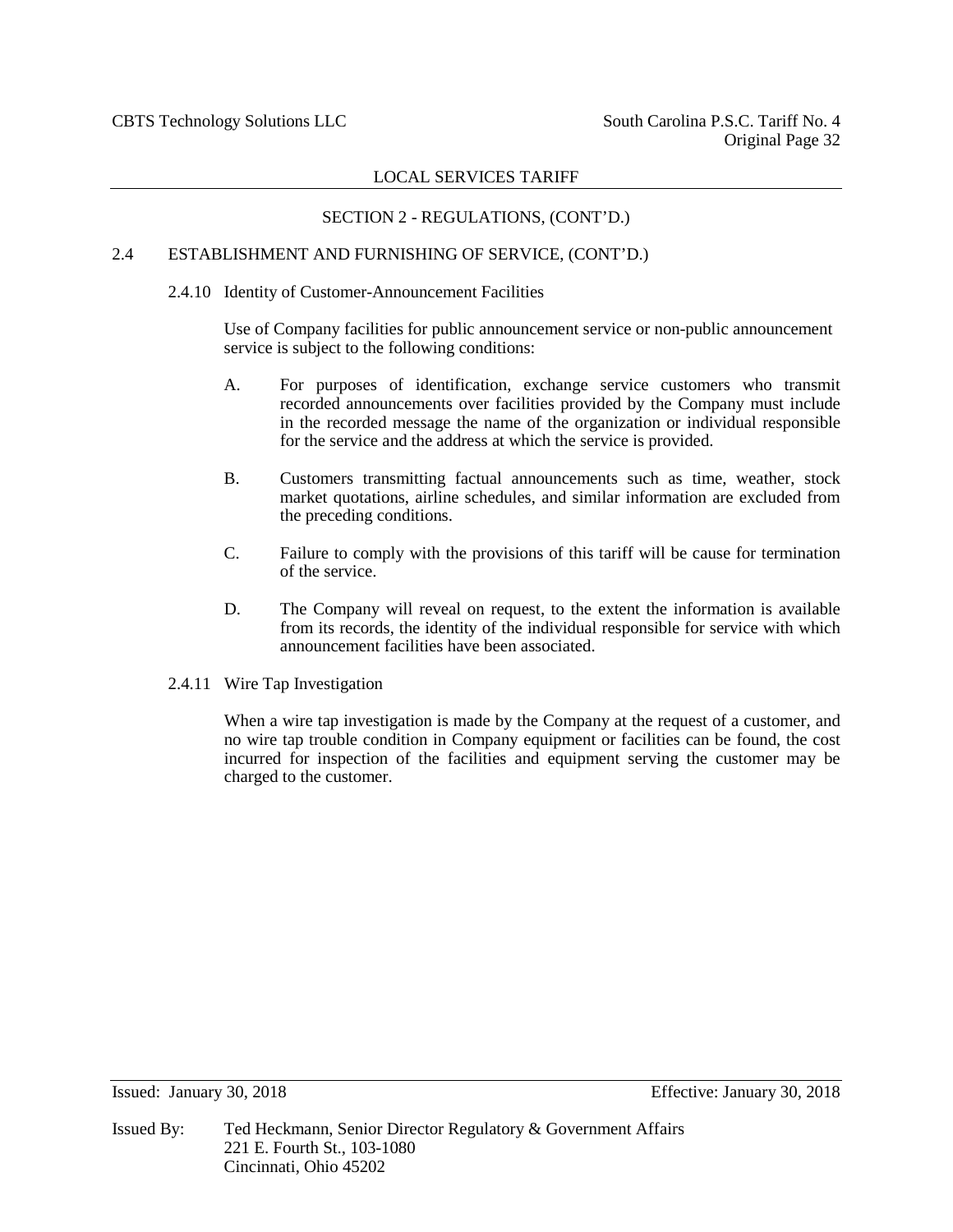## SECTION 2 - REGULATIONS, (CONT'D.)

### 2.4 ESTABLISHMENT AND FURNISHING OF SERVICE, (CONT'D.)

#### 2.4.10 Identity of Customer-Announcement Facilities

Use of Company facilities for public announcement service or non-public announcement service is subject to the following conditions:

A. For purposes of identification, exchange service customers who transmit recorded announcements over facilities provided by the Company must include in the recorded message the name of the organization or individual responsible for the service and the address at which the service is provided.

B. Customers transmitting factual announcements such as time, weather, stock market quotations, airline schedules, and similar information are excluded from the preceding conditions.

C. Failure to comply with the provisions of this tariff will be cause for termination of the service.

D. The Company will reveal on request, to the extent the information is available from its records, the identity of the individual responsible for service with which announcement facilities have been associated.

#### 2.4.11 Wire Tap Investigation

When a wire tap investigation is made by the Company at the request of a customer, and no wire tap trouble condition in Company equipment or facilities can be found, the cost incurred for inspection of the facilities and equipment serving the customer may be charged to the customer.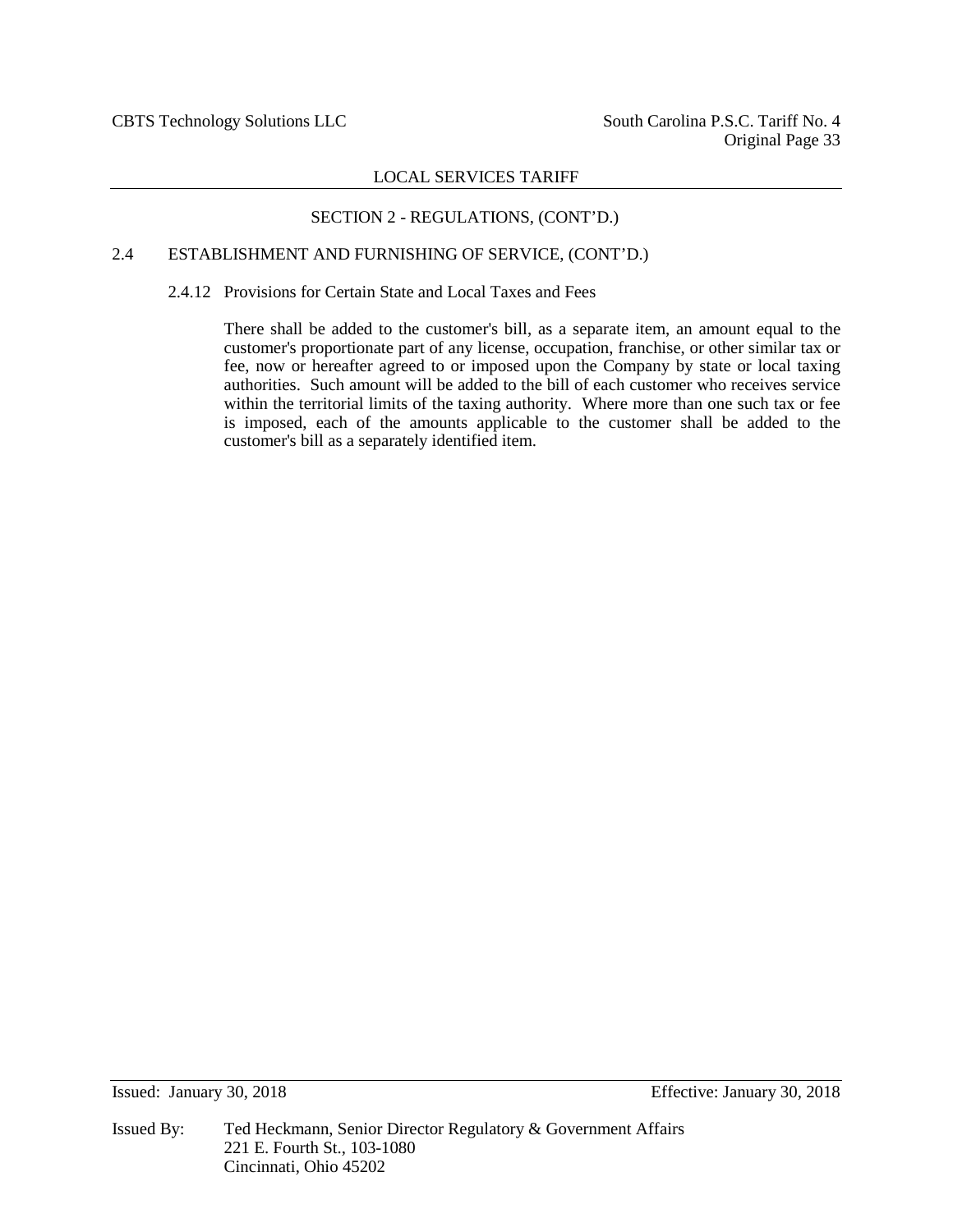## SECTION 2 - REGULATIONS, (CONT'D.)

### 2.4 ESTABLISHMENT AND FURNISHING OF SERVICE, (CONT'D.)

#### 2.4.12 Provisions for Certain State and Local Taxes and Fees

There shall be added to the customer's bill, as a separate item, an amount equal to the customer's proportionate part of any license, occupation, franchise, or other similar tax or fee, now or hereafter agreed to or imposed upon the Company by state or local taxing authorities. Such amount will be added to the bill of each customer who receives service within the territorial limits of the taxing authority. Where more than one such tax or fee is imposed, each of the amounts applicable to the customer shall be added to the customer's bill as a separately identified item.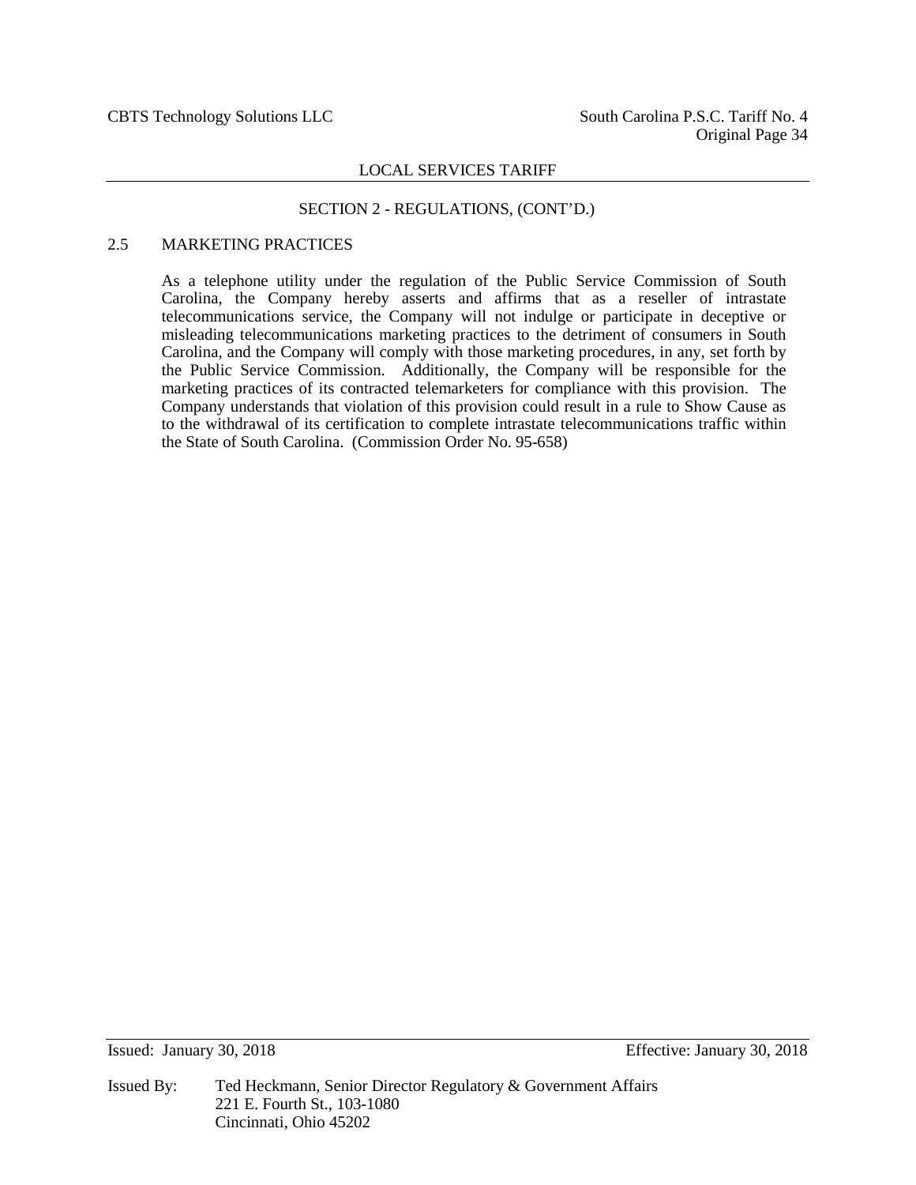LOCAL SERVICES TARIFF

SECTION 2 - REGULATIONS, (CONT'D.)

## 2.5 MARKETING PRACTICES

As a telephone utility under the regulation of the Public Service Commission of South Carolina, the Company hereby asserts and affirms that as a reseller of intrastate telecommunications service, the Company will not indulge or participate in deceptive or misleading telecommunications marketing practices to the detriment of consumers in South Carolina, and the Company will comply with those marketing procedures, in any, set forth by the Public Service Commission. Additionally, the Company will be responsible for the marketing practices of its contracted telemarketers for compliance with this provision. The Company understands that violation of this provision could result in a rule to Show Cause as to the withdrawal of its certification to complete intrastate telecommunications traffic within the State of South Carolina. (Commission Order No. 95-658)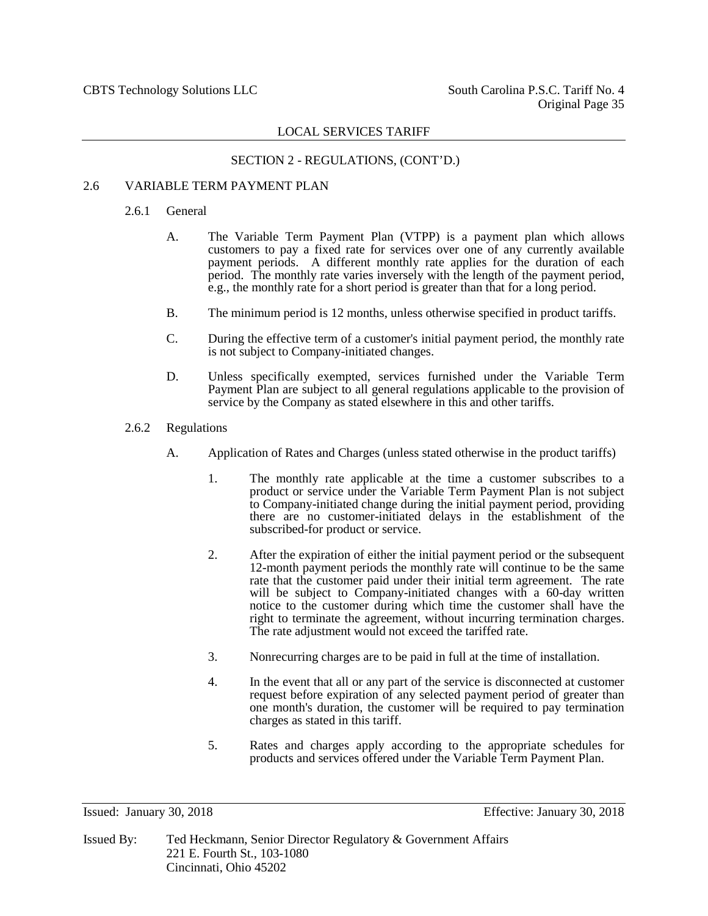## LOCAL SERVICES TARIFF

### SECTION 2 - REGULATIONS, (CONT'D.)

### 2.6 VARIABLE TERM PAYMENT PLAN

#### 2.6.1 General

A. The Variable Term Payment Plan (VTPP) is a payment plan which allows customers to pay a fixed rate for services over one of any currently available payment periods. A different monthly rate applies for the duration of each period. The monthly rate varies inversely with the length of the payment period, e.g., the monthly rate for a short period is greater than that for a long period.

B. The minimum period is 12 months, unless otherwise specified in product tariffs.

C. During the effective term of a customer's initial payment period, the monthly rate is not subject to Company-initiated changes.

D. Unless specifically exempted, services furnished under the Variable Term Payment Plan are subject to all general regulations applicable to the provision of service by the Company as stated elsewhere in this and other tariffs.

#### 2.6.2 Regulations

A. Application of Rates and Charges (unless stated otherwise in the product tariffs)

1. The monthly rate applicable at the time a customer subscribes to a product or service under the Variable Term Payment Plan is not subject to Company-initiated change during the initial payment period, providing there are no customer-initiated delays in the establishment of the subscribed-for product or service.

2. After the expiration of either the initial payment period or the subsequent 12-month payment periods the monthly rate will continue to be the same rate that the customer paid under their initial term agreement. The rate will be subject to Company-initiated changes with a 60-day written notice to the customer during which time the customer shall have the right to terminate the agreement, without incurring termination charges. The rate adjustment would not exceed the tariffed rate.

3. Nonrecurring charges are to be paid in full at the time of installation.

4. In the event that all or any part of the service is disconnected at customer request before expiration of any selected payment period of greater than one month's duration, the customer will be required to pay termination charges as stated in this tariff.

5. Rates and charges apply according to the appropriate schedules for products and services offered under the Variable Term Payment Plan.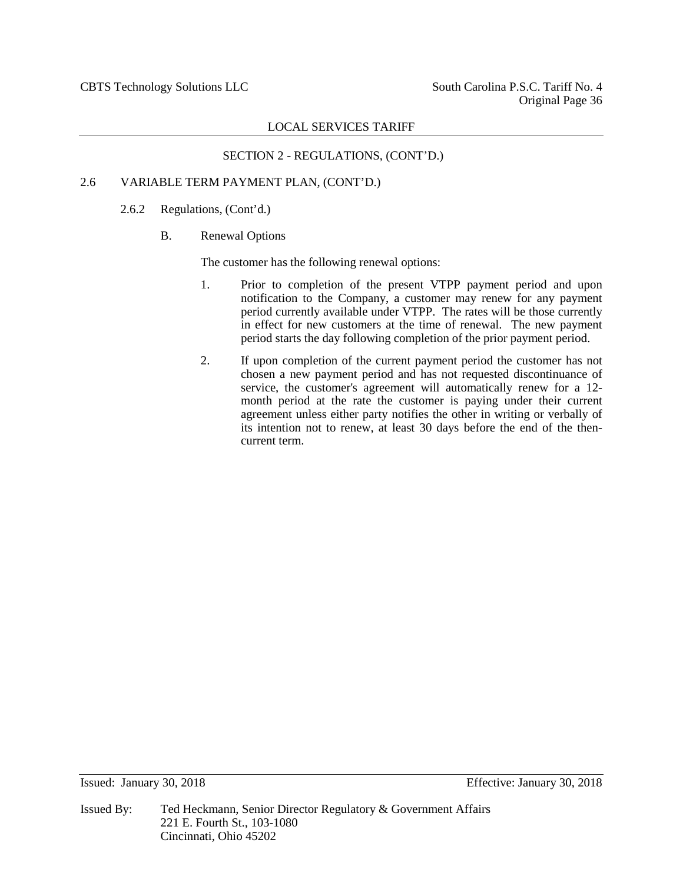## SECTION 2 - REGULATIONS, (CONT'D.)

### 2.6 VARIABLE TERM PAYMENT PLAN, (CONT'D.)

#### 2.6.2 Regulations, (Cont'd.)

B. Renewal Options

The customer has the following renewal options:

1. Prior to completion of the present VTPP payment period and upon notification to the Company, a customer may renew for any payment period currently available under VTPP. The rates will be those currently in effect for new customers at the time of renewal. The new payment period starts the day following completion of the prior payment period.

2. If upon completion of the current payment period the customer has not chosen a new payment period and has not requested discontinuance of service, the customer's agreement will automatically renew for a 12-month period at the rate the customer is paying under their current agreement unless either party notifies the other in writing or verbally of its intention not to renew, at least 30 days before the end of the then-current term.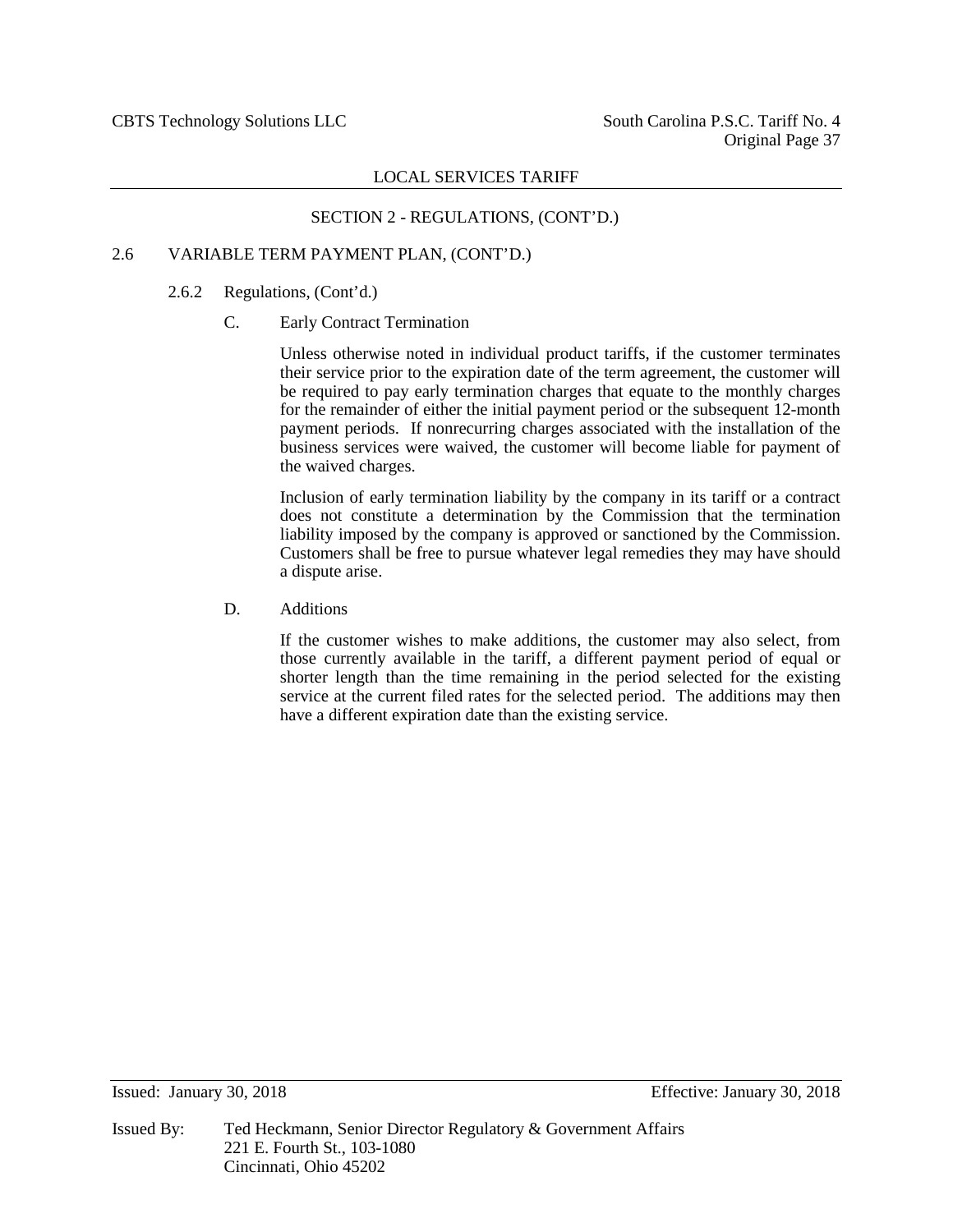## LOCAL SERVICES TARIFF

### SECTION 2 - REGULATIONS, (CONT'D.)

#### 2.6 VARIABLE TERM PAYMENT PLAN, (CONT'D.)

##### 2.6.2 Regulations, (Cont'd.)

C. Early Contract Termination

Unless otherwise noted in individual product tariffs, if the customer terminates their service prior to the expiration date of the term agreement, the customer will be required to pay early termination charges that equate to the monthly charges for the remainder of either the initial payment period or the subsequent 12-month payment periods. If nonrecurring charges associated with the installation of the business services were waived, the customer will become liable for payment of the waived charges.

Inclusion of early termination liability by the company in its tariff or a contract does not constitute a determination by the Commission that the termination liability imposed by the company is approved or sanctioned by the Commission. Customers shall be free to pursue whatever legal remedies they may have should a dispute arise.

D. Additions

If the customer wishes to make additions, the customer may also select, from those currently available in the tariff, a different payment period of equal or shorter length than the time remaining in the period selected for the existing service at the current filed rates for the selected period. The additions may then have a different expiration date than the existing service.

Issued: January 30, 2018 Effective: January 30, 2018

Issued By: Ted Heckmann, Senior Director Regulatory & Government Affairs
221 E. Fourth St., 103-1080
Cincinnati, Ohio 45202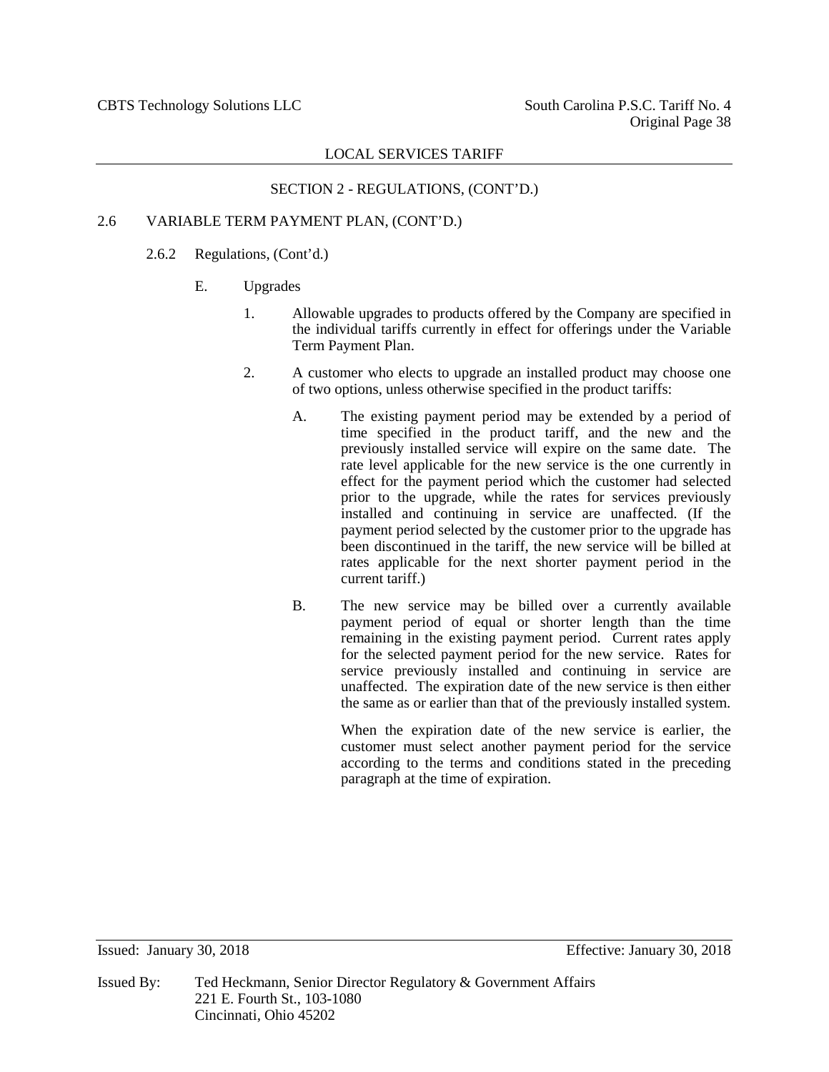LOCAL SERVICES TARIFF

SECTION 2 - REGULATIONS, (CONT'D.)

2.6 VARIABLE TERM PAYMENT PLAN, (CONT'D.)

2.6.2 Regulations, (Cont'd.)

E. Upgrades

1. Allowable upgrades to products offered by the Company are specified in the individual tariffs currently in effect for offerings under the Variable Term Payment Plan.

2. A customer who elects to upgrade an installed product may choose one of two options, unless otherwise specified in the product tariffs:

A. The existing payment period may be extended by a period of time specified in the product tariff, and the new and the previously installed service will expire on the same date. The rate level applicable for the new service is the one currently in effect for the payment period which the customer had selected prior to the upgrade, while the rates for services previously installed and continuing in service are unaffected. (If the payment period selected by the customer prior to the upgrade has been discontinued in the tariff, the new service will be billed at rates applicable for the next shorter payment period in the current tariff.)

B. The new service may be billed over a currently available payment period of equal or shorter length than the time remaining in the existing payment period. Current rates apply for the selected payment period for the new service. Rates for service previously installed and continuing in service are unaffected. The expiration date of the new service is then either the same as or earlier than that of the previously installed system.

When the expiration date of the new service is earlier, the customer must select another payment period for the service according to the terms and conditions stated in the preceding paragraph at the time of expiration.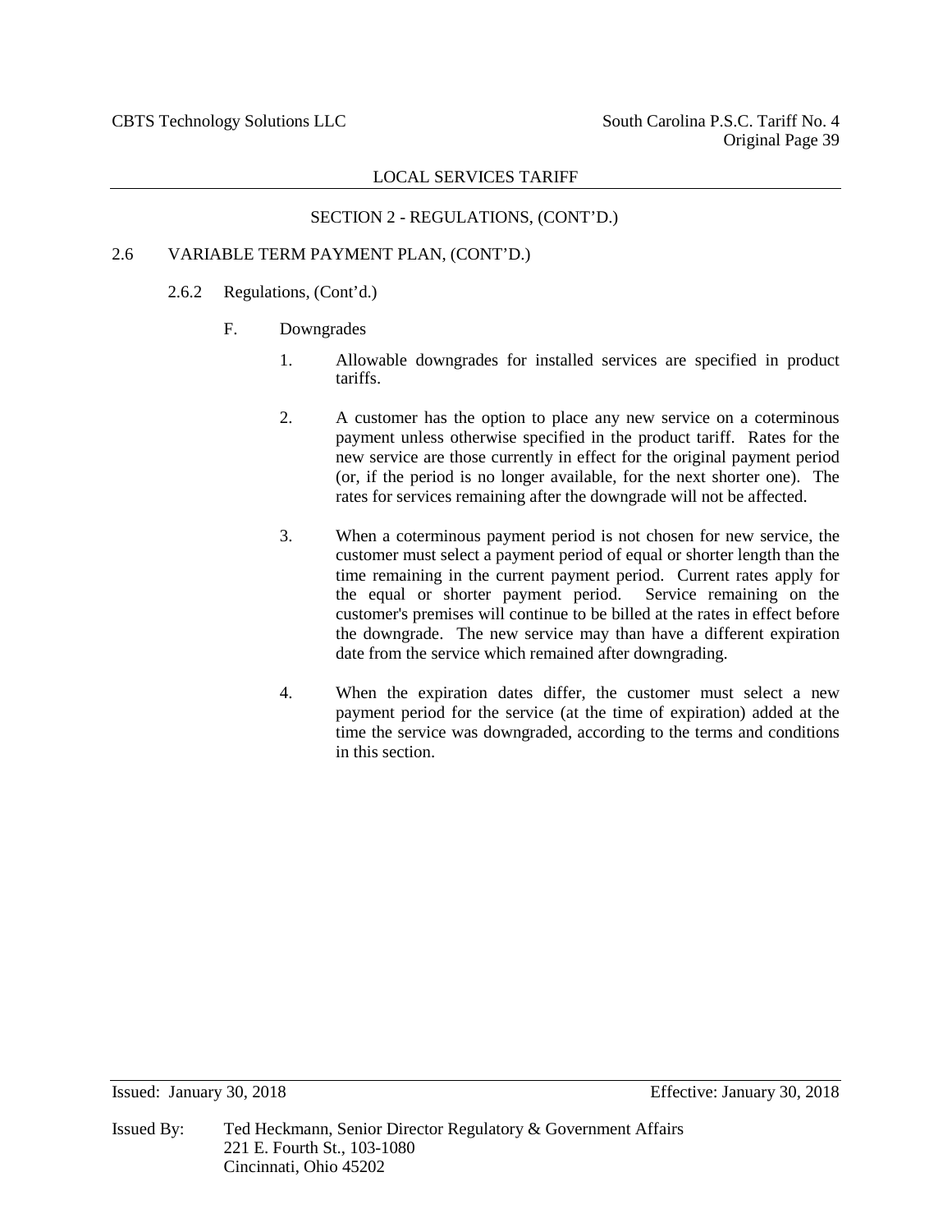## SECTION 2 - REGULATIONS, (CONT'D.)

### 2.6 VARIABLE TERM PAYMENT PLAN, (CONT'D.)

#### 2.6.2 Regulations, (Cont'd.)

F. Downgrades

1. Allowable downgrades for installed services are specified in product tariffs.

2. A customer has the option to place any new service on a coterminous payment unless otherwise specified in the product tariff. Rates for the new service are those currently in effect for the original payment period (or, if the period is no longer available, for the next shorter one). The rates for services remaining after the downgrade will not be affected.

3. When a coterminous payment period is not chosen for new service, the customer must select a payment period of equal or shorter length than the time remaining in the current payment period. Current rates apply for the equal or shorter payment period. Service remaining on the customer's premises will continue to be billed at the rates in effect before the downgrade. The new service may than have a different expiration date from the service which remained after downgrading.

4. When the expiration dates differ, the customer must select a new payment period for the service (at the time of expiration) added at the time the service was downgraded, according to the terms and conditions in this section.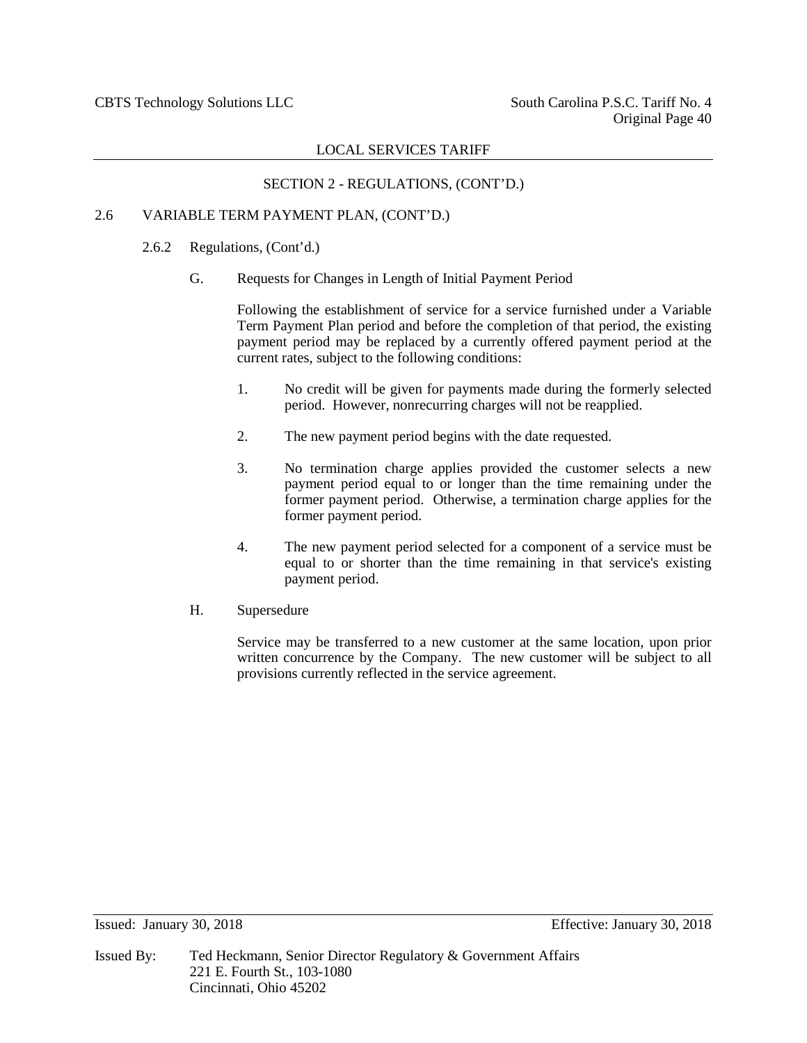## SECTION 2 - REGULATIONS, (CONT'D.)

### 2.6 VARIABLE TERM PAYMENT PLAN, (CONT'D.)

#### 2.6.2 Regulations, (Cont'd.)

G. Requests for Changes in Length of Initial Payment Period

Following the establishment of service for a service furnished under a Variable Term Payment Plan period and before the completion of that period, the existing payment period may be replaced by a currently offered payment period at the current rates, subject to the following conditions:

1. No credit will be given for payments made during the formerly selected period. However, nonrecurring charges will not be reapplied.

2. The new payment period begins with the date requested.

3. No termination charge applies provided the customer selects a new payment period equal to or longer than the time remaining under the former payment period. Otherwise, a termination charge applies for the former payment period.

4. The new payment period selected for a component of a service must be equal to or shorter than the time remaining in that service's existing payment period.

H. Supersedure

Service may be transferred to a new customer at the same location, upon prior written concurrence by the Company. The new customer will be subject to all provisions currently reflected in the service agreement.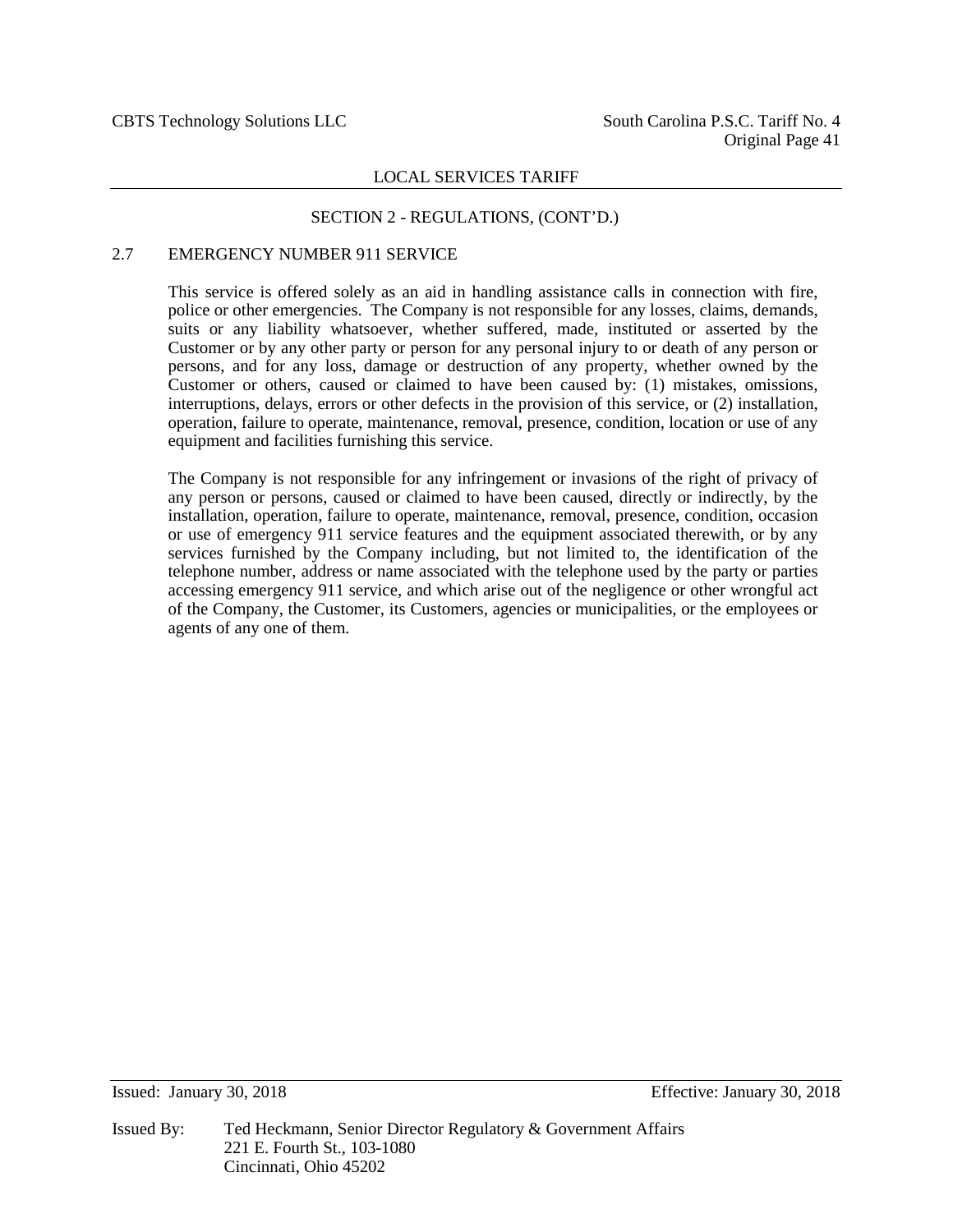## SECTION 2 - REGULATIONS, (CONT'D.)

### 2.7 EMERGENCY NUMBER 911 SERVICE

This service is offered solely as an aid in handling assistance calls in connection with fire, police or other emergencies. The Company is not responsible for any losses, claims, demands, suits or any liability whatsoever, whether suffered, made, instituted or asserted by the Customer or by any other party or person for any personal injury to or death of any person or persons, and for any loss, damage or destruction of any property, whether owned by the Customer or others, caused or claimed to have been caused by: (1) mistakes, omissions, interruptions, delays, errors or other defects in the provision of this service, or (2) installation, operation, failure to operate, maintenance, removal, presence, condition, location or use of any equipment and facilities furnishing this service.

The Company is not responsible for any infringement or invasions of the right of privacy of any person or persons, caused or claimed to have been caused, directly or indirectly, by the installation, operation, failure to operate, maintenance, removal, presence, condition, occasion or use of emergency 911 service features and the equipment associated therewith, or by any services furnished by the Company including, but not limited to, the identification of the telephone number, address or name associated with the telephone used by the party or parties accessing emergency 911 service, and which arise out of the negligence or other wrongful act of the Company, the Customer, its Customers, agencies or municipalities, or the employees or agents of any one of them.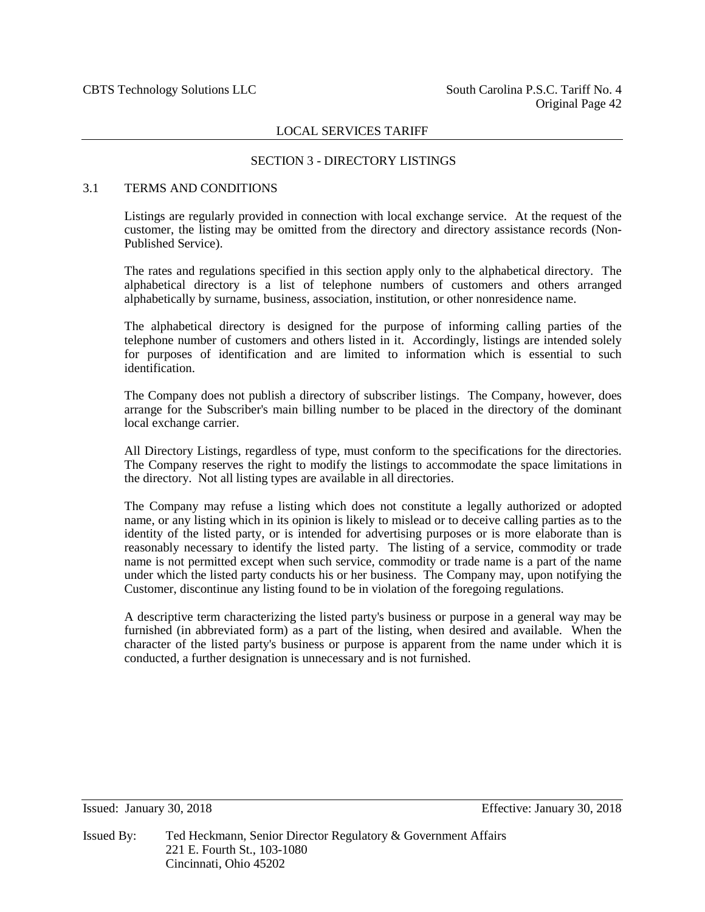## SECTION 3 - DIRECTORY LISTINGS

### 3.1 TERMS AND CONDITIONS

Listings are regularly provided in connection with local exchange service. At the request of the customer, the listing may be omitted from the directory and directory assistance records (Non-Published Service).

The rates and regulations specified in this section apply only to the alphabetical directory. The alphabetical directory is a list of telephone numbers of customers and others arranged alphabetically by surname, business, association, institution, or other nonresidence name.

The alphabetical directory is designed for the purpose of informing calling parties of the telephone number of customers and others listed in it. Accordingly, listings are intended solely for purposes of identification and are limited to information which is essential to such identification.

The Company does not publish a directory of subscriber listings. The Company, however, does arrange for the Subscriber's main billing number to be placed in the directory of the dominant local exchange carrier.

All Directory Listings, regardless of type, must conform to the specifications for the directories. The Company reserves the right to modify the listings to accommodate the space limitations in the directory. Not all listing types are available in all directories.

The Company may refuse a listing which does not constitute a legally authorized or adopted name, or any listing which in its opinion is likely to mislead or to deceive calling parties as to the identity of the listed party, or is intended for advertising purposes or is more elaborate than is reasonably necessary to identify the listed party. The listing of a service, commodity or trade name is not permitted except when such service, commodity or trade name is a part of the name under which the listed party conducts his or her business. The Company may, upon notifying the Customer, discontinue any listing found to be in violation of the foregoing regulations.

A descriptive term characterizing the listed party's business or purpose in a general way may be furnished (in abbreviated form) as a part of the listing, when desired and available. When the character of the listed party's business or purpose is apparent from the name under which it is conducted, a further designation is unnecessary and is not furnished.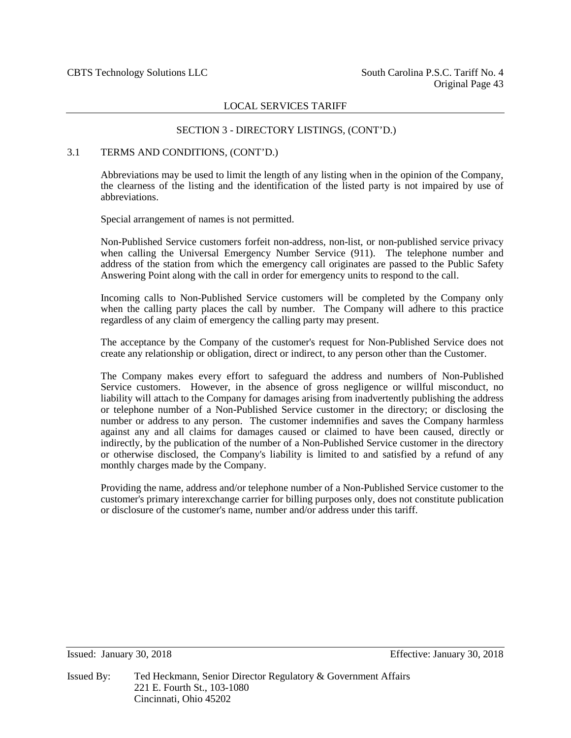## LOCAL SERVICES TARIFF

### SECTION 3 - DIRECTORY LISTINGS, (CONT'D.)

3.1 TERMS AND CONDITIONS, (CONT'D.)

Abbreviations may be used to limit the length of any listing when in the opinion of the Company, the clearness of the listing and the identification of the listed party is not impaired by use of abbreviations.

Special arrangement of names is not permitted.

Non-Published Service customers forfeit non-address, non-list, or non-published service privacy when calling the Universal Emergency Number Service (911). The telephone number and address of the station from which the emergency call originates are passed to the Public Safety Answering Point along with the call in order for emergency units to respond to the call.

Incoming calls to Non-Published Service customers will be completed by the Company only when the calling party places the call by number. The Company will adhere to this practice regardless of any claim of emergency the calling party may present.

The acceptance by the Company of the customer's request for Non-Published Service does not create any relationship or obligation, direct or indirect, to any person other than the Customer.

The Company makes every effort to safeguard the address and numbers of Non-Published Service customers. However, in the absence of gross negligence or willful misconduct, no liability will attach to the Company for damages arising from inadvertently publishing the address or telephone number of a Non-Published Service customer in the directory; or disclosing the number or address to any person. The customer indemnifies and saves the Company harmless against any and all claims for damages caused or claimed to have been caused, directly or indirectly, by the publication of the number of a Non-Published Service customer in the directory or otherwise disclosed, the Company's liability is limited to and satisfied by a refund of any monthly charges made by the Company.

Providing the name, address and/or telephone number of a Non-Published Service customer to the customer's primary interexchange carrier for billing purposes only, does not constitute publication or disclosure of the customer's name, number and/or address under this tariff.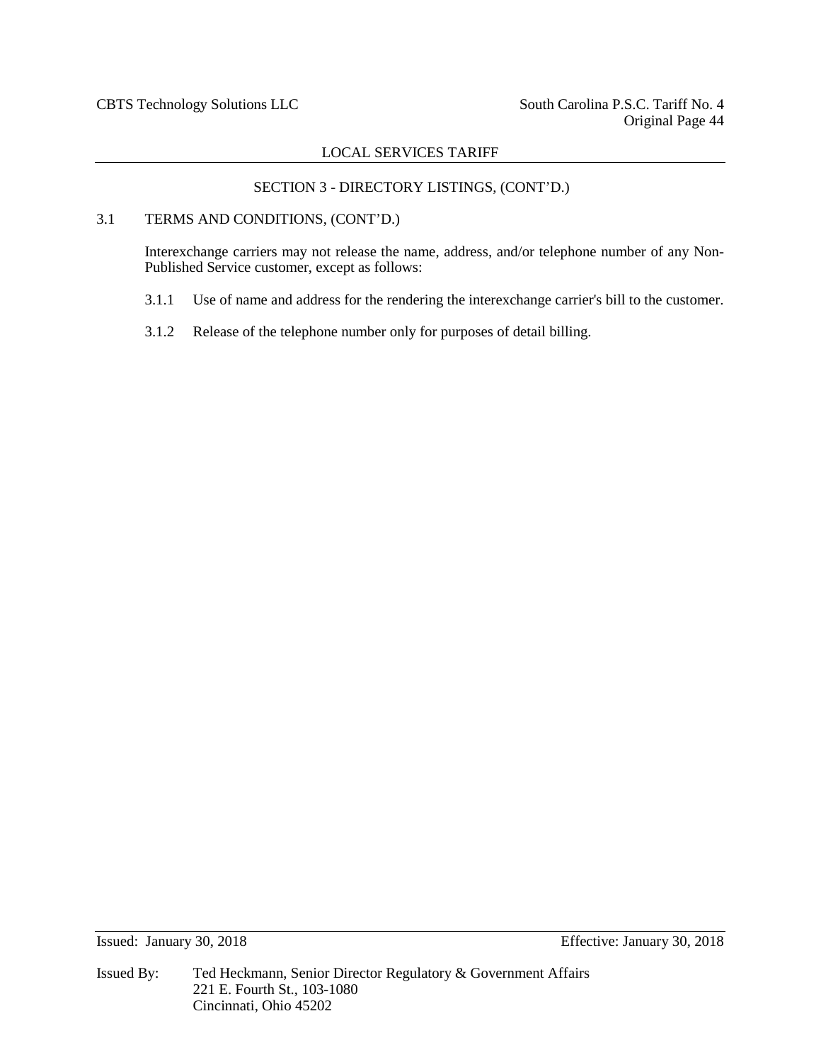## SECTION 3 - DIRECTORY LISTINGS, (CONT'D.)

### 3.1 TERMS AND CONDITIONS, (CONT'D.)

Interexchange carriers may not release the name, address, and/or telephone number of any Non-Published Service customer, except as follows:

3.1.1 Use of name and address for the rendering the interexchange carrier's bill to the customer.

3.1.2 Release of the telephone number only for purposes of detail billing.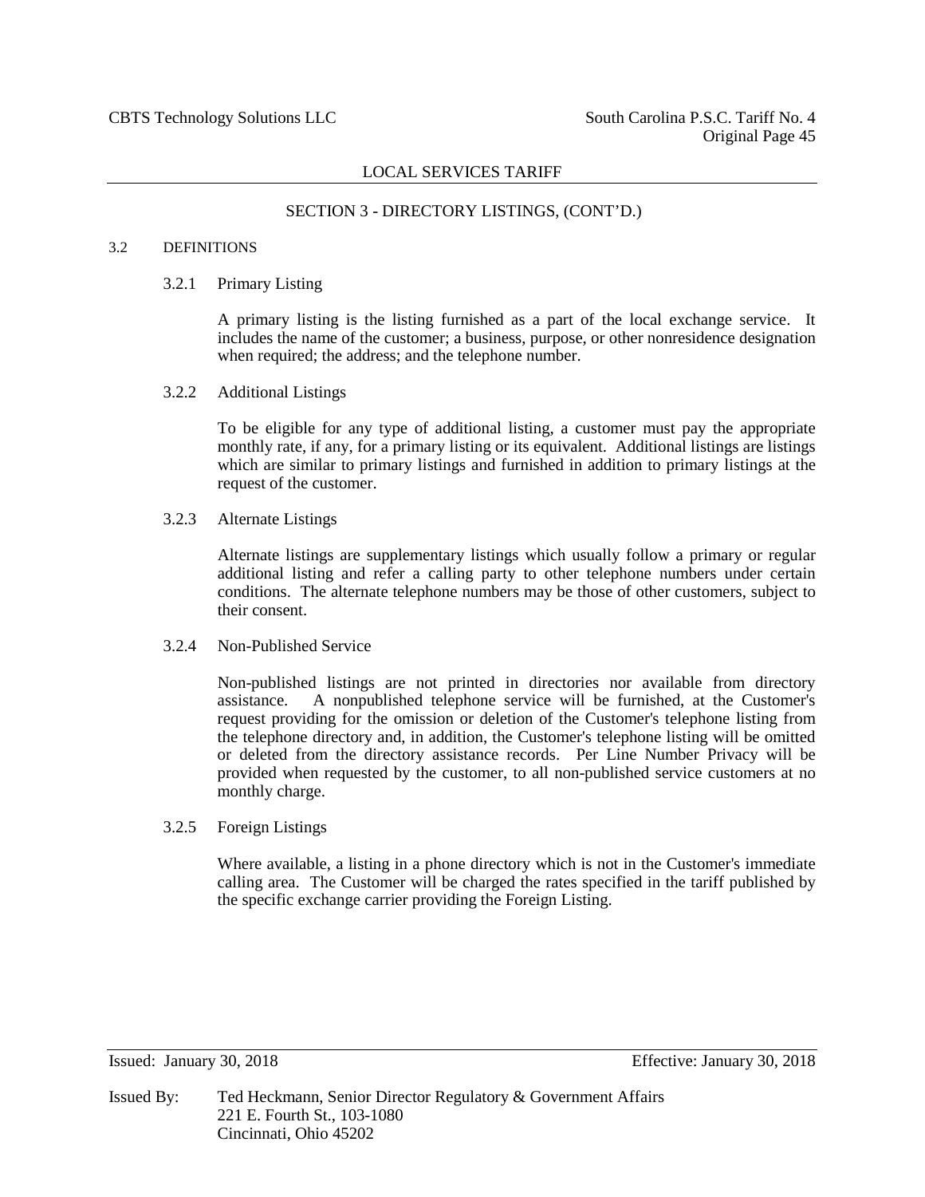## SECTION 3 - DIRECTORY LISTINGS, (CONT'D.)

### 3.2 DEFINITIONS

#### 3.2.1 Primary Listing

A primary listing is the listing furnished as a part of the local exchange service. It includes the name of the customer; a business, purpose, or other nonresidence designation when required; the address; and the telephone number.

#### 3.2.2 Additional Listings

To be eligible for any type of additional listing, a customer must pay the appropriate monthly rate, if any, for a primary listing or its equivalent. Additional listings are listings which are similar to primary listings and furnished in addition to primary listings at the request of the customer.

#### 3.2.3 Alternate Listings

Alternate listings are supplementary listings which usually follow a primary or regular additional listing and refer a calling party to other telephone numbers under certain conditions. The alternate telephone numbers may be those of other customers, subject to their consent.

#### 3.2.4 Non-Published Service

Non-published listings are not printed in directories nor available from directory assistance. A nonpublished telephone service will be furnished, at the Customer's request providing for the omission or deletion of the Customer's telephone listing from the telephone directory and, in addition, the Customer's telephone listing will be omitted or deleted from the directory assistance records. Per Line Number Privacy will be provided when requested by the customer, to all non-published service customers at no monthly charge.

#### 3.2.5 Foreign Listings

Where available, a listing in a phone directory which is not in the Customer's immediate calling area. The Customer will be charged the rates specified in the tariff published by the specific exchange carrier providing the Foreign Listing.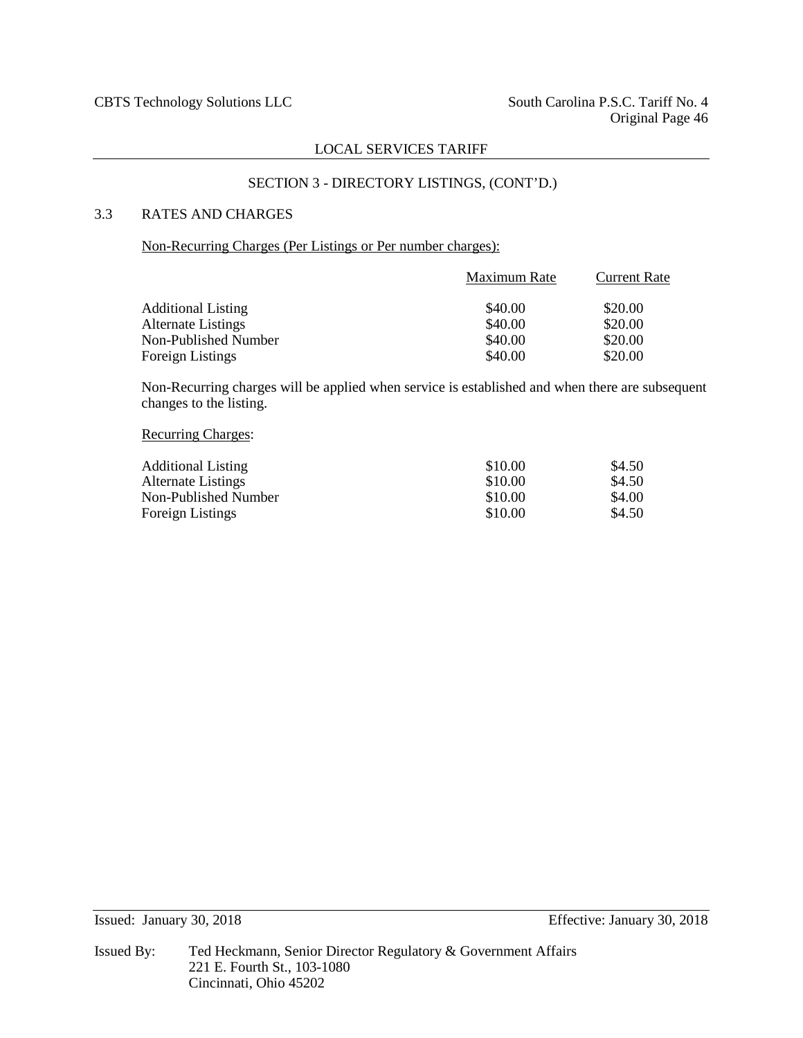## SECTION 3 - DIRECTORY LISTINGS, (CONT'D.)

### 3.3 RATES AND CHARGES

Non-Recurring Charges (Per Listings or Per number charges):

| | Maximum Rate | Current Rate |
|---|---|---|
| Additional Listing | $40.00 | $20.00 |
| Alternate Listings | $40.00 | $20.00 |
| Non-Published Number | $40.00 | $20.00 |
| Foreign Listings | $40.00 | $20.00 |

Non-Recurring charges will be applied when service is established and when there are subsequent changes to the listing.

Recurring Charges:

| | Maximum Rate | Current Rate |
|---|---|---|
| Additional Listing | $10.00 | $4.50 |
| Alternate Listings | $10.00 | $4.50 |
| Non-Published Number | $10.00 | $4.00 |
| Foreign Listings | $10.00 | $4.50 |

Issued: January 30, 2018 Effective: January 30, 2018

Issued By: Ted Heckmann, Senior Director Regulatory & Government Affairs
221 E. Fourth St., 103-1080
Cincinnati, Ohio 45202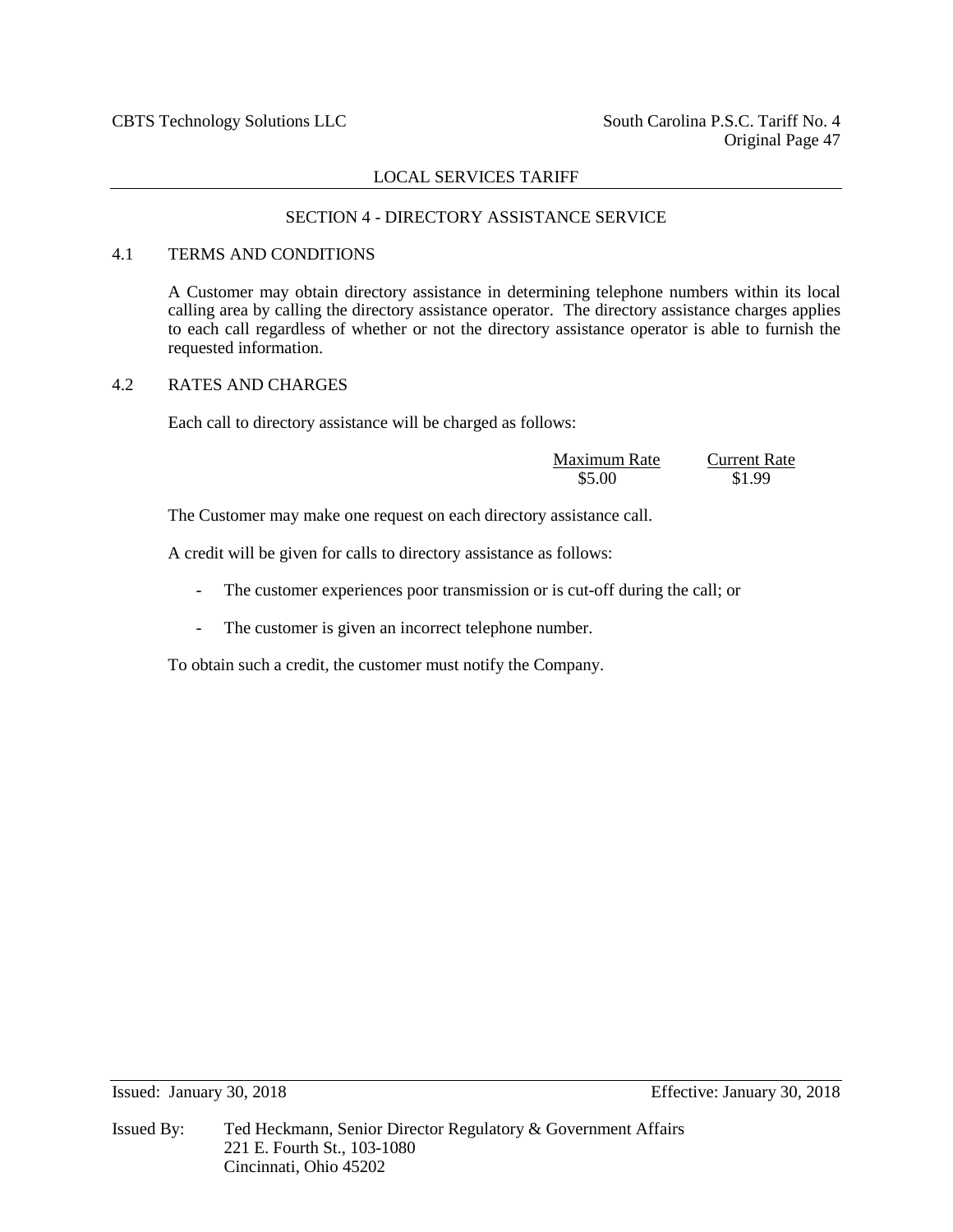## LOCAL SERVICES TARIFF

### SECTION 4 - DIRECTORY ASSISTANCE SERVICE

### 4.1 TERMS AND CONDITIONS

A Customer may obtain directory assistance in determining telephone numbers within its local calling area by calling the directory assistance operator. The directory assistance charges applies to each call regardless of whether or not the directory assistance operator is able to furnish the requested information.

### 4.2 RATES AND CHARGES

Each call to directory assistance will be charged as follows:

| Maximum Rate | Current Rate |
|---|---|
| $5.00 | $1.99 |

The Customer may make one request on each directory assistance call.

A credit will be given for calls to directory assistance as follows:

- The customer experiences poor transmission or is cut-off during the call; or
- The customer is given an incorrect telephone number.

To obtain such a credit, the customer must notify the Company.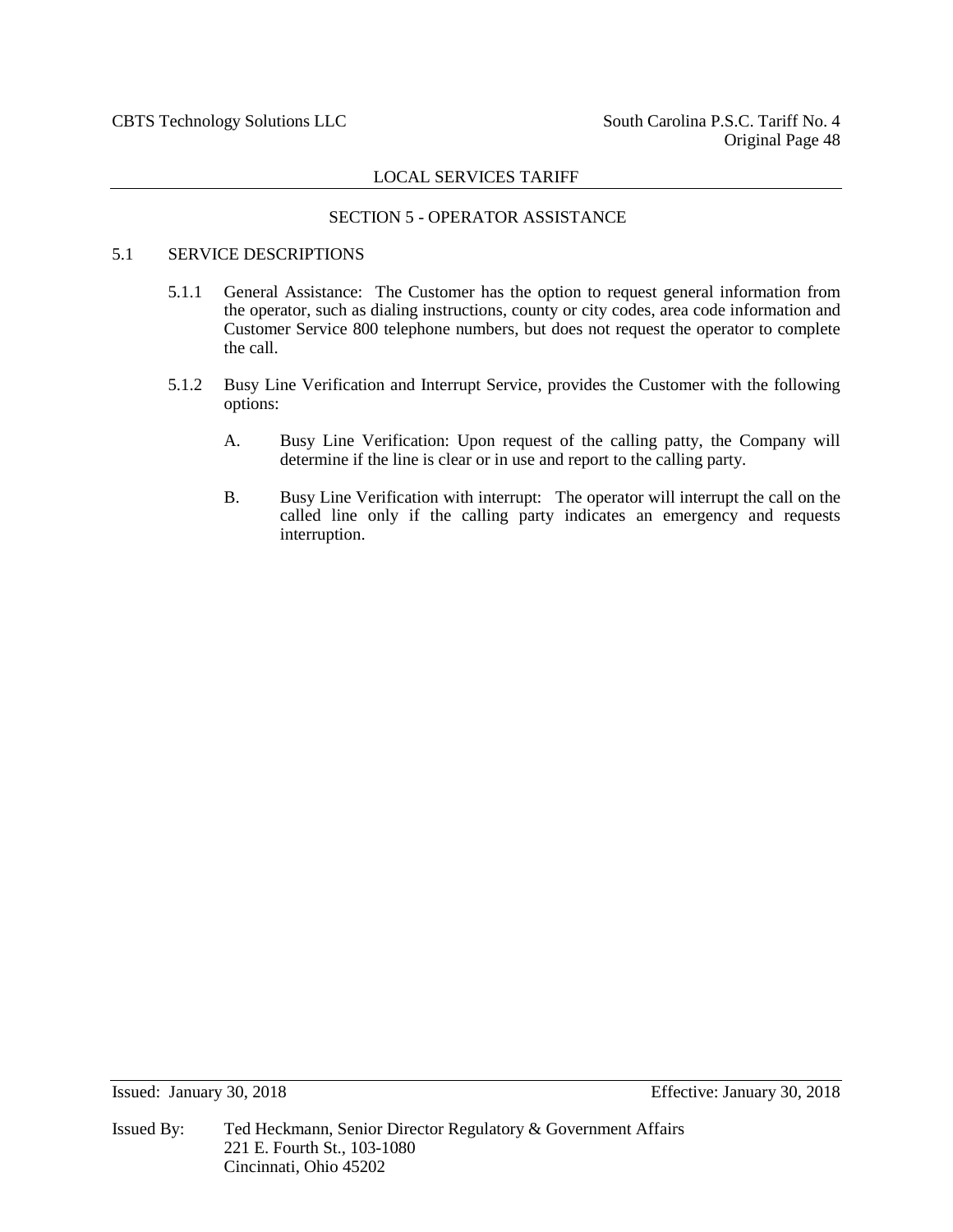## SECTION 5 - OPERATOR ASSISTANCE

### 5.1 SERVICE DESCRIPTIONS

5.1.1 General Assistance: The Customer has the option to request general information from the operator, such as dialing instructions, county or city codes, area code information and Customer Service 800 telephone numbers, but does not request the operator to complete the call.

5.1.2 Busy Line Verification and Interrupt Service, provides the Customer with the following options:

A. Busy Line Verification: Upon request of the calling patty, the Company will determine if the line is clear or in use and report to the calling party.

B. Busy Line Verification with interrupt: The operator will interrupt the call on the called line only if the calling party indicates an emergency and requests interruption.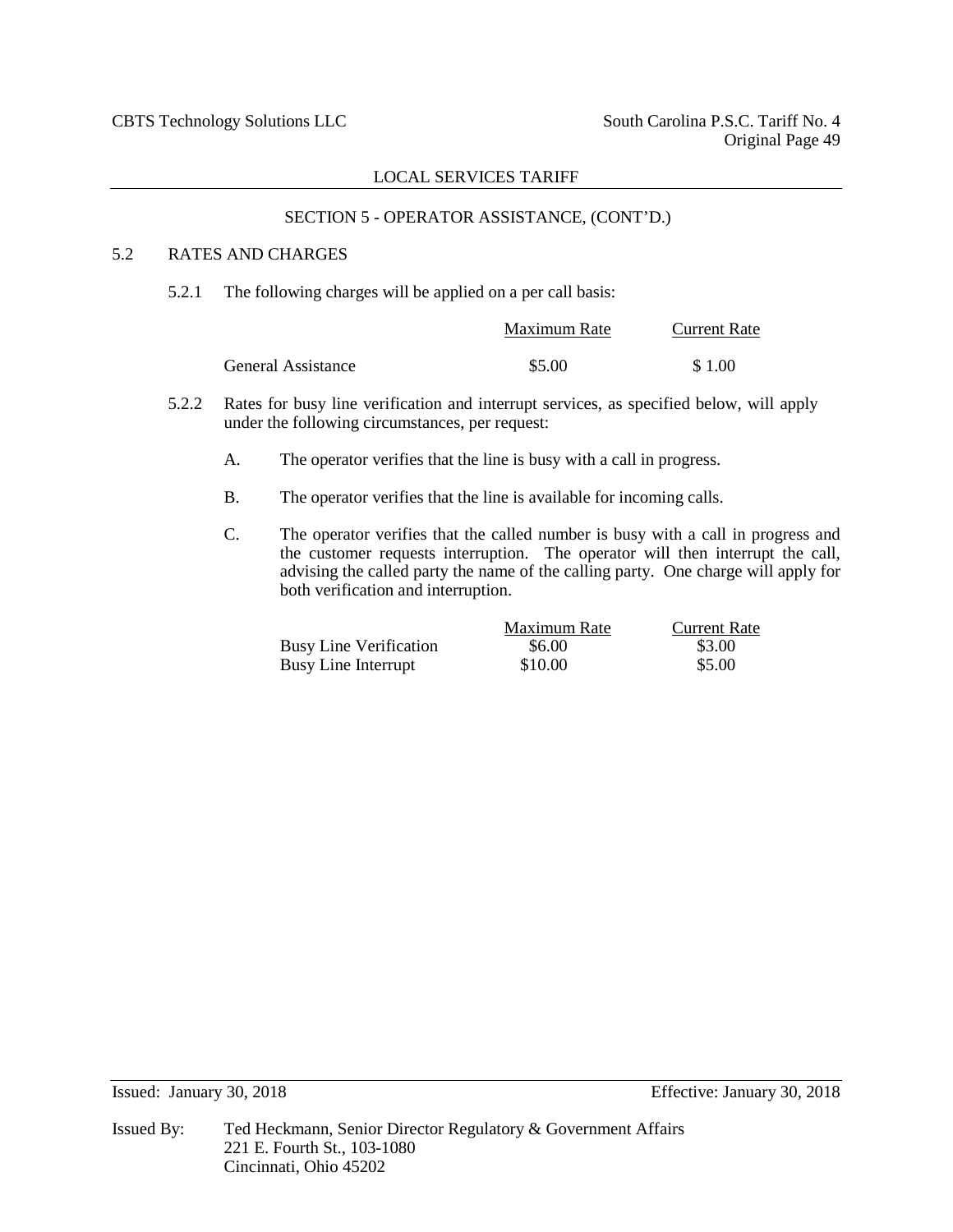## SECTION 5 - OPERATOR ASSISTANCE, (CONT'D.)

### 5.2 RATES AND CHARGES

5.2.1 The following charges will be applied on a per call basis:

| | Maximum Rate | Current Rate |
|---|---|---|
| General Assistance | $5.00 | $ 1.00 |

5.2.2 Rates for busy line verification and interrupt services, as specified below, will apply under the following circumstances, per request:

A. The operator verifies that the line is busy with a call in progress.

B. The operator verifies that the line is available for incoming calls.

C. The operator verifies that the called number is busy with a call in progress and the customer requests interruption. The operator will then interrupt the call, advising the called party the name of the calling party. One charge will apply for both verification and interruption.

| | Maximum Rate | Current Rate |
|---|---|---|
| Busy Line Verification | $6.00 | $3.00 |
| Busy Line Interrupt | $10.00 | $5.00 |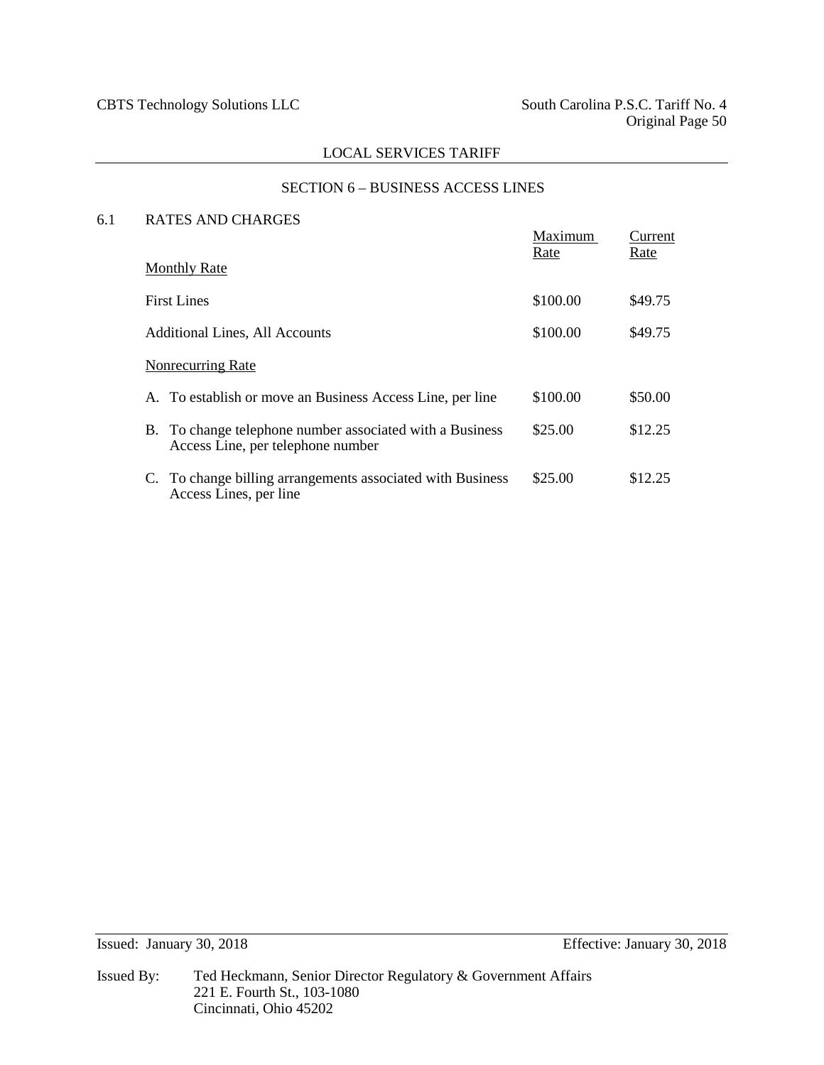## LOCAL SERVICES TARIFF

### SECTION 6 – BUSINESS ACCESS LINES

6.1 RATES AND CHARGES

| | Maximum Rate | Current Rate |
|---|---|---|
| Monthly Rate | | |
| First Lines | \$100.00 | \$49.75 |
| Additional Lines, All Accounts | \$100.00 | \$49.75 |
| Nonrecurring Rate | | |
| A. To establish or move an Business Access Line, per line | \$100.00 | \$50.00 |
| B. To change telephone number associated with a Business Access Line, per telephone number | \$25.00 | \$12.25 |
| C. To change billing arrangements associated with Business Access Lines, per line | \$25.00 | \$12.25 |

Issued: January 30, 2018

Effective: January 30, 2018

Issued By: Ted Heckmann, Senior Director Regulatory & Government Affairs
221 E. Fourth St., 103-1080
Cincinnati, Ohio 45202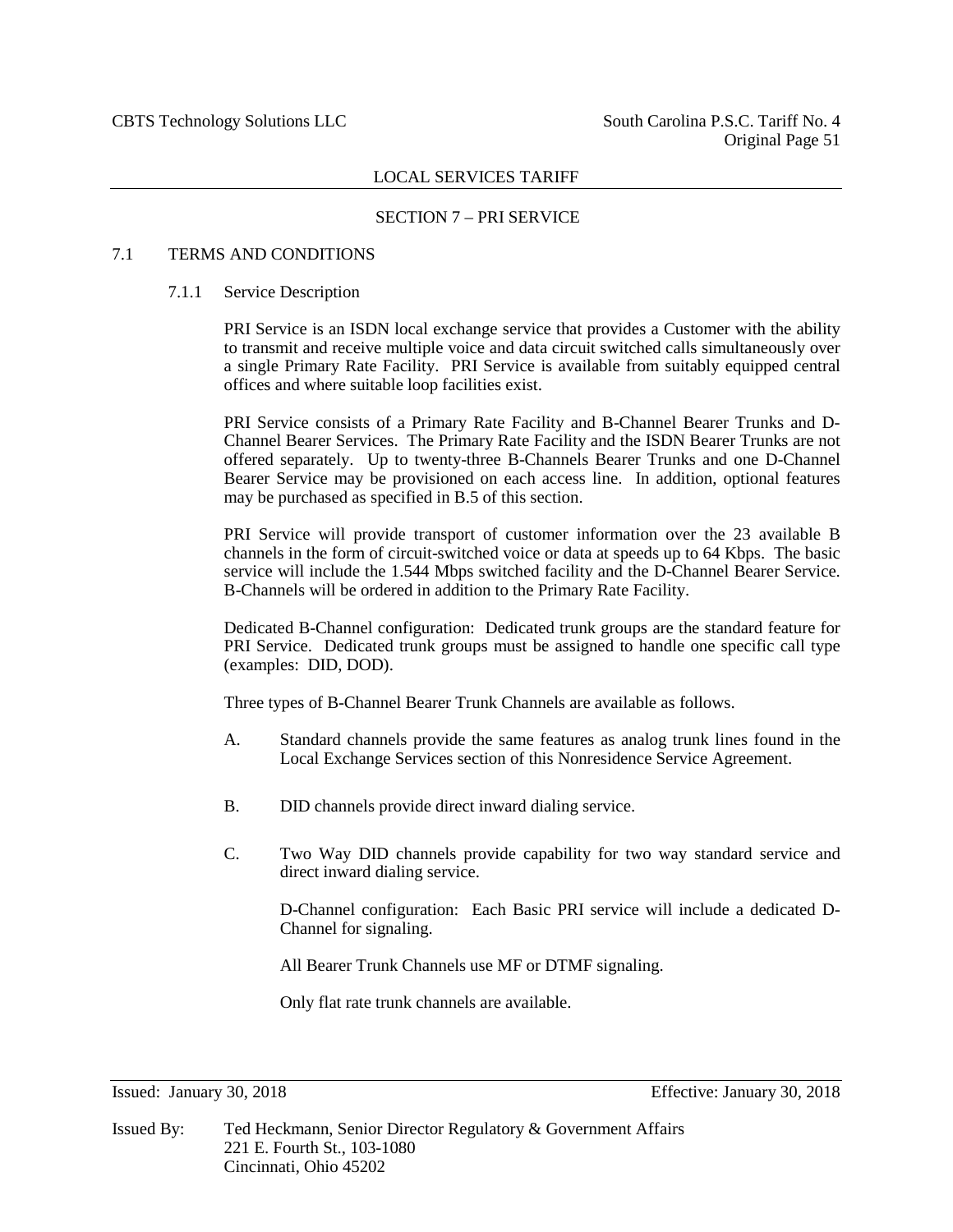LOCAL SERVICES TARIFF

## SECTION 7 – PRI SERVICE

### 7.1 TERMS AND CONDITIONS

#### 7.1.1 Service Description

PRI Service is an ISDN local exchange service that provides a Customer with the ability to transmit and receive multiple voice and data circuit switched calls simultaneously over a single Primary Rate Facility. PRI Service is available from suitably equipped central offices and where suitable loop facilities exist.

PRI Service consists of a Primary Rate Facility and B-Channel Bearer Trunks and D-Channel Bearer Services. The Primary Rate Facility and the ISDN Bearer Trunks are not offered separately. Up to twenty-three B-Channels Bearer Trunks and one D-Channel Bearer Service may be provisioned on each access line. In addition, optional features may be purchased as specified in B.5 of this section.

PRI Service will provide transport of customer information over the 23 available B channels in the form of circuit-switched voice or data at speeds up to 64 Kbps. The basic service will include the 1.544 Mbps switched facility and the D-Channel Bearer Service. B-Channels will be ordered in addition to the Primary Rate Facility.

Dedicated B-Channel configuration: Dedicated trunk groups are the standard feature for PRI Service. Dedicated trunk groups must be assigned to handle one specific call type (examples: DID, DOD).

Three types of B-Channel Bearer Trunk Channels are available as follows.

A. Standard channels provide the same features as analog trunk lines found in the Local Exchange Services section of this Nonresidence Service Agreement.

B. DID channels provide direct inward dialing service.

C. Two Way DID channels provide capability for two way standard service and direct inward dialing service.

D-Channel configuration: Each Basic PRI service will include a dedicated D-Channel for signaling.

All Bearer Trunk Channels use MF or DTMF signaling.

Only flat rate trunk channels are available.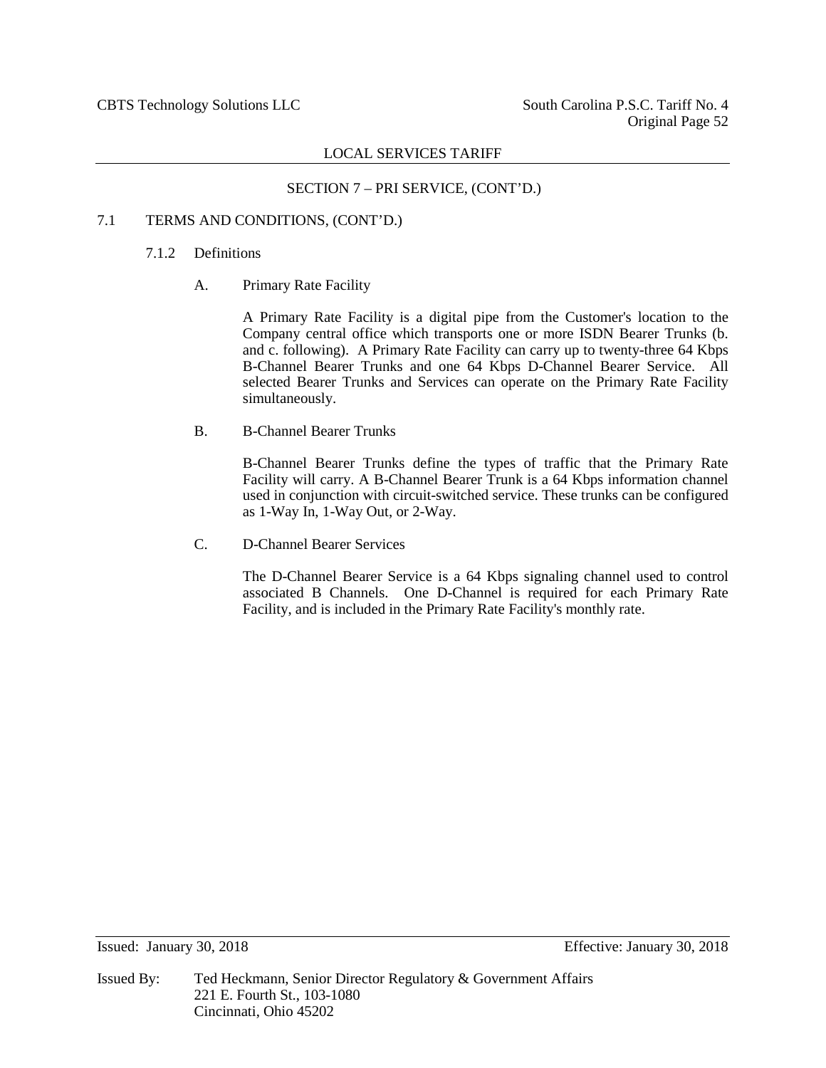LOCAL SERVICES TARIFF

SECTION 7 – PRI SERVICE, (CONT'D.)

7.1 TERMS AND CONDITIONS, (CONT'D.)

7.1.2 Definitions

A. Primary Rate Facility

A Primary Rate Facility is a digital pipe from the Customer's location to the Company central office which transports one or more ISDN Bearer Trunks (b. and c. following). A Primary Rate Facility can carry up to twenty-three 64 Kbps B-Channel Bearer Trunks and one 64 Kbps D-Channel Bearer Service. All selected Bearer Trunks and Services can operate on the Primary Rate Facility simultaneously.

B. B-Channel Bearer Trunks

B-Channel Bearer Trunks define the types of traffic that the Primary Rate Facility will carry. A B-Channel Bearer Trunk is a 64 Kbps information channel used in conjunction with circuit-switched service. These trunks can be configured as 1-Way In, 1-Way Out, or 2-Way.

C. D-Channel Bearer Services

The D-Channel Bearer Service is a 64 Kbps signaling channel used to control associated B Channels. One D-Channel is required for each Primary Rate Facility, and is included in the Primary Rate Facility's monthly rate.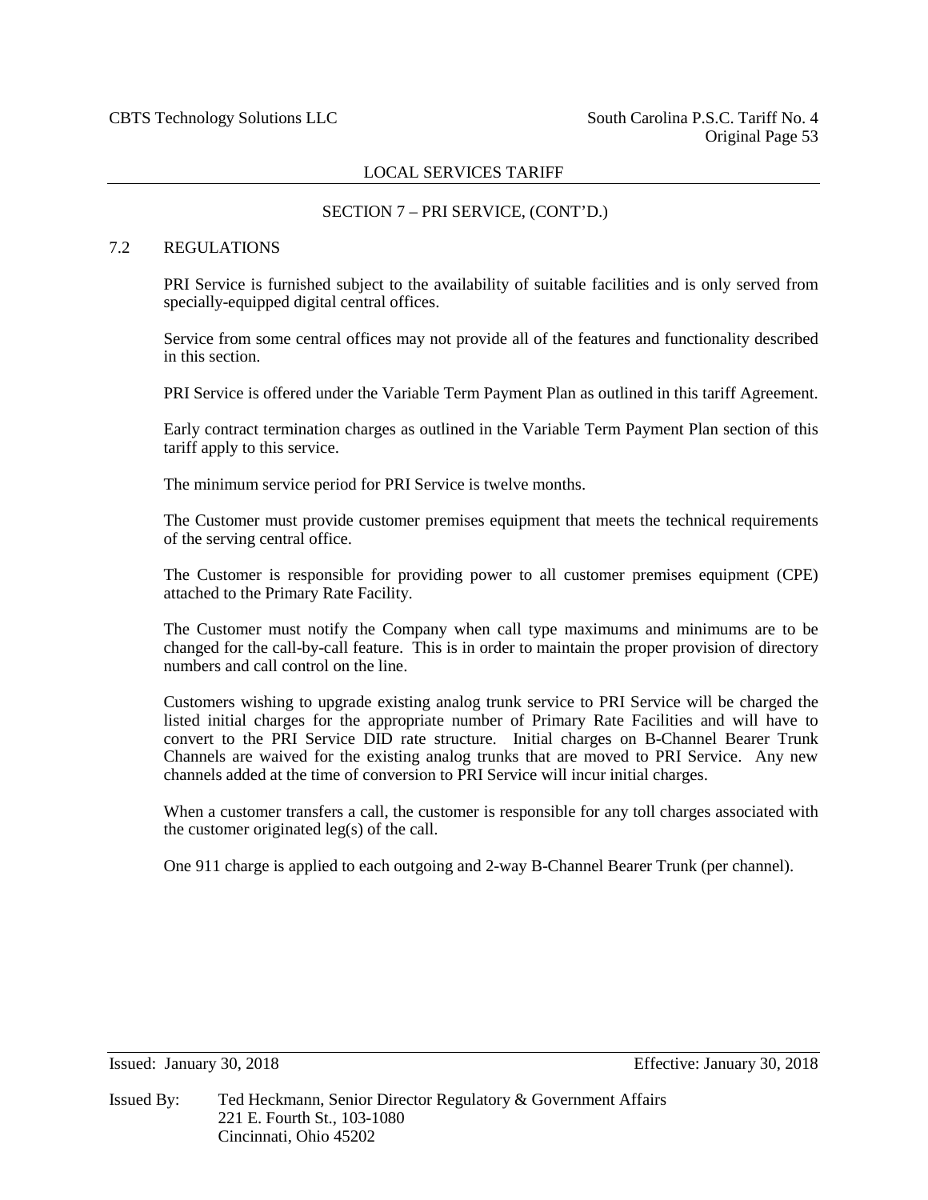## LOCAL SERVICES TARIFF

### SECTION 7 – PRI SERVICE, (CONT'D.)

### 7.2 REGULATIONS

PRI Service is furnished subject to the availability of suitable facilities and is only served from specially-equipped digital central offices.

Service from some central offices may not provide all of the features and functionality described in this section.

PRI Service is offered under the Variable Term Payment Plan as outlined in this tariff Agreement.

Early contract termination charges as outlined in the Variable Term Payment Plan section of this tariff apply to this service.

The minimum service period for PRI Service is twelve months.

The Customer must provide customer premises equipment that meets the technical requirements of the serving central office.

The Customer is responsible for providing power to all customer premises equipment (CPE) attached to the Primary Rate Facility.

The Customer must notify the Company when call type maximums and minimums are to be changed for the call-by-call feature. This is in order to maintain the proper provision of directory numbers and call control on the line.

Customers wishing to upgrade existing analog trunk service to PRI Service will be charged the listed initial charges for the appropriate number of Primary Rate Facilities and will have to convert to the PRI Service DID rate structure. Initial charges on B-Channel Bearer Trunk Channels are waived for the existing analog trunks that are moved to PRI Service. Any new channels added at the time of conversion to PRI Service will incur initial charges.

When a customer transfers a call, the customer is responsible for any toll charges associated with the customer originated leg(s) of the call.

One 911 charge is applied to each outgoing and 2-way B-Channel Bearer Trunk (per channel).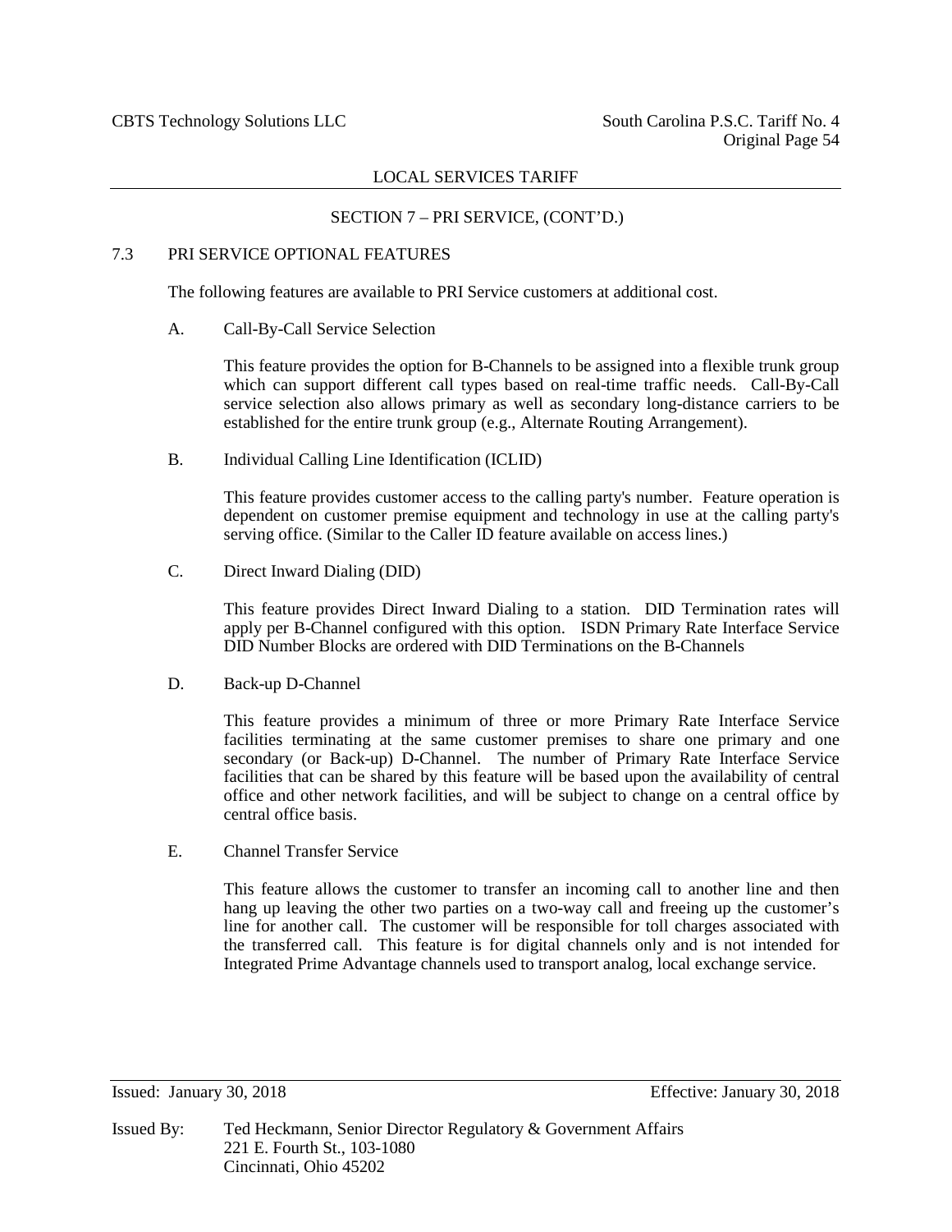LOCAL SERVICES TARIFF

SECTION 7 – PRI SERVICE, (CONT'D.)

## 7.3 PRI SERVICE OPTIONAL FEATURES

The following features are available to PRI Service customers at additional cost.

A. Call-By-Call Service Selection

This feature provides the option for B-Channels to be assigned into a flexible trunk group which can support different call types based on real-time traffic needs. Call-By-Call service selection also allows primary as well as secondary long-distance carriers to be established for the entire trunk group (e.g., Alternate Routing Arrangement).

B. Individual Calling Line Identification (ICLID)

This feature provides customer access to the calling party's number. Feature operation is dependent on customer premise equipment and technology in use at the calling party's serving office. (Similar to the Caller ID feature available on access lines.)

C. Direct Inward Dialing (DID)

This feature provides Direct Inward Dialing to a station. DID Termination rates will apply per B-Channel configured with this option. ISDN Primary Rate Interface Service DID Number Blocks are ordered with DID Terminations on the B-Channels

D. Back-up D-Channel

This feature provides a minimum of three or more Primary Rate Interface Service facilities terminating at the same customer premises to share one primary and one secondary (or Back-up) D-Channel. The number of Primary Rate Interface Service facilities that can be shared by this feature will be based upon the availability of central office and other network facilities, and will be subject to change on a central office by central office basis.

E. Channel Transfer Service

This feature allows the customer to transfer an incoming call to another line and then hang up leaving the other two parties on a two-way call and freeing up the customer's line for another call. The customer will be responsible for toll charges associated with the transferred call. This feature is for digital channels only and is not intended for Integrated Prime Advantage channels used to transport analog, local exchange service.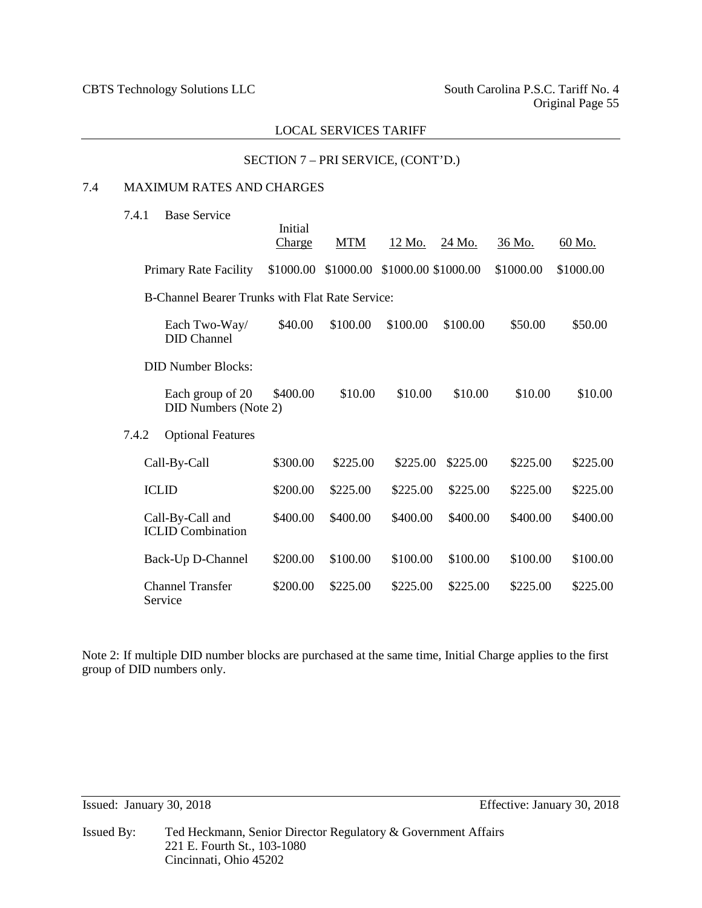LOCAL SERVICES TARIFF

SECTION 7 – PRI SERVICE, (CONT'D.)

## 7.4 MAXIMUM RATES AND CHARGES

### 7.4.1 Base Service

| | Initial Charge | MTM | 12 Mo. | 24 Mo. | 36 Mo. | 60 Mo. |
|---|---|---|---|---|---|---|
| Primary Rate Facility | $1000.00 | $1000.00 | $1000.00 | $1000.00 | $1000.00 | $1000.00 |
| B-Channel Bearer Trunks with Flat Rate Service: | | | | | | |
| Each Two-Way/ DID Channel | $40.00 | $100.00 | $100.00 | $100.00 | $50.00 | $50.00 |
| DID Number Blocks: | | | | | | |
| Each group of 20 DID Numbers (Note 2) | $400.00 | $10.00 | $10.00 | $10.00 | $10.00 | $10.00 |

### 7.4.2 Optional Features

| | Initial Charge | MTM | 12 Mo. | 24 Mo. | 36 Mo. | 60 Mo. |
|---|---|---|---|---|---|---|
| Call-By-Call | $300.00 | $225.00 | $225.00 | $225.00 | $225.00 | $225.00 |
| ICLID | $200.00 | $225.00 | $225.00 | $225.00 | $225.00 | $225.00 |
| Call-By-Call and ICLID Combination | $400.00 | $400.00 | $400.00 | $400.00 | $400.00 | $400.00 |
| Back-Up D-Channel | $200.00 | $100.00 | $100.00 | $100.00 | $100.00 | $100.00 |
| Channel Transfer Service | $200.00 | $225.00 | $225.00 | $225.00 | $225.00 | $225.00 |

Note 2: If multiple DID number blocks are purchased at the same time, Initial Charge applies to the first group of DID numbers only.

Issued: January 30, 2018 Effective: January 30, 2018

Issued By: Ted Heckmann, Senior Director Regulatory & Government Affairs
221 E. Fourth St., 103-1080
Cincinnati, Ohio 45202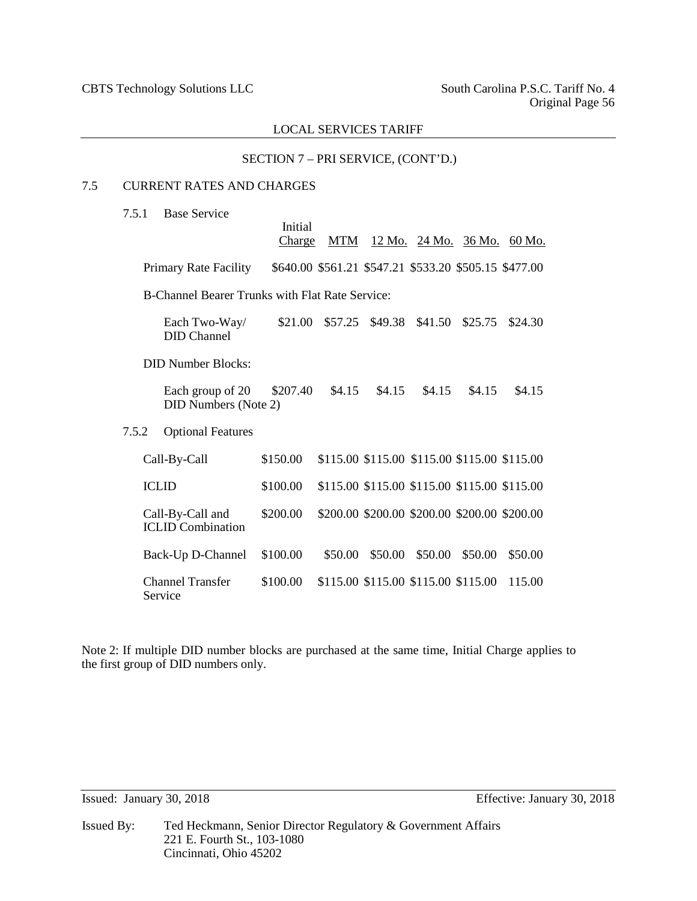LOCAL SERVICES TARIFF

SECTION 7 – PRI SERVICE, (CONT'D.)

## 7.5 CURRENT RATES AND CHARGES

### 7.5.1 Base Service

| | Initial Charge | MTM | 12 Mo. | 24 Mo. | 36 Mo. | 60 Mo. |
|---|---|---|---|---|---|---|
| Primary Rate Facility | $640.00 | $561.21 | $547.21 | $533.20 | $505.15 | $477.00 |
| B-Channel Bearer Trunks with Flat Rate Service: | | | | | | |
| Each Two-Way/ DID Channel | $21.00 | $57.25 | $49.38 | $41.50 | $25.75 | $24.30 |
| DID Number Blocks: | | | | | | |
| Each group of 20 DID Numbers (Note 2) | $207.40 | $4.15 | $4.15 | $4.15 | $4.15 | $4.15 |

### 7.5.2 Optional Features

| | Initial Charge | MTM | 12 Mo. | 24 Mo. | 36 Mo. | 60 Mo. |
|---|---|---|---|---|---|---|
| Call-By-Call | $150.00 | $115.00 | $115.00 | $115.00 | $115.00 | $115.00 |
| ICLID | $100.00 | $115.00 | $115.00 | $115.00 | $115.00 | $115.00 |
| Call-By-Call and ICLID Combination | $200.00 | $200.00 | $200.00 | $200.00 | $200.00 | $200.00 |
| Back-Up D-Channel | $100.00 | $50.00 | $50.00 | $50.00 | $50.00 | $50.00 |
| Channel Transfer Service | $100.00 | $115.00 | $115.00 | $115.00 | $115.00 | 115.00 |

Note 2: If multiple DID number blocks are purchased at the same time, Initial Charge applies to the first group of DID numbers only.

Issued: January 30, 2018 Effective: January 30, 2018

Issued By: Ted Heckmann, Senior Director Regulatory & Government Affairs
221 E. Fourth St., 103-1080
Cincinnati, Ohio 45202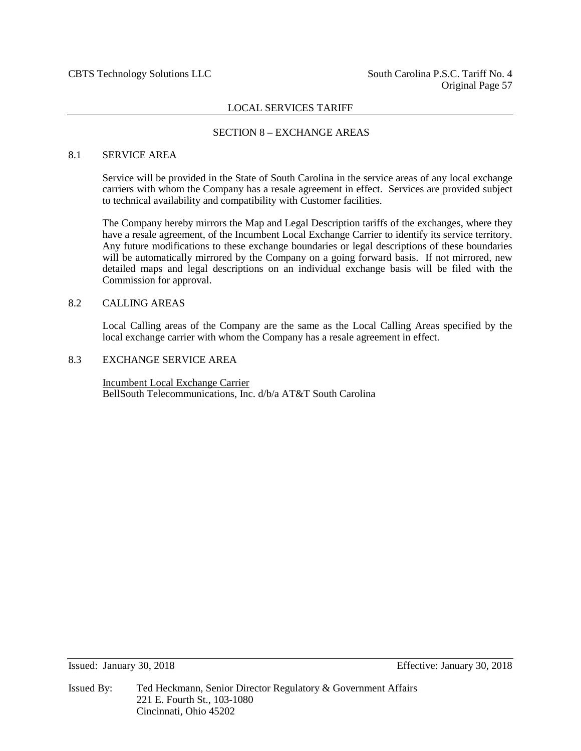## LOCAL SERVICES TARIFF

### SECTION 8 – EXCHANGE AREAS

#### 8.1 SERVICE AREA

Service will be provided in the State of South Carolina in the service areas of any local exchange carriers with whom the Company has a resale agreement in effect. Services are provided subject to technical availability and compatibility with Customer facilities.

The Company hereby mirrors the Map and Legal Description tariffs of the exchanges, where they have a resale agreement, of the Incumbent Local Exchange Carrier to identify its service territory. Any future modifications to these exchange boundaries or legal descriptions of these boundaries will be automatically mirrored by the Company on a going forward basis. If not mirrored, new detailed maps and legal descriptions on an individual exchange basis will be filed with the Commission for approval.

#### 8.2 CALLING AREAS

Local Calling areas of the Company are the same as the Local Calling Areas specified by the local exchange carrier with whom the Company has a resale agreement in effect.

#### 8.3 EXCHANGE SERVICE AREA

Incumbent Local Exchange Carrier
BellSouth Telecommunications, Inc. d/b/a AT&T South Carolina

Issued: January 30, 2018 Effective: January 30, 2018

Issued By: Ted Heckmann, Senior Director Regulatory & Government Affairs
221 E. Fourth St., 103-1080
Cincinnati, Ohio 45202